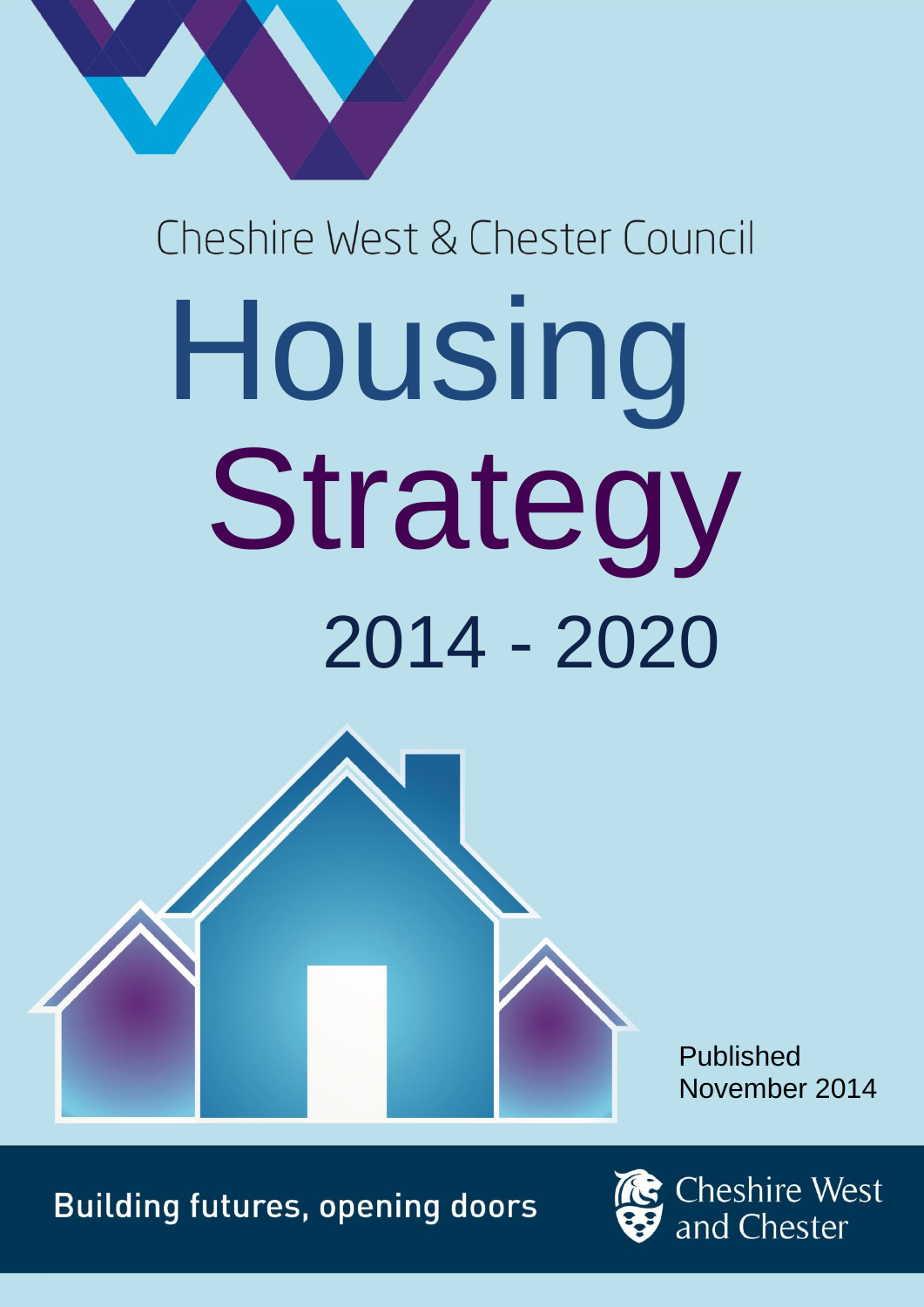Cheshire West & Chester Council

# Housing Strategy

## 2014 - 2020

Published November 2014

Building futures, opening doors

Cheshire West and Chester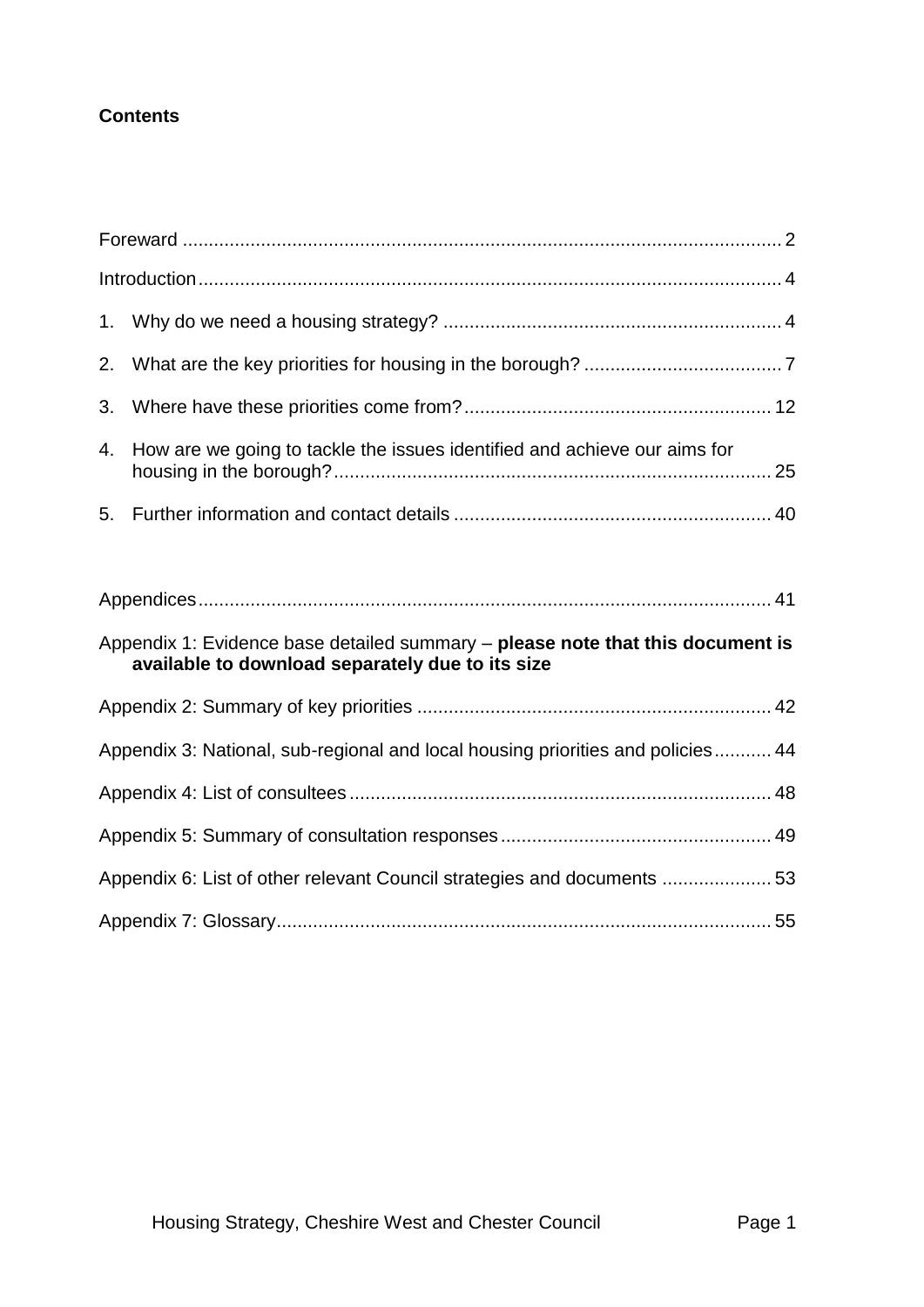**Contents**

Foreward .................................................................................................................. 2

Introduction.............................................................................................................. 4

1. Why do we need a housing strategy? ................................................................ 4
2. What are the key priorities for housing in the borough? ...................................... 7
3. Where have these priorities come from?........................................................... 12
4. How are we going to tackle the issues identified and achieve our aims for housing in the borough?................................................................................... 25
5. Further information and contact details ............................................................ 40

Appendices............................................................................................................ 41

Appendix 1: Evidence base detailed summary – **please note that this document is available to download separately due to its size**

Appendix 2: Summary of key priorities ................................................................... 42

Appendix 3: National, sub-regional and local housing priorities and policies........... 44

Appendix 4: List of consultees ................................................................................ 48

Appendix 5: Summary of consultation responses.................................................... 49

Appendix 6: List of other relevant Council strategies and documents ..................... 53

Appendix 7: Glossary.............................................................................................. 55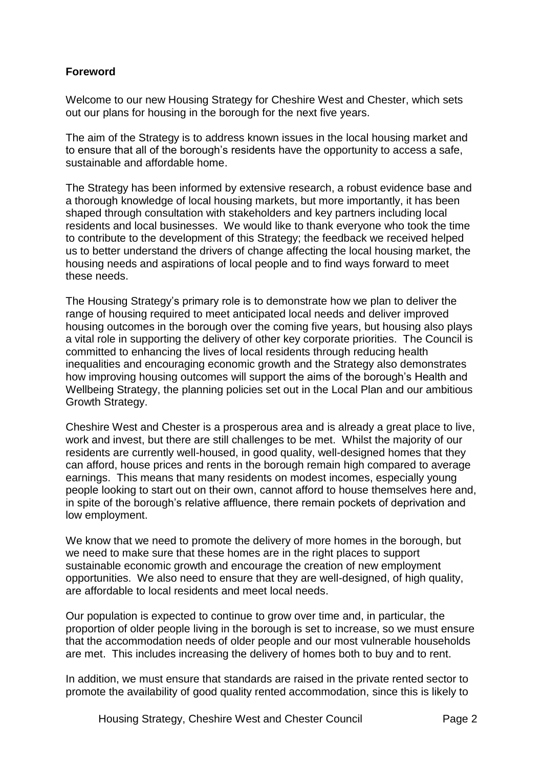## Foreword

Welcome to our new Housing Strategy for Cheshire West and Chester, which sets out our plans for housing in the borough for the next five years.

The aim of the Strategy is to address known issues in the local housing market and to ensure that all of the borough's residents have the opportunity to access a safe, sustainable and affordable home.

The Strategy has been informed by extensive research, a robust evidence base and a thorough knowledge of local housing markets, but more importantly, it has been shaped through consultation with stakeholders and key partners including local residents and local businesses. We would like to thank everyone who took the time to contribute to the development of this Strategy; the feedback we received helped us to better understand the drivers of change affecting the local housing market, the housing needs and aspirations of local people and to find ways forward to meet these needs.

The Housing Strategy's primary role is to demonstrate how we plan to deliver the range of housing required to meet anticipated local needs and deliver improved housing outcomes in the borough over the coming five years, but housing also plays a vital role in supporting the delivery of other key corporate priorities. The Council is committed to enhancing the lives of local residents through reducing health inequalities and encouraging economic growth and the Strategy also demonstrates how improving housing outcomes will support the aims of the borough's Health and Wellbeing Strategy, the planning policies set out in the Local Plan and our ambitious Growth Strategy.

Cheshire West and Chester is a prosperous area and is already a great place to live, work and invest, but there are still challenges to be met. Whilst the majority of our residents are currently well-housed, in good quality, well-designed homes that they can afford, house prices and rents in the borough remain high compared to average earnings. This means that many residents on modest incomes, especially young people looking to start out on their own, cannot afford to house themselves here and, in spite of the borough's relative affluence, there remain pockets of deprivation and low employment.

We know that we need to promote the delivery of more homes in the borough, but we need to make sure that these homes are in the right places to support sustainable economic growth and encourage the creation of new employment opportunities. We also need to ensure that they are well-designed, of high quality, are affordable to local residents and meet local needs.

Our population is expected to continue to grow over time and, in particular, the proportion of older people living in the borough is set to increase, so we must ensure that the accommodation needs of older people and our most vulnerable households are met. This includes increasing the delivery of homes both to buy and to rent.

In addition, we must ensure that standards are raised in the private rented sector to promote the availability of good quality rented accommodation, since this is likely to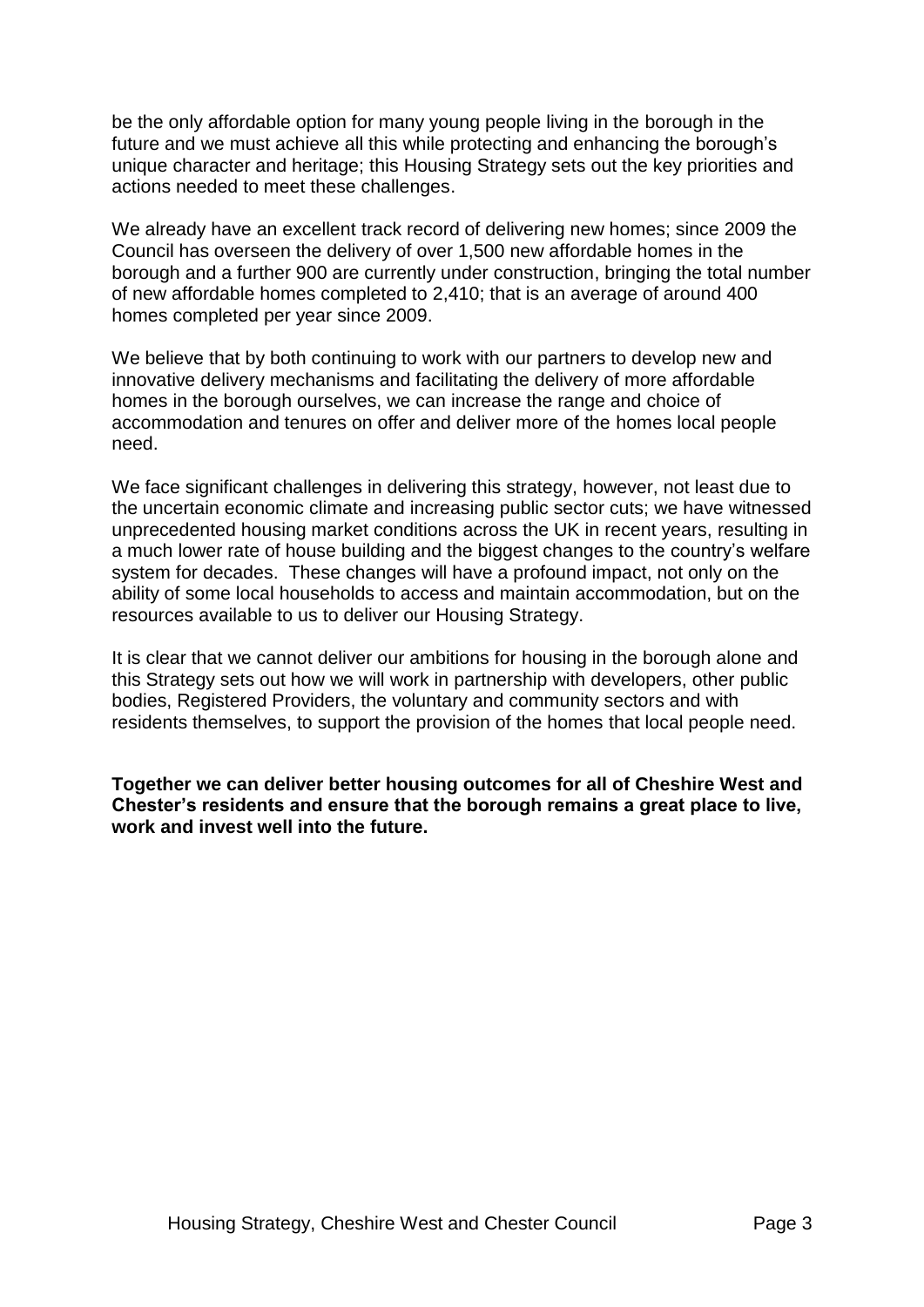be the only affordable option for many young people living in the borough in the future and we must achieve all this while protecting and enhancing the borough's unique character and heritage; this Housing Strategy sets out the key priorities and actions needed to meet these challenges.

We already have an excellent track record of delivering new homes; since 2009 the Council has overseen the delivery of over 1,500 new affordable homes in the borough and a further 900 are currently under construction, bringing the total number of new affordable homes completed to 2,410; that is an average of around 400 homes completed per year since 2009.

We believe that by both continuing to work with our partners to develop new and innovative delivery mechanisms and facilitating the delivery of more affordable homes in the borough ourselves, we can increase the range and choice of accommodation and tenures on offer and deliver more of the homes local people need.

We face significant challenges in delivering this strategy, however, not least due to the uncertain economic climate and increasing public sector cuts; we have witnessed unprecedented housing market conditions across the UK in recent years, resulting in a much lower rate of house building and the biggest changes to the country's welfare system for decades. These changes will have a profound impact, not only on the ability of some local households to access and maintain accommodation, but on the resources available to us to deliver our Housing Strategy.

It is clear that we cannot deliver our ambitions for housing in the borough alone and this Strategy sets out how we will work in partnership with developers, other public bodies, Registered Providers, the voluntary and community sectors and with residents themselves, to support the provision of the homes that local people need.

**Together we can deliver better housing outcomes for all of Cheshire West and Chester's residents and ensure that the borough remains a great place to live, work and invest well into the future.**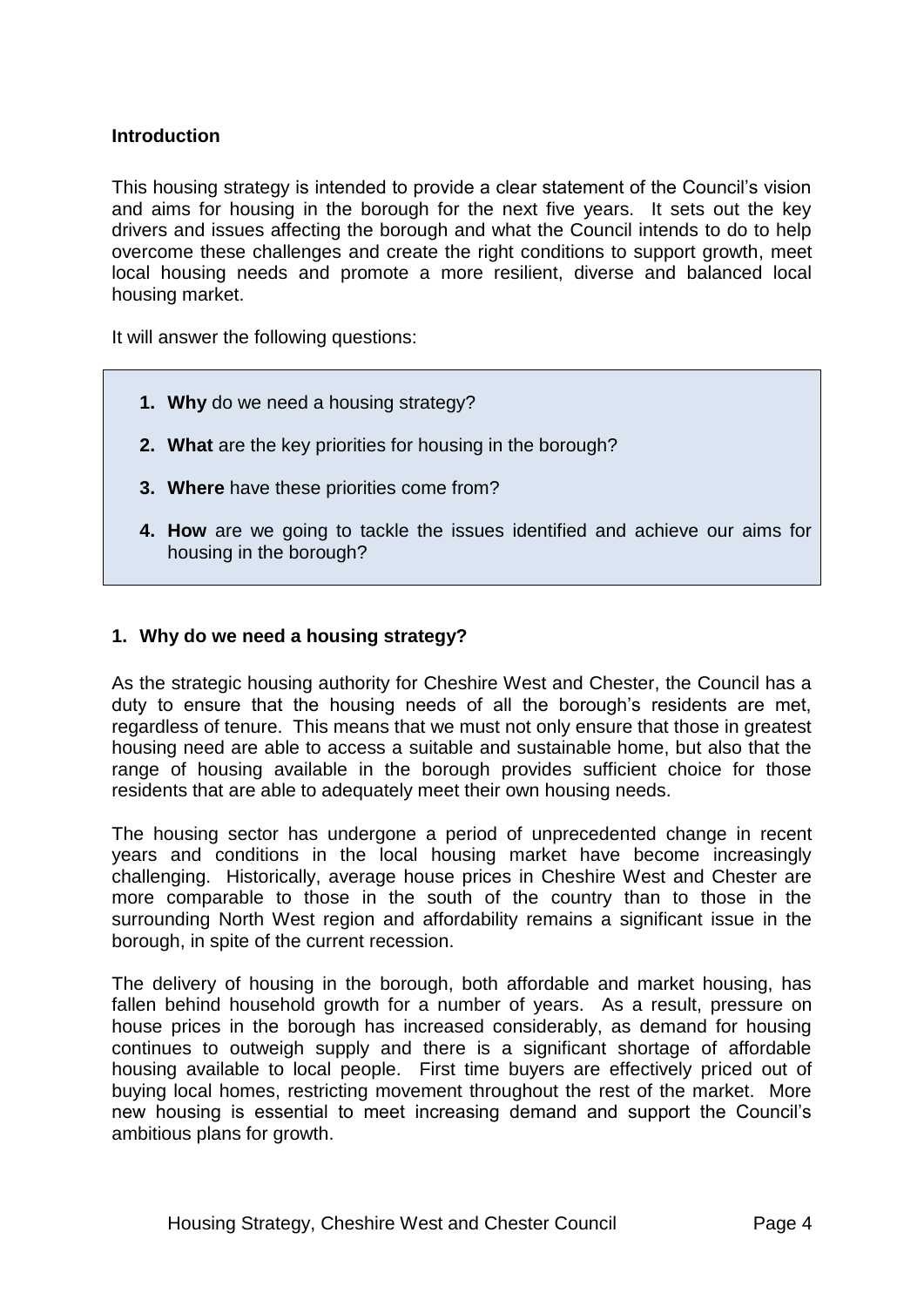## Introduction

This housing strategy is intended to provide a clear statement of the Council's vision and aims for housing in the borough for the next five years. It sets out the key drivers and issues affecting the borough and what the Council intends to do to help overcome these challenges and create the right conditions to support growth, meet local housing needs and promote a more resilient, diverse and balanced local housing market.

It will answer the following questions:

1. **Why** do we need a housing strategy?
2. **What** are the key priorities for housing in the borough?
3. **Where** have these priorities come from?
4. **How** are we going to tackle the issues identified and achieve our aims for housing in the borough?

## 1. Why do we need a housing strategy?

As the strategic housing authority for Cheshire West and Chester, the Council has a duty to ensure that the housing needs of all the borough's residents are met, regardless of tenure. This means that we must not only ensure that those in greatest housing need are able to access a suitable and sustainable home, but also that the range of housing available in the borough provides sufficient choice for those residents that are able to adequately meet their own housing needs.

The housing sector has undergone a period of unprecedented change in recent years and conditions in the local housing market have become increasingly challenging. Historically, average house prices in Cheshire West and Chester are more comparable to those in the south of the country than to those in the surrounding North West region and affordability remains a significant issue in the borough, in spite of the current recession.

The delivery of housing in the borough, both affordable and market housing, has fallen behind household growth for a number of years. As a result, pressure on house prices in the borough has increased considerably, as demand for housing continues to outweigh supply and there is a significant shortage of affordable housing available to local people. First time buyers are effectively priced out of buying local homes, restricting movement throughout the rest of the market. More new housing is essential to meet increasing demand and support the Council's ambitious plans for growth.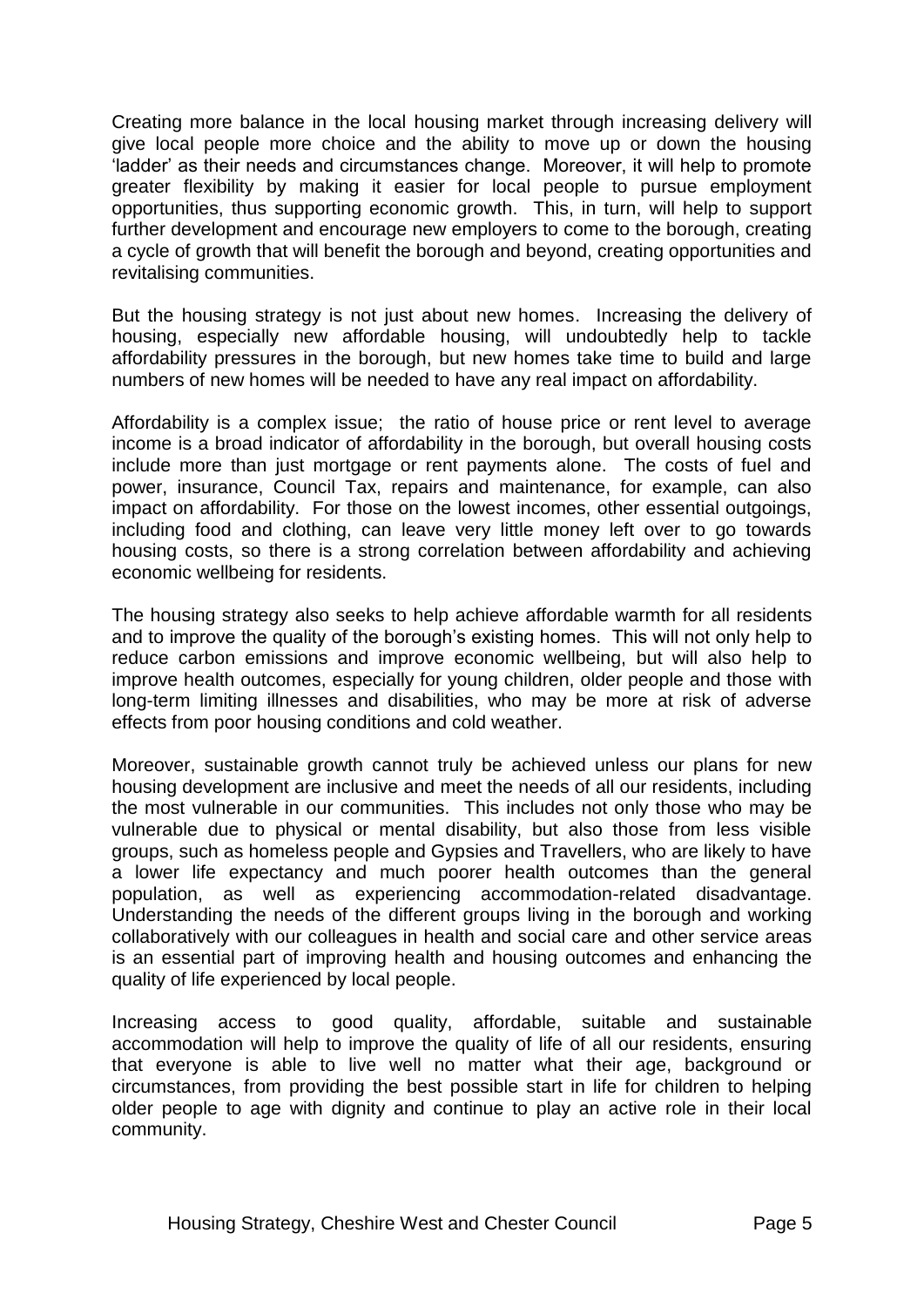Creating more balance in the local housing market through increasing delivery will give local people more choice and the ability to move up or down the housing 'ladder' as their needs and circumstances change. Moreover, it will help to promote greater flexibility by making it easier for local people to pursue employment opportunities, thus supporting economic growth. This, in turn, will help to support further development and encourage new employers to come to the borough, creating a cycle of growth that will benefit the borough and beyond, creating opportunities and revitalising communities.

But the housing strategy is not just about new homes. Increasing the delivery of housing, especially new affordable housing, will undoubtedly help to tackle affordability pressures in the borough, but new homes take time to build and large numbers of new homes will be needed to have any real impact on affordability.

Affordability is a complex issue; the ratio of house price or rent level to average income is a broad indicator of affordability in the borough, but overall housing costs include more than just mortgage or rent payments alone. The costs of fuel and power, insurance, Council Tax, repairs and maintenance, for example, can also impact on affordability. For those on the lowest incomes, other essential outgoings, including food and clothing, can leave very little money left over to go towards housing costs, so there is a strong correlation between affordability and achieving economic wellbeing for residents.

The housing strategy also seeks to help achieve affordable warmth for all residents and to improve the quality of the borough's existing homes. This will not only help to reduce carbon emissions and improve economic wellbeing, but will also help to improve health outcomes, especially for young children, older people and those with long-term limiting illnesses and disabilities, who may be more at risk of adverse effects from poor housing conditions and cold weather.

Moreover, sustainable growth cannot truly be achieved unless our plans for new housing development are inclusive and meet the needs of all our residents, including the most vulnerable in our communities. This includes not only those who may be vulnerable due to physical or mental disability, but also those from less visible groups, such as homeless people and Gypsies and Travellers, who are likely to have a lower life expectancy and much poorer health outcomes than the general population, as well as experiencing accommodation-related disadvantage. Understanding the needs of the different groups living in the borough and working collaboratively with our colleagues in health and social care and other service areas is an essential part of improving health and housing outcomes and enhancing the quality of life experienced by local people.

Increasing access to good quality, affordable, suitable and sustainable accommodation will help to improve the quality of life of all our residents, ensuring that everyone is able to live well no matter what their age, background or circumstances, from providing the best possible start in life for children to helping older people to age with dignity and continue to play an active role in their local community.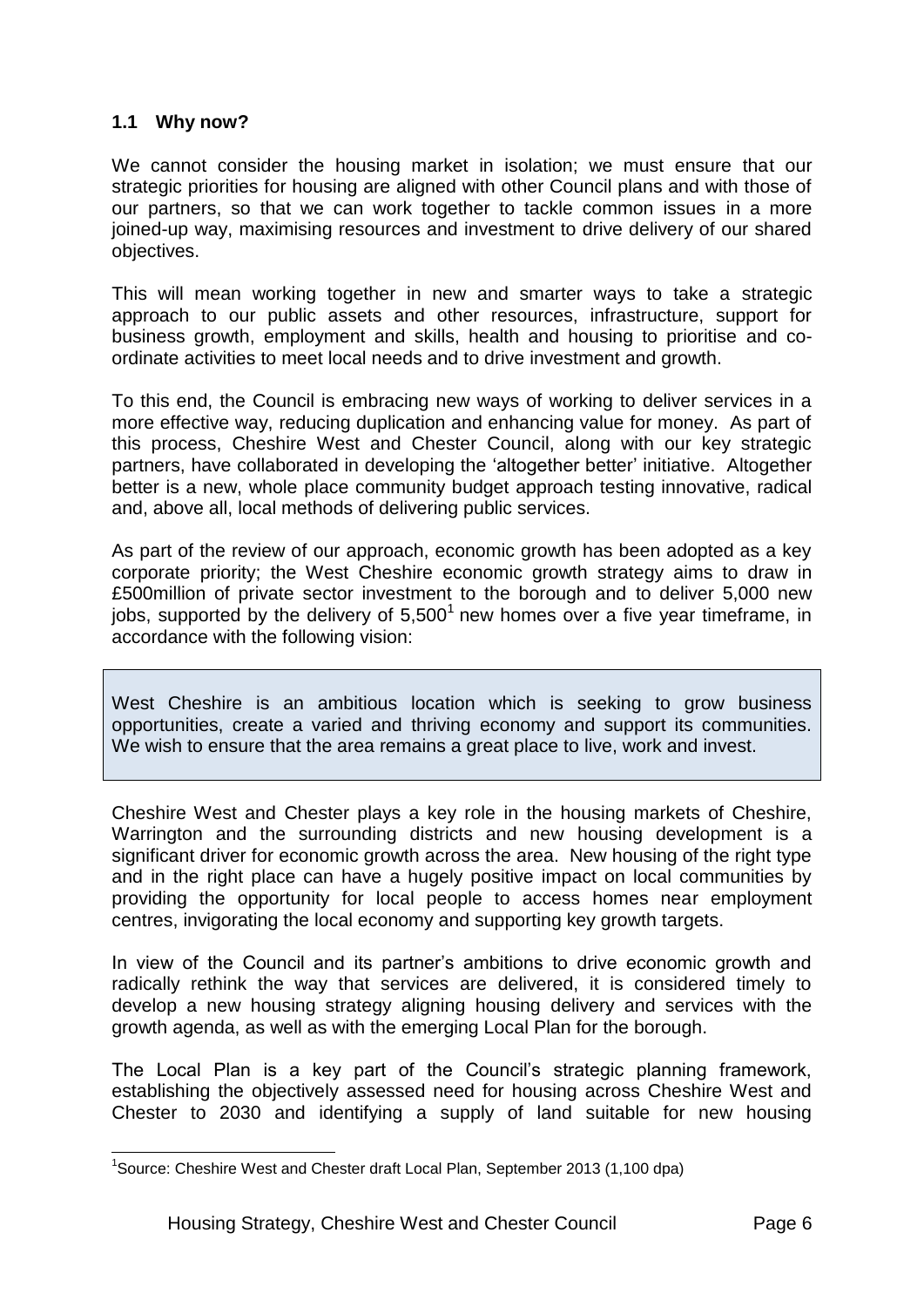### 1.1 Why now?

We cannot consider the housing market in isolation; we must ensure that our strategic priorities for housing are aligned with other Council plans and with those of our partners, so that we can work together to tackle common issues in a more joined-up way, maximising resources and investment to drive delivery of our shared objectives.

This will mean working together in new and smarter ways to take a strategic approach to our public assets and other resources, infrastructure, support for business growth, employment and skills, health and housing to prioritise and co-ordinate activities to meet local needs and to drive investment and growth.

To this end, the Council is embracing new ways of working to deliver services in a more effective way, reducing duplication and enhancing value for money. As part of this process, Cheshire West and Chester Council, along with our key strategic partners, have collaborated in developing the 'altogether better' initiative. Altogether better is a new, whole place community budget approach testing innovative, radical and, above all, local methods of delivering public services.

As part of the review of our approach, economic growth has been adopted as a key corporate priority; the West Cheshire economic growth strategy aims to draw in £500million of private sector investment to the borough and to deliver 5,000 new jobs, supported by the delivery of 5,500[1] new homes over a five year timeframe, in accordance with the following vision:

> West Cheshire is an ambitious location which is seeking to grow business opportunities, create a varied and thriving economy and support its communities. We wish to ensure that the area remains a great place to live, work and invest.

Cheshire West and Chester plays a key role in the housing markets of Cheshire, Warrington and the surrounding districts and new housing development is a significant driver for economic growth across the area. New housing of the right type and in the right place can have a hugely positive impact on local communities by providing the opportunity for local people to access homes near employment centres, invigorating the local economy and supporting key growth targets.

In view of the Council and its partner's ambitions to drive economic growth and radically rethink the way that services are delivered, it is considered timely to develop a new housing strategy aligning housing delivery and services with the growth agenda, as well as with the emerging Local Plan for the borough.

The Local Plan is a key part of the Council's strategic planning framework, establishing the objectively assessed need for housing across Cheshire West and Chester to 2030 and identifying a supply of land suitable for new housing

[1] Source: Cheshire West and Chester draft Local Plan, September 2013 (1,100 dpa)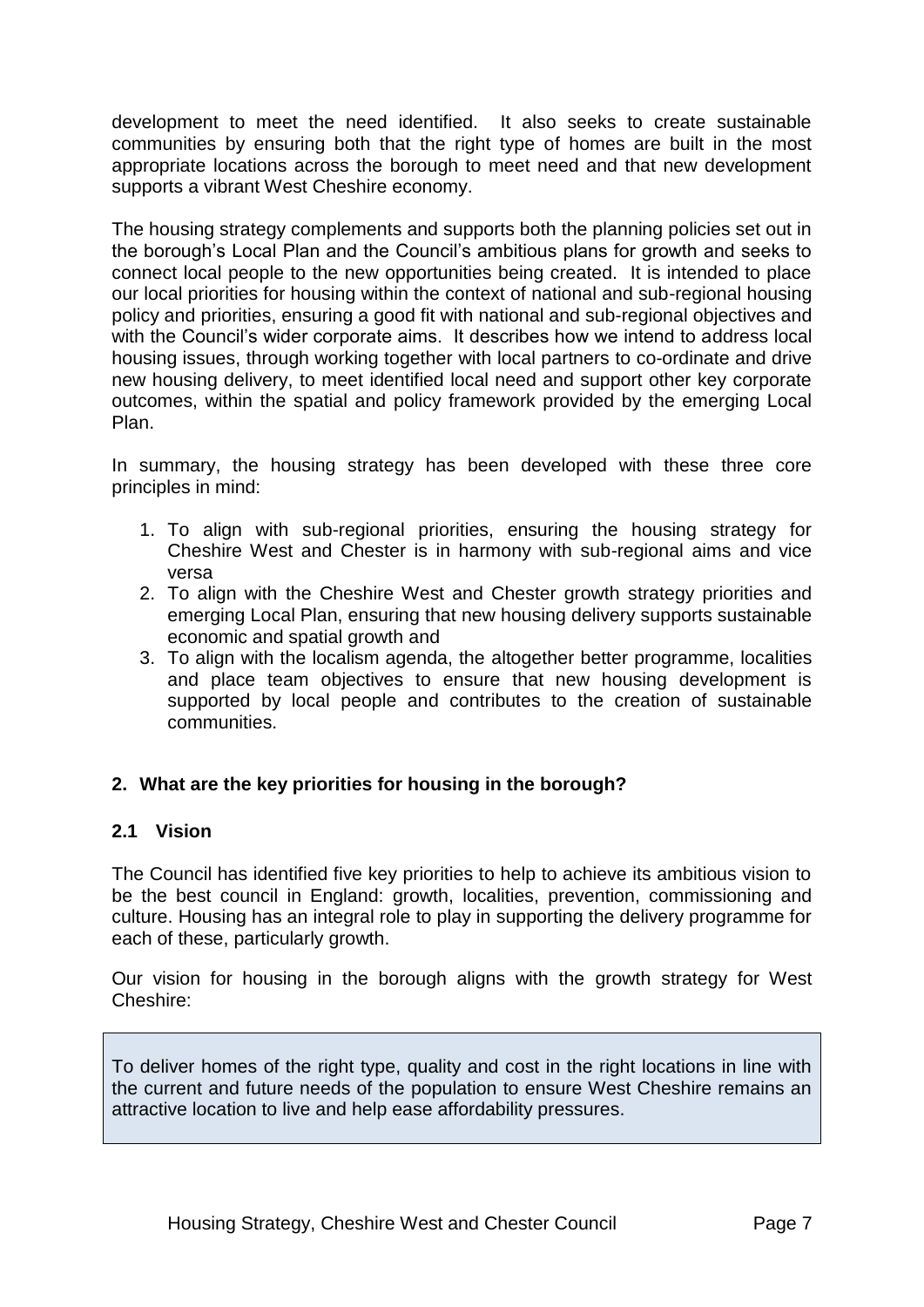development to meet the need identified. It also seeks to create sustainable communities by ensuring both that the right type of homes are built in the most appropriate locations across the borough to meet need and that new development supports a vibrant West Cheshire economy.

The housing strategy complements and supports both the planning policies set out in the borough's Local Plan and the Council's ambitious plans for growth and seeks to connect local people to the new opportunities being created. It is intended to place our local priorities for housing within the context of national and sub-regional housing policy and priorities, ensuring a good fit with national and sub-regional objectives and with the Council's wider corporate aims. It describes how we intend to address local housing issues, through working together with local partners to co-ordinate and drive new housing delivery, to meet identified local need and support other key corporate outcomes, within the spatial and policy framework provided by the emerging Local Plan.

In summary, the housing strategy has been developed with these three core principles in mind:

1. To align with sub-regional priorities, ensuring the housing strategy for Cheshire West and Chester is in harmony with sub-regional aims and vice versa
2. To align with the Cheshire West and Chester growth strategy priorities and emerging Local Plan, ensuring that new housing delivery supports sustainable economic and spatial growth and
3. To align with the localism agenda, the altogether better programme, localities and place team objectives to ensure that new housing development is supported by local people and contributes to the creation of sustainable communities.

## 2. What are the key priorities for housing in the borough?

### 2.1 Vision

The Council has identified five key priorities to help to achieve its ambitious vision to be the best council in England: growth, localities, prevention, commissioning and culture. Housing has an integral role to play in supporting the delivery programme for each of these, particularly growth.

Our vision for housing in the borough aligns with the growth strategy for West Cheshire:

> To deliver homes of the right type, quality and cost in the right locations in line with the current and future needs of the population to ensure West Cheshire remains an attractive location to live and help ease affordability pressures.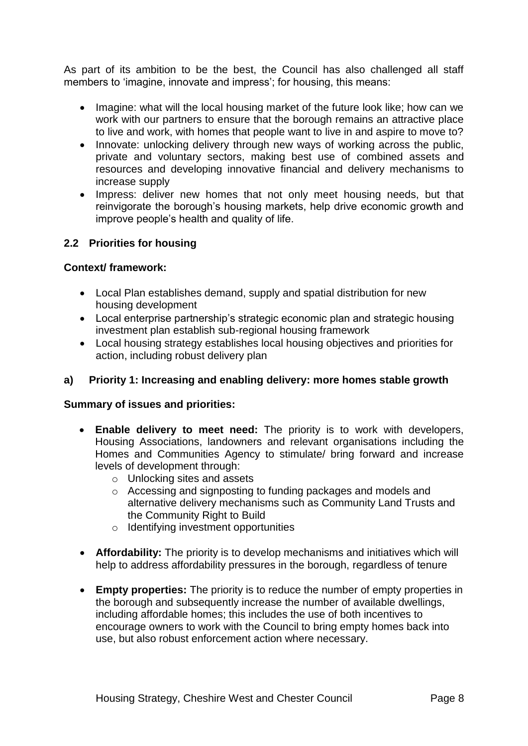As part of its ambition to be the best, the Council has also challenged all staff members to 'imagine, innovate and impress'; for housing, this means:

- Imagine: what will the local housing market of the future look like; how can we work with our partners to ensure that the borough remains an attractive place to live and work, with homes that people want to live in and aspire to move to?
- Innovate: unlocking delivery through new ways of working across the public, private and voluntary sectors, making best use of combined assets and resources and developing innovative financial and delivery mechanisms to increase supply
- Impress: deliver new homes that not only meet housing needs, but that reinvigorate the borough's housing markets, help drive economic growth and improve people's health and quality of life.

### 2.2 Priorities for housing

**Context/ framework:**

- Local Plan establishes demand, supply and spatial distribution for new housing development
- Local enterprise partnership's strategic economic plan and strategic housing investment plan establish sub-regional housing framework
- Local housing strategy establishes local housing objectives and priorities for action, including robust delivery plan

#### a) Priority 1: Increasing and enabling delivery: more homes stable growth

**Summary of issues and priorities:**

- **Enable delivery to meet need:** The priority is to work with developers, Housing Associations, landowners and relevant organisations including the Homes and Communities Agency to stimulate/ bring forward and increase levels of development through:
  - Unlocking sites and assets
  - Accessing and signposting to funding packages and models and alternative delivery mechanisms such as Community Land Trusts and the Community Right to Build
  - Identifying investment opportunities
- **Affordability:** The priority is to develop mechanisms and initiatives which will help to address affordability pressures in the borough, regardless of tenure
- **Empty properties:** The priority is to reduce the number of empty properties in the borough and subsequently increase the number of available dwellings, including affordable homes; this includes the use of both incentives to encourage owners to work with the Council to bring empty homes back into use, but also robust enforcement action where necessary.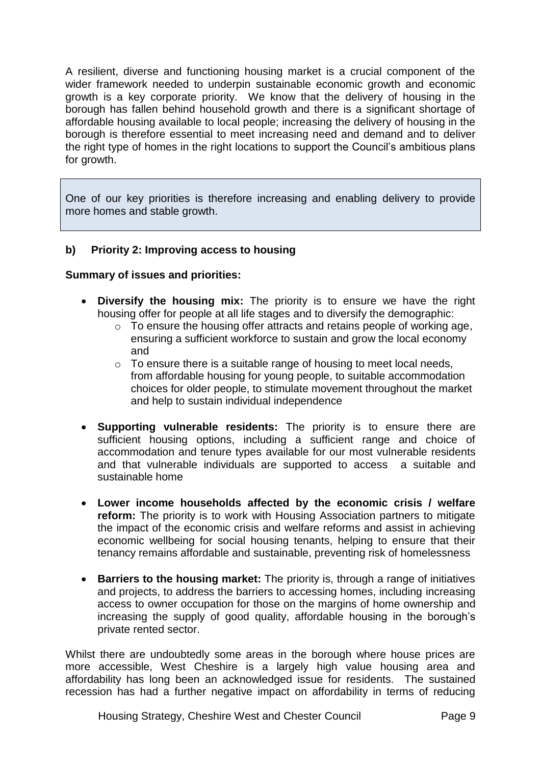A resilient, diverse and functioning housing market is a crucial component of the wider framework needed to underpin sustainable economic growth and economic growth is a key corporate priority. We know that the delivery of housing in the borough has fallen behind household growth and there is a significant shortage of affordable housing available to local people; increasing the delivery of housing in the borough is therefore essential to meet increasing need and demand and to deliver the right type of homes in the right locations to support the Council's ambitious plans for growth.

> One of our key priorities is therefore increasing and enabling delivery to provide more homes and stable growth.

### b) Priority 2: Improving access to housing

**Summary of issues and priorities:**

- **Diversify the housing mix:** The priority is to ensure we have the right housing offer for people at all life stages and to diversify the demographic:
  - To ensure the housing offer attracts and retains people of working age, ensuring a sufficient workforce to sustain and grow the local economy and
  - To ensure there is a suitable range of housing to meet local needs, from affordable housing for young people, to suitable accommodation choices for older people, to stimulate movement throughout the market and help to sustain individual independence

- **Supporting vulnerable residents:** The priority is to ensure there are sufficient housing options, including a sufficient range and choice of accommodation and tenure types available for our most vulnerable residents and that vulnerable individuals are supported to access a suitable and sustainable home

- **Lower income households affected by the economic crisis / welfare reform:** The priority is to work with Housing Association partners to mitigate the impact of the economic crisis and welfare reforms and assist in achieving economic wellbeing for social housing tenants, helping to ensure that their tenancy remains affordable and sustainable, preventing risk of homelessness

- **Barriers to the housing market:** The priority is, through a range of initiatives and projects, to address the barriers to accessing homes, including increasing access to owner occupation for those on the margins of home ownership and increasing the supply of good quality, affordable housing in the borough's private rented sector.

Whilst there are undoubtedly some areas in the borough where house prices are more accessible, West Cheshire is a largely high value housing area and affordability has long been an acknowledged issue for residents. The sustained recession has had a further negative impact on affordability in terms of reducing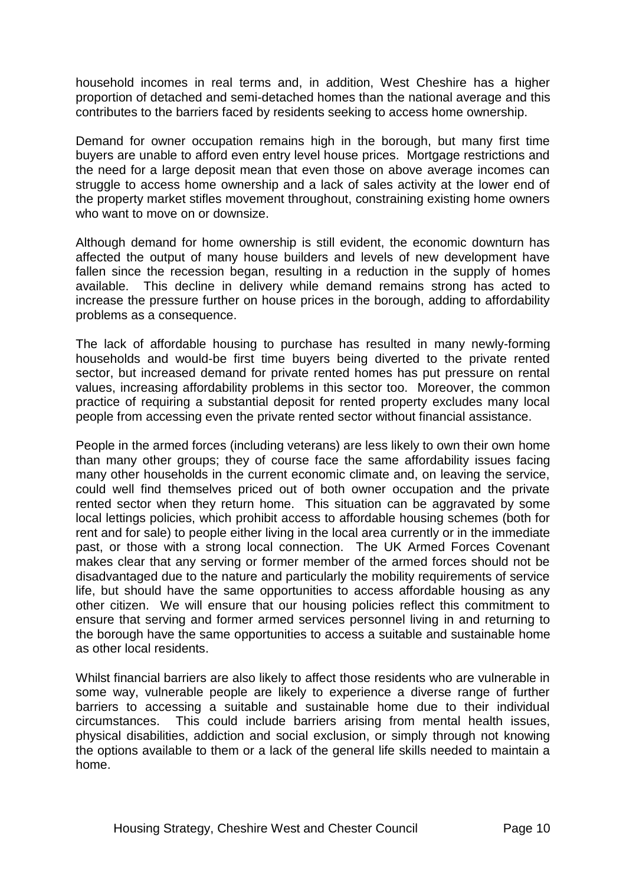household incomes in real terms and, in addition, West Cheshire has a higher proportion of detached and semi-detached homes than the national average and this contributes to the barriers faced by residents seeking to access home ownership.

Demand for owner occupation remains high in the borough, but many first time buyers are unable to afford even entry level house prices. Mortgage restrictions and the need for a large deposit mean that even those on above average incomes can struggle to access home ownership and a lack of sales activity at the lower end of the property market stifles movement throughout, constraining existing home owners who want to move on or downsize.

Although demand for home ownership is still evident, the economic downturn has affected the output of many house builders and levels of new development have fallen since the recession began, resulting in a reduction in the supply of homes available. This decline in delivery while demand remains strong has acted to increase the pressure further on house prices in the borough, adding to affordability problems as a consequence.

The lack of affordable housing to purchase has resulted in many newly-forming households and would-be first time buyers being diverted to the private rented sector, but increased demand for private rented homes has put pressure on rental values, increasing affordability problems in this sector too. Moreover, the common practice of requiring a substantial deposit for rented property excludes many local people from accessing even the private rented sector without financial assistance.

People in the armed forces (including veterans) are less likely to own their own home than many other groups; they of course face the same affordability issues facing many other households in the current economic climate and, on leaving the service, could well find themselves priced out of both owner occupation and the private rented sector when they return home. This situation can be aggravated by some local lettings policies, which prohibit access to affordable housing schemes (both for rent and for sale) to people either living in the local area currently or in the immediate past, or those with a strong local connection. The UK Armed Forces Covenant makes clear that any serving or former member of the armed forces should not be disadvantaged due to the nature and particularly the mobility requirements of service life, but should have the same opportunities to access affordable housing as any other citizen. We will ensure that our housing policies reflect this commitment to ensure that serving and former armed services personnel living in and returning to the borough have the same opportunities to access a suitable and sustainable home as other local residents.

Whilst financial barriers are also likely to affect those residents who are vulnerable in some way, vulnerable people are likely to experience a diverse range of further barriers to accessing a suitable and sustainable home due to their individual circumstances. This could include barriers arising from mental health issues, physical disabilities, addiction and social exclusion, or simply through not knowing the options available to them or a lack of the general life skills needed to maintain a home.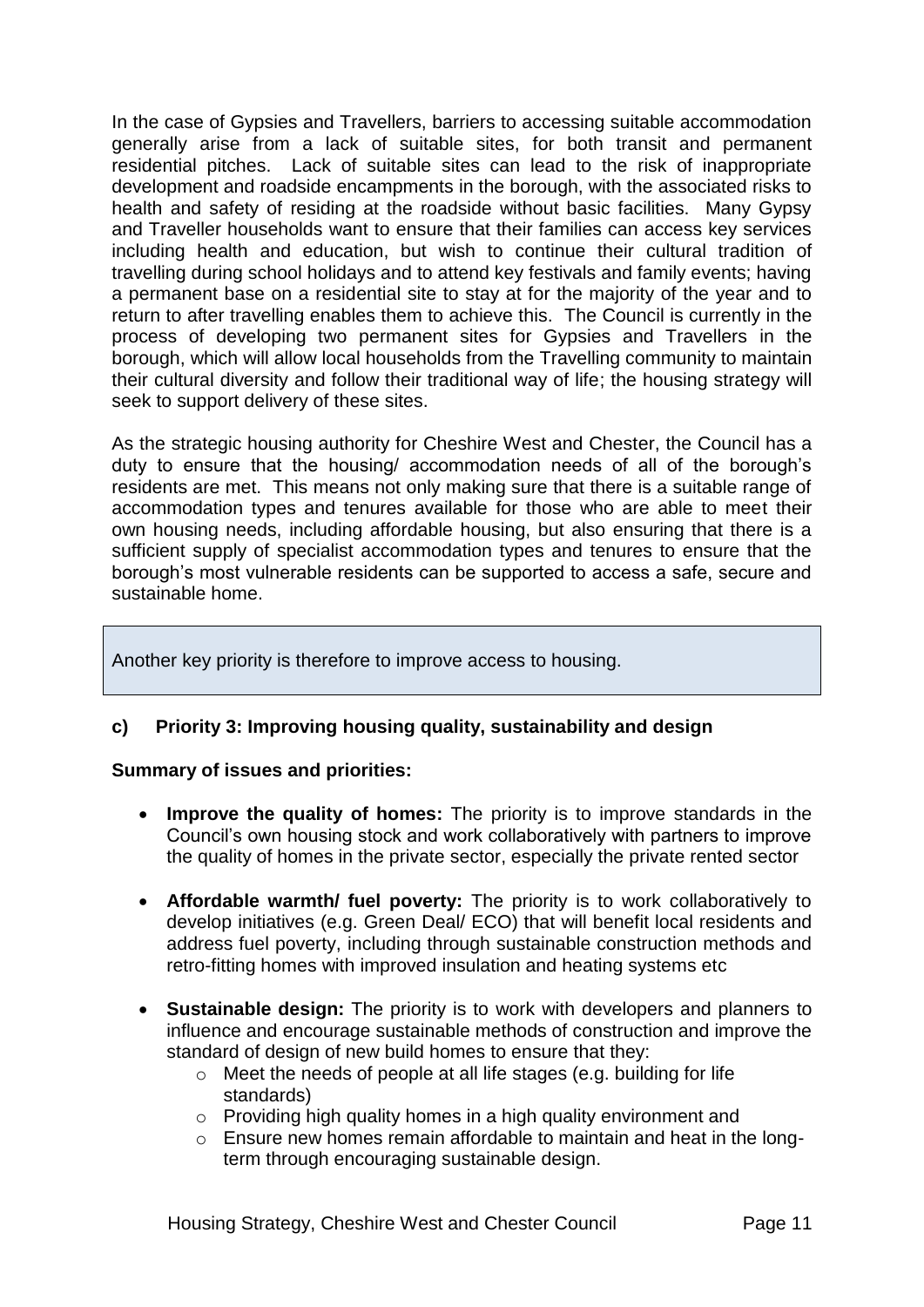In the case of Gypsies and Travellers, barriers to accessing suitable accommodation generally arise from a lack of suitable sites, for both transit and permanent residential pitches. Lack of suitable sites can lead to the risk of inappropriate development and roadside encampments in the borough, with the associated risks to health and safety of residing at the roadside without basic facilities. Many Gypsy and Traveller households want to ensure that their families can access key services including health and education, but wish to continue their cultural tradition of travelling during school holidays and to attend key festivals and family events; having a permanent base on a residential site to stay at for the majority of the year and to return to after travelling enables them to achieve this. The Council is currently in the process of developing two permanent sites for Gypsies and Travellers in the borough, which will allow local households from the Travelling community to maintain their cultural diversity and follow their traditional way of life; the housing strategy will seek to support delivery of these sites.

As the strategic housing authority for Cheshire West and Chester, the Council has a duty to ensure that the housing/ accommodation needs of all of the borough's residents are met. This means not only making sure that there is a suitable range of accommodation types and tenures available for those who are able to meet their own housing needs, including affordable housing, but also ensuring that there is a sufficient supply of specialist accommodation types and tenures to ensure that the borough's most vulnerable residents can be supported to access a safe, secure and sustainable home.

> Another key priority is therefore to improve access to housing.

### c) Priority 3: Improving housing quality, sustainability and design

**Summary of issues and priorities:**

- **Improve the quality of homes:** The priority is to improve standards in the Council's own housing stock and work collaboratively with partners to improve the quality of homes in the private sector, especially the private rented sector
- **Affordable warmth/ fuel poverty:** The priority is to work collaboratively to develop initiatives (e.g. Green Deal/ ECO) that will benefit local residents and address fuel poverty, including through sustainable construction methods and retro-fitting homes with improved insulation and heating systems etc
- **Sustainable design:** The priority is to work with developers and planners to influence and encourage sustainable methods of construction and improve the standard of design of new build homes to ensure that they:
  - Meet the needs of people at all life stages (e.g. building for life standards)
  - Providing high quality homes in a high quality environment and
  - Ensure new homes remain affordable to maintain and heat in the long-term through encouraging sustainable design.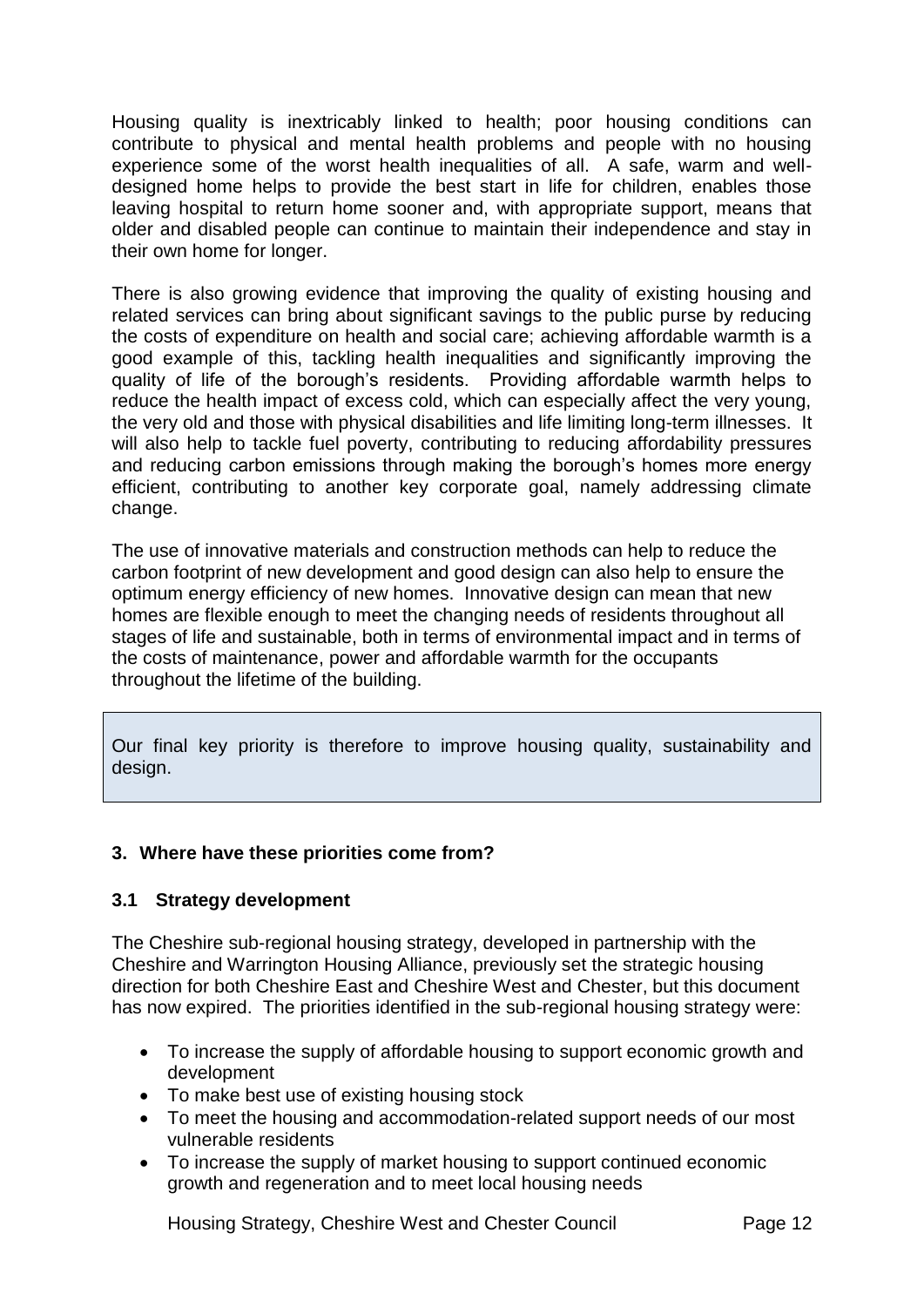Housing quality is inextricably linked to health; poor housing conditions can contribute to physical and mental health problems and people with no housing experience some of the worst health inequalities of all. A safe, warm and well-designed home helps to provide the best start in life for children, enables those leaving hospital to return home sooner and, with appropriate support, means that older and disabled people can continue to maintain their independence and stay in their own home for longer.

There is also growing evidence that improving the quality of existing housing and related services can bring about significant savings to the public purse by reducing the costs of expenditure on health and social care; achieving affordable warmth is a good example of this, tackling health inequalities and significantly improving the quality of life of the borough's residents. Providing affordable warmth helps to reduce the health impact of excess cold, which can especially affect the very young, the very old and those with physical disabilities and life limiting long-term illnesses. It will also help to tackle fuel poverty, contributing to reducing affordability pressures and reducing carbon emissions through making the borough's homes more energy efficient, contributing to another key corporate goal, namely addressing climate change.

The use of innovative materials and construction methods can help to reduce the carbon footprint of new development and good design can also help to ensure the optimum energy efficiency of new homes. Innovative design can mean that new homes are flexible enough to meet the changing needs of residents throughout all stages of life and sustainable, both in terms of environmental impact and in terms of the costs of maintenance, power and affordable warmth for the occupants throughout the lifetime of the building.

> Our final key priority is therefore to improve housing quality, sustainability and design.

## 3. Where have these priorities come from?

### 3.1 Strategy development

The Cheshire sub-regional housing strategy, developed in partnership with the Cheshire and Warrington Housing Alliance, previously set the strategic housing direction for both Cheshire East and Cheshire West and Chester, but this document has now expired. The priorities identified in the sub-regional housing strategy were:

- To increase the supply of affordable housing to support economic growth and development
- To make best use of existing housing stock
- To meet the housing and accommodation-related support needs of our most vulnerable residents
- To increase the supply of market housing to support continued economic growth and regeneration and to meet local housing needs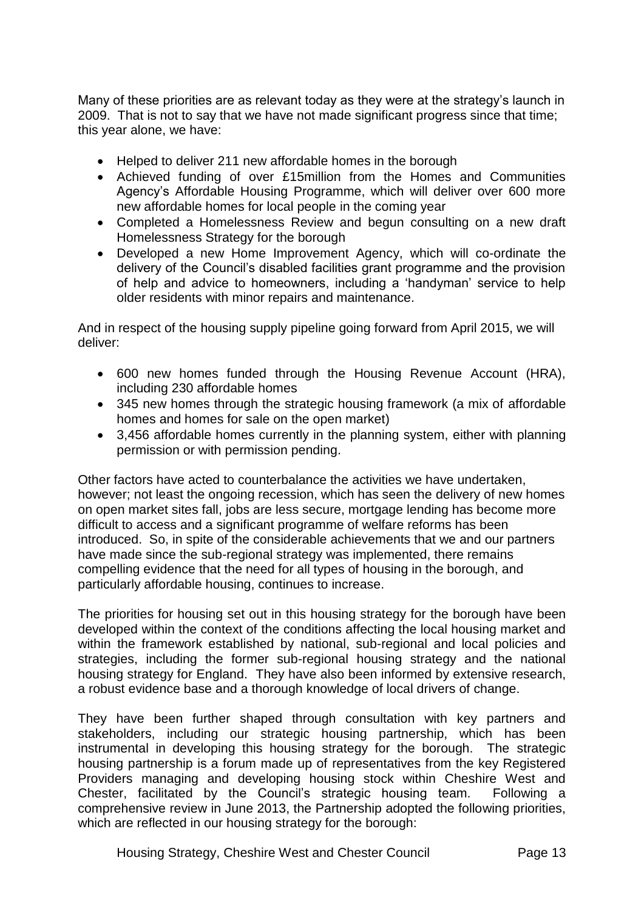Many of these priorities are as relevant today as they were at the strategy's launch in 2009. That is not to say that we have not made significant progress since that time; this year alone, we have:

- Helped to deliver 211 new affordable homes in the borough
- Achieved funding of over £15million from the Homes and Communities Agency's Affordable Housing Programme, which will deliver over 600 more new affordable homes for local people in the coming year
- Completed a Homelessness Review and begun consulting on a new draft Homelessness Strategy for the borough
- Developed a new Home Improvement Agency, which will co-ordinate the delivery of the Council's disabled facilities grant programme and the provision of help and advice to homeowners, including a 'handyman' service to help older residents with minor repairs and maintenance.

And in respect of the housing supply pipeline going forward from April 2015, we will deliver:

- 600 new homes funded through the Housing Revenue Account (HRA), including 230 affordable homes
- 345 new homes through the strategic housing framework (a mix of affordable homes and homes for sale on the open market)
- 3,456 affordable homes currently in the planning system, either with planning permission or with permission pending.

Other factors have acted to counterbalance the activities we have undertaken, however; not least the ongoing recession, which has seen the delivery of new homes on open market sites fall, jobs are less secure, mortgage lending has become more difficult to access and a significant programme of welfare reforms has been introduced. So, in spite of the considerable achievements that we and our partners have made since the sub-regional strategy was implemented, there remains compelling evidence that the need for all types of housing in the borough, and particularly affordable housing, continues to increase.

The priorities for housing set out in this housing strategy for the borough have been developed within the context of the conditions affecting the local housing market and within the framework established by national, sub-regional and local policies and strategies, including the former sub-regional housing strategy and the national housing strategy for England. They have also been informed by extensive research, a robust evidence base and a thorough knowledge of local drivers of change.

They have been further shaped through consultation with key partners and stakeholders, including our strategic housing partnership, which has been instrumental in developing this housing strategy for the borough. The strategic housing partnership is a forum made up of representatives from the key Registered Providers managing and developing housing stock within Cheshire West and Chester, facilitated by the Council's strategic housing team. Following a comprehensive review in June 2013, the Partnership adopted the following priorities, which are reflected in our housing strategy for the borough: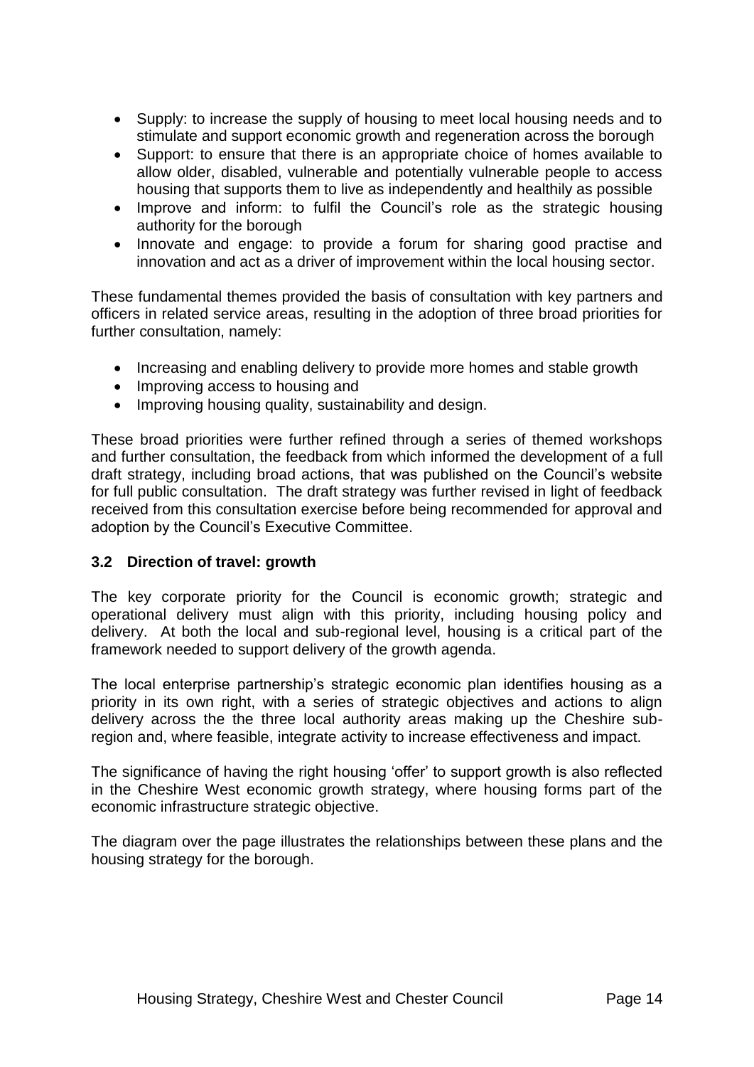- Supply: to increase the supply of housing to meet local housing needs and to stimulate and support economic growth and regeneration across the borough
- Support: to ensure that there is an appropriate choice of homes available to allow older, disabled, vulnerable and potentially vulnerable people to access housing that supports them to live as independently and healthily as possible
- Improve and inform: to fulfil the Council's role as the strategic housing authority for the borough
- Innovate and engage: to provide a forum for sharing good practise and innovation and act as a driver of improvement within the local housing sector.

These fundamental themes provided the basis of consultation with key partners and officers in related service areas, resulting in the adoption of three broad priorities for further consultation, namely:

- Increasing and enabling delivery to provide more homes and stable growth
- Improving access to housing and
- Improving housing quality, sustainability and design.

These broad priorities were further refined through a series of themed workshops and further consultation, the feedback from which informed the development of a full draft strategy, including broad actions, that was published on the Council's website for full public consultation. The draft strategy was further revised in light of feedback received from this consultation exercise before being recommended for approval and adoption by the Council's Executive Committee.

### 3.2 Direction of travel: growth

The key corporate priority for the Council is economic growth; strategic and operational delivery must align with this priority, including housing policy and delivery. At both the local and sub-regional level, housing is a critical part of the framework needed to support delivery of the growth agenda.

The local enterprise partnership's strategic economic plan identifies housing as a priority in its own right, with a series of strategic objectives and actions to align delivery across the the three local authority areas making up the Cheshire sub-region and, where feasible, integrate activity to increase effectiveness and impact.

The significance of having the right housing 'offer' to support growth is also reflected in the Cheshire West economic growth strategy, where housing forms part of the economic infrastructure strategic objective.

The diagram over the page illustrates the relationships between these plans and the housing strategy for the borough.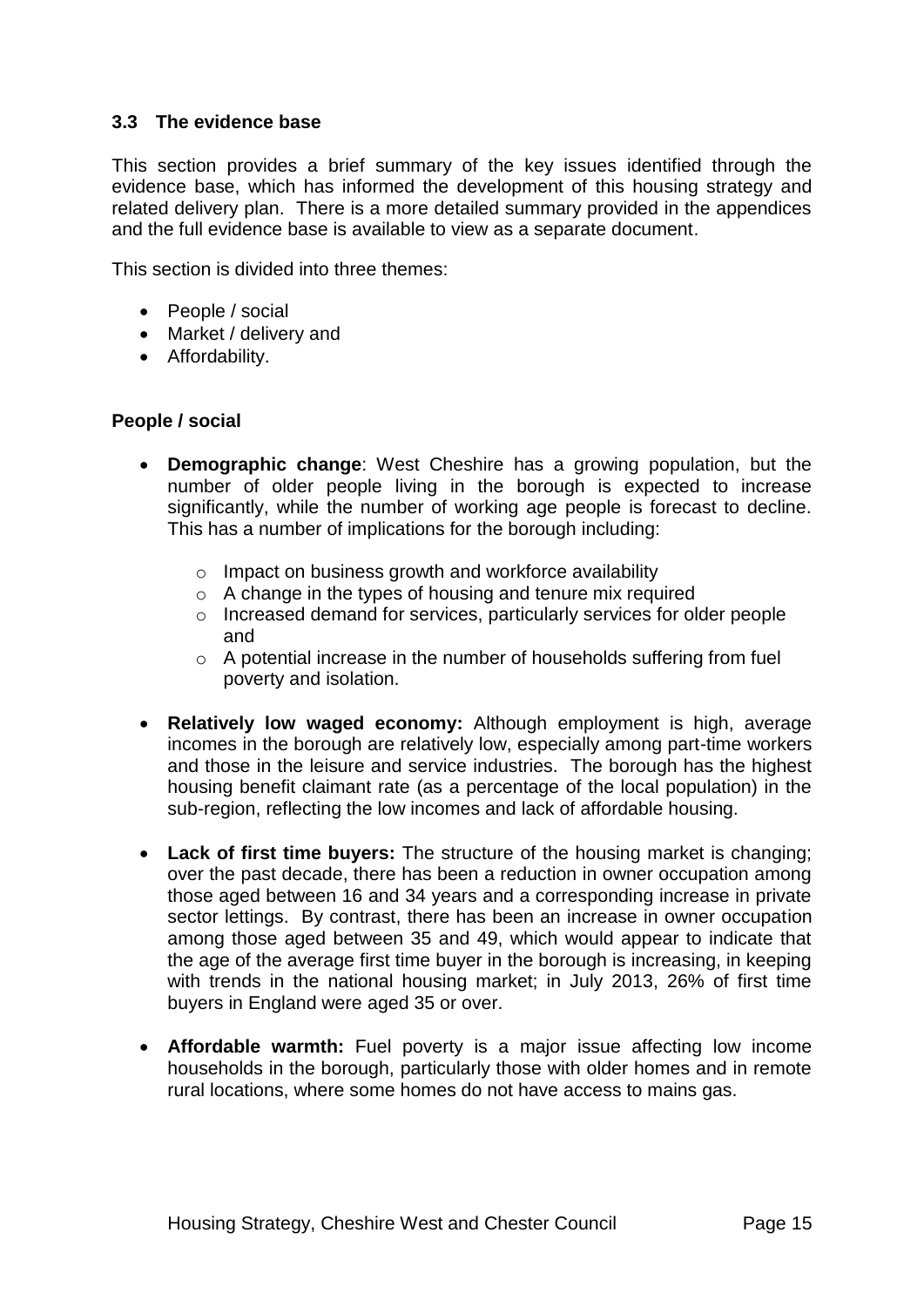### 3.3 The evidence base

This section provides a brief summary of the key issues identified through the evidence base, which has informed the development of this housing strategy and related delivery plan. There is a more detailed summary provided in the appendices and the full evidence base is available to view as a separate document.

This section is divided into three themes:

- People / social
- Market / delivery and
- Affordability.

**People / social**

- **Demographic change**: West Cheshire has a growing population, but the number of older people living in the borough is expected to increase significantly, while the number of working age people is forecast to decline. This has a number of implications for the borough including:
  - Impact on business growth and workforce availability
  - A change in the types of housing and tenure mix required
  - Increased demand for services, particularly services for older people and
  - A potential increase in the number of households suffering from fuel poverty and isolation.
- **Relatively low waged economy:** Although employment is high, average incomes in the borough are relatively low, especially among part-time workers and those in the leisure and service industries. The borough has the highest housing benefit claimant rate (as a percentage of the local population) in the sub-region, reflecting the low incomes and lack of affordable housing.
- **Lack of first time buyers:** The structure of the housing market is changing; over the past decade, there has been a reduction in owner occupation among those aged between 16 and 34 years and a corresponding increase in private sector lettings. By contrast, there has been an increase in owner occupation among those aged between 35 and 49, which would appear to indicate that the age of the average first time buyer in the borough is increasing, in keeping with trends in the national housing market; in July 2013, 26% of first time buyers in England were aged 35 or over.
- **Affordable warmth:** Fuel poverty is a major issue affecting low income households in the borough, particularly those with older homes and in remote rural locations, where some homes do not have access to mains gas.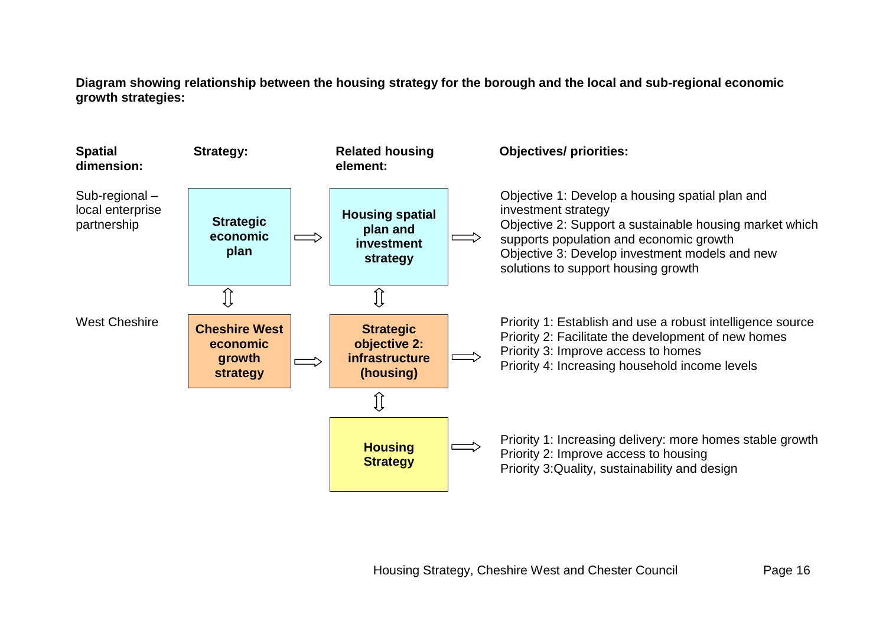**Diagram showing relationship between the housing strategy for the borough and the local and sub-regional economic growth strategies:**

| Spatial dimension: | Strategy: | Related housing element: | Objectives/ priorities: |
|---|---|---|---|
| Sub-regional – local enterprise partnership | **Strategic economic plan** ⇨ | **Housing spatial plan and investment strategy** ⇨ | Objective 1: Develop a housing spatial plan and investment strategy<br>Objective 2: Support a sustainable housing market which supports population and economic growth<br>Objective 3: Develop investment models and new solutions to support housing growth |
| | ⇕ | ⇕ | |
| West Cheshire | **Cheshire West economic growth strategy** ⇨ | **Strategic objective 2: infrastructure (housing)** ⇨ | Priority 1: Establish and use a robust intelligence source<br>Priority 2: Facilitate the development of new homes<br>Priority 3: Improve access to homes<br>Priority 4: Increasing household income levels |
| | | ⇕ | |
| | | **Housing Strategy** ⇨ | Priority 1: Increasing delivery: more homes stable growth<br>Priority 2: Improve access to housing<br>Priority 3:Quality, sustainability and design |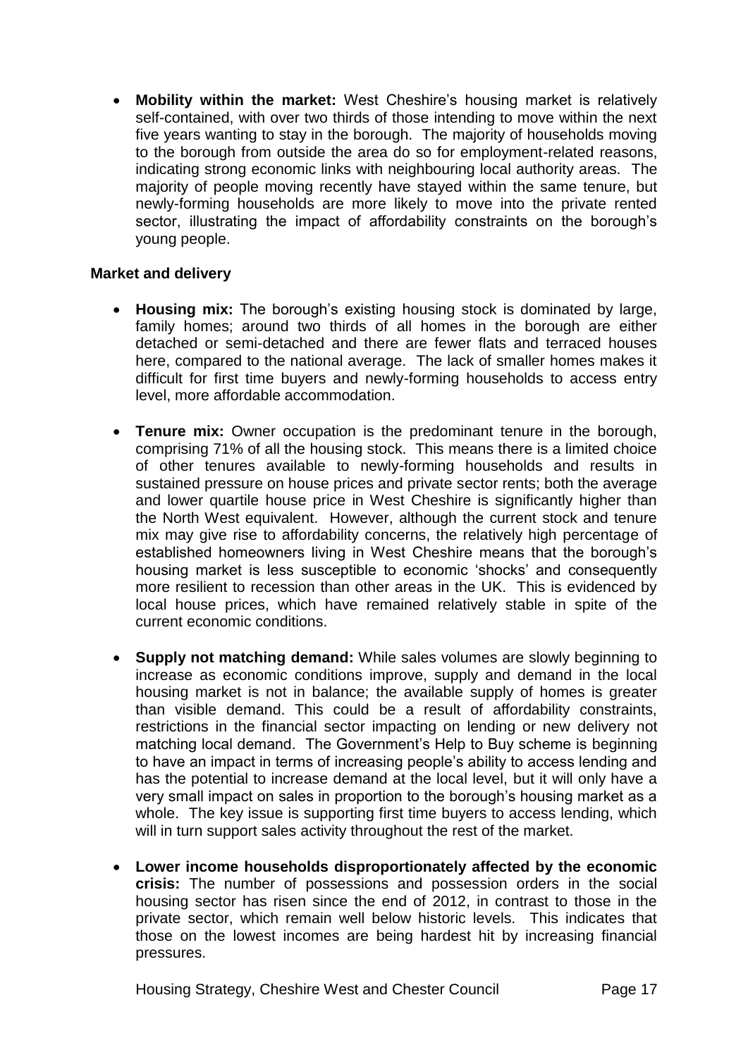- **Mobility within the market:** West Cheshire's housing market is relatively self-contained, with over two thirds of those intending to move within the next five years wanting to stay in the borough. The majority of households moving to the borough from outside the area do so for employment-related reasons, indicating strong economic links with neighbouring local authority areas. The majority of people moving recently have stayed within the same tenure, but newly-forming households are more likely to move into the private rented sector, illustrating the impact of affordability constraints on the borough's young people.

**Market and delivery**

- **Housing mix:** The borough's existing housing stock is dominated by large, family homes; around two thirds of all homes in the borough are either detached or semi-detached and there are fewer flats and terraced houses here, compared to the national average. The lack of smaller homes makes it difficult for first time buyers and newly-forming households to access entry level, more affordable accommodation.

- **Tenure mix:** Owner occupation is the predominant tenure in the borough, comprising 71% of all the housing stock. This means there is a limited choice of other tenures available to newly-forming households and results in sustained pressure on house prices and private sector rents; both the average and lower quartile house price in West Cheshire is significantly higher than the North West equivalent. However, although the current stock and tenure mix may give rise to affordability concerns, the relatively high percentage of established homeowners living in West Cheshire means that the borough's housing market is less susceptible to economic 'shocks' and consequently more resilient to recession than other areas in the UK. This is evidenced by local house prices, which have remained relatively stable in spite of the current economic conditions.

- **Supply not matching demand:** While sales volumes are slowly beginning to increase as economic conditions improve, supply and demand in the local housing market is not in balance; the available supply of homes is greater than visible demand. This could be a result of affordability constraints, restrictions in the financial sector impacting on lending or new delivery not matching local demand. The Government's Help to Buy scheme is beginning to have an impact in terms of increasing people's ability to access lending and has the potential to increase demand at the local level, but it will only have a very small impact on sales in proportion to the borough's housing market as a whole. The key issue is supporting first time buyers to access lending, which will in turn support sales activity throughout the rest of the market.

- **Lower income households disproportionately affected by the economic crisis:** The number of possessions and possession orders in the social housing sector has risen since the end of 2012, in contrast to those in the private sector, which remain well below historic levels. This indicates that those on the lowest incomes are being hardest hit by increasing financial pressures.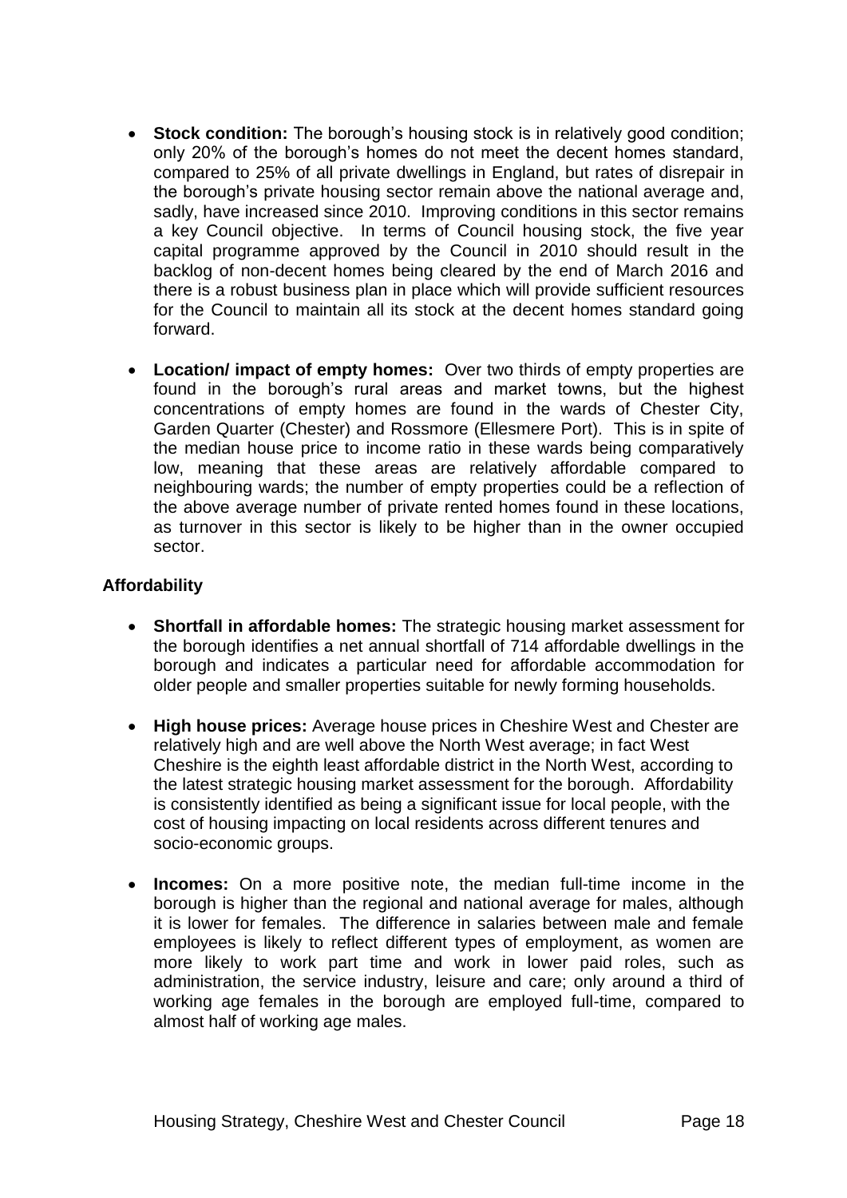- **Stock condition:** The borough's housing stock is in relatively good condition; only 20% of the borough's homes do not meet the decent homes standard, compared to 25% of all private dwellings in England, but rates of disrepair in the borough's private housing sector remain above the national average and, sadly, have increased since 2010. Improving conditions in this sector remains a key Council objective. In terms of Council housing stock, the five year capital programme approved by the Council in 2010 should result in the backlog of non-decent homes being cleared by the end of March 2016 and there is a robust business plan in place which will provide sufficient resources for the Council to maintain all its stock at the decent homes standard going forward.

- **Location/ impact of empty homes:** Over two thirds of empty properties are found in the borough's rural areas and market towns, but the highest concentrations of empty homes are found in the wards of Chester City, Garden Quarter (Chester) and Rossmore (Ellesmere Port). This is in spite of the median house price to income ratio in these wards being comparatively low, meaning that these areas are relatively affordable compared to neighbouring wards; the number of empty properties could be a reflection of the above average number of private rented homes found in these locations, as turnover in this sector is likely to be higher than in the owner occupied sector.

**Affordability**

- **Shortfall in affordable homes:** The strategic housing market assessment for the borough identifies a net annual shortfall of 714 affordable dwellings in the borough and indicates a particular need for affordable accommodation for older people and smaller properties suitable for newly forming households.

- **High house prices:** Average house prices in Cheshire West and Chester are relatively high and are well above the North West average; in fact West Cheshire is the eighth least affordable district in the North West, according to the latest strategic housing market assessment for the borough. Affordability is consistently identified as being a significant issue for local people, with the cost of housing impacting on local residents across different tenures and socio-economic groups.

- **Incomes:** On a more positive note, the median full-time income in the borough is higher than the regional and national average for males, although it is lower for females. The difference in salaries between male and female employees is likely to reflect different types of employment, as women are more likely to work part time and work in lower paid roles, such as administration, the service industry, leisure and care; only around a third of working age females in the borough are employed full-time, compared to almost half of working age males.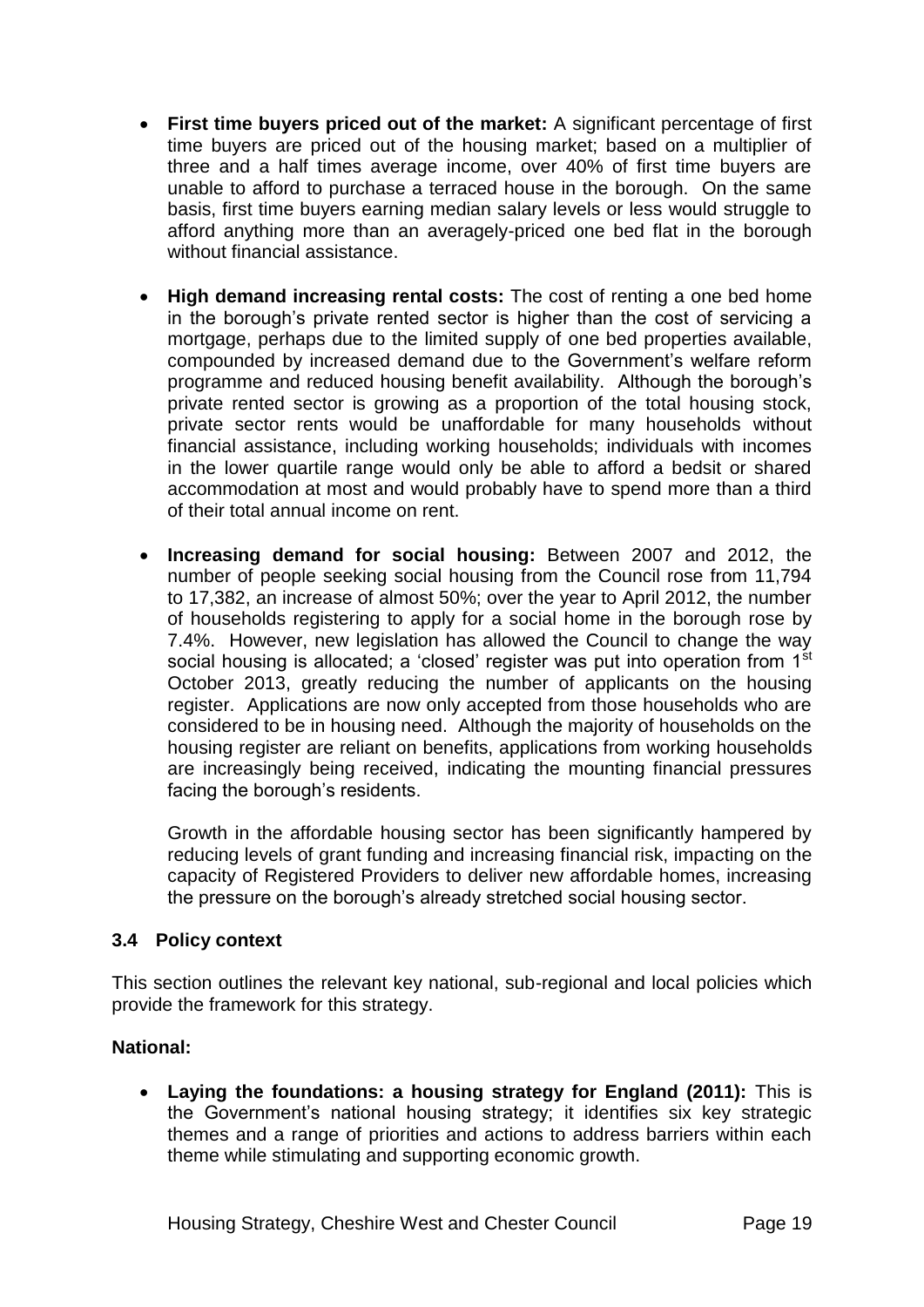- **First time buyers priced out of the market:** A significant percentage of first time buyers are priced out of the housing market; based on a multiplier of three and a half times average income, over 40% of first time buyers are unable to afford to purchase a terraced house in the borough. On the same basis, first time buyers earning median salary levels or less would struggle to afford anything more than an averagely-priced one bed flat in the borough without financial assistance.

- **High demand increasing rental costs:** The cost of renting a one bed home in the borough's private rented sector is higher than the cost of servicing a mortgage, perhaps due to the limited supply of one bed properties available, compounded by increased demand due to the Government's welfare reform programme and reduced housing benefit availability. Although the borough's private rented sector is growing as a proportion of the total housing stock, private sector rents would be unaffordable for many households without financial assistance, including working households; individuals with incomes in the lower quartile range would only be able to afford a bedsit or shared accommodation at most and would probably have to spend more than a third of their total annual income on rent.

- **Increasing demand for social housing:** Between 2007 and 2012, the number of people seeking social housing from the Council rose from 11,794 to 17,382, an increase of almost 50%; over the year to April 2012, the number of households registering to apply for a social home in the borough rose by 7.4%. However, new legislation has allowed the Council to change the way social housing is allocated; a 'closed' register was put into operation from 1st October 2013, greatly reducing the number of applicants on the housing register. Applications are now only accepted from those households who are considered to be in housing need. Although the majority of households on the housing register are reliant on benefits, applications from working households are increasingly being received, indicating the mounting financial pressures facing the borough's residents.

  Growth in the affordable housing sector has been significantly hampered by reducing levels of grant funding and increasing financial risk, impacting on the capacity of Registered Providers to deliver new affordable homes, increasing the pressure on the borough's already stretched social housing sector.

### 3.4 Policy context

This section outlines the relevant key national, sub-regional and local policies which provide the framework for this strategy.

**National:**

- **Laying the foundations: a housing strategy for England (2011):** This is the Government's national housing strategy; it identifies six key strategic themes and a range of priorities and actions to address barriers within each theme while stimulating and supporting economic growth.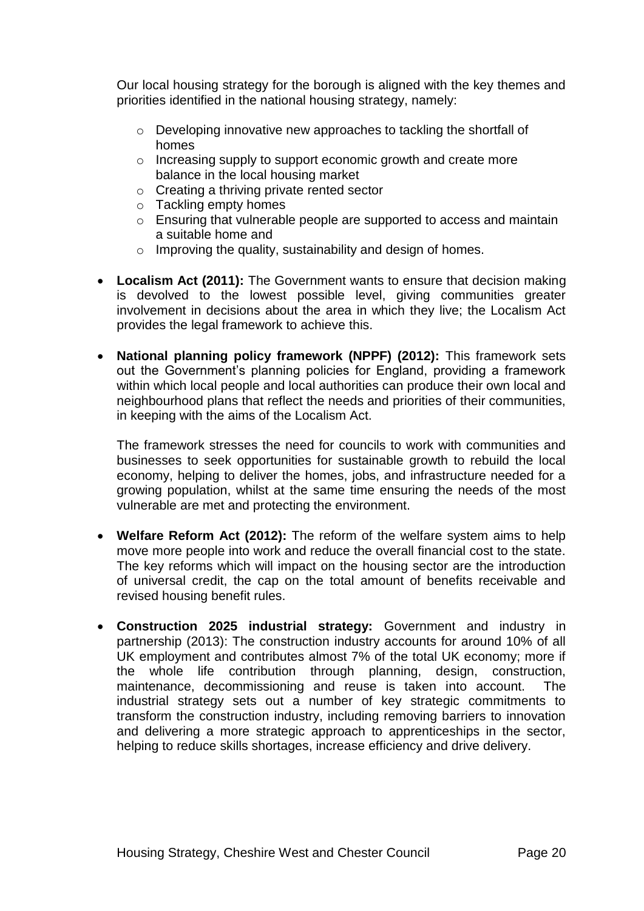Our local housing strategy for the borough is aligned with the key themes and priorities identified in the national housing strategy, namely:

- Developing innovative new approaches to tackling the shortfall of homes
- Increasing supply to support economic growth and create more balance in the local housing market
- Creating a thriving private rented sector
- Tackling empty homes
- Ensuring that vulnerable people are supported to access and maintain a suitable home and
- Improving the quality, sustainability and design of homes.

- **Localism Act (2011):** The Government wants to ensure that decision making is devolved to the lowest possible level, giving communities greater involvement in decisions about the area in which they live; the Localism Act provides the legal framework to achieve this.

- **National planning policy framework (NPPF) (2012):** This framework sets out the Government's planning policies for England, providing a framework within which local people and local authorities can produce their own local and neighbourhood plans that reflect the needs and priorities of their communities, in keeping with the aims of the Localism Act.

  The framework stresses the need for councils to work with communities and businesses to seek opportunities for sustainable growth to rebuild the local economy, helping to deliver the homes, jobs, and infrastructure needed for a growing population, whilst at the same time ensuring the needs of the most vulnerable are met and protecting the environment.

- **Welfare Reform Act (2012):** The reform of the welfare system aims to help move more people into work and reduce the overall financial cost to the state. The key reforms which will impact on the housing sector are the introduction of universal credit, the cap on the total amount of benefits receivable and revised housing benefit rules.

- **Construction 2025 industrial strategy:** Government and industry in partnership (2013): The construction industry accounts for around 10% of all UK employment and contributes almost 7% of the total UK economy; more if the whole life contribution through planning, design, construction, maintenance, decommissioning and reuse is taken into account. The industrial strategy sets out a number of key strategic commitments to transform the construction industry, including removing barriers to innovation and delivering a more strategic approach to apprenticeships in the sector, helping to reduce skills shortages, increase efficiency and drive delivery.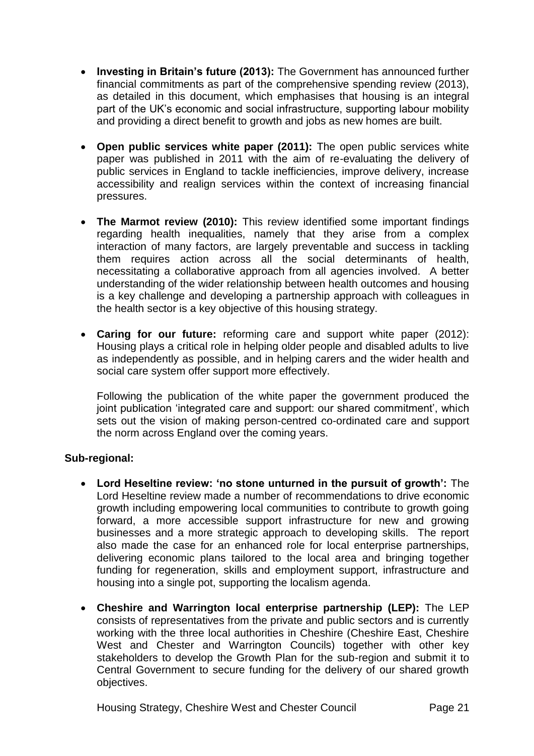- **Investing in Britain's future (2013):** The Government has announced further financial commitments as part of the comprehensive spending review (2013), as detailed in this document, which emphasises that housing is an integral part of the UK's economic and social infrastructure, supporting labour mobility and providing a direct benefit to growth and jobs as new homes are built.

- **Open public services white paper (2011):** The open public services white paper was published in 2011 with the aim of re-evaluating the delivery of public services in England to tackle inefficiencies, improve delivery, increase accessibility and realign services within the context of increasing financial pressures.

- **The Marmot review (2010):** This review identified some important findings regarding health inequalities, namely that they arise from a complex interaction of many factors, are largely preventable and success in tackling them requires action across all the social determinants of health, necessitating a collaborative approach from all agencies involved. A better understanding of the wider relationship between health outcomes and housing is a key challenge and developing a partnership approach with colleagues in the health sector is a key objective of this housing strategy.

- **Caring for our future:** reforming care and support white paper (2012): Housing plays a critical role in helping older people and disabled adults to live as independently as possible, and in helping carers and the wider health and social care system offer support more effectively.

  Following the publication of the white paper the government produced the joint publication 'integrated care and support: our shared commitment', which sets out the vision of making person-centred co-ordinated care and support the norm across England over the coming years.

**Sub-regional:**

- **Lord Heseltine review: 'no stone unturned in the pursuit of growth':** The Lord Heseltine review made a number of recommendations to drive economic growth including empowering local communities to contribute to growth going forward, a more accessible support infrastructure for new and growing businesses and a more strategic approach to developing skills. The report also made the case for an enhanced role for local enterprise partnerships, delivering economic plans tailored to the local area and bringing together funding for regeneration, skills and employment support, infrastructure and housing into a single pot, supporting the localism agenda.

- **Cheshire and Warrington local enterprise partnership (LEP):** The LEP consists of representatives from the private and public sectors and is currently working with the three local authorities in Cheshire (Cheshire East, Cheshire West and Chester and Warrington Councils) together with other key stakeholders to develop the Growth Plan for the sub-region and submit it to Central Government to secure funding for the delivery of our shared growth objectives.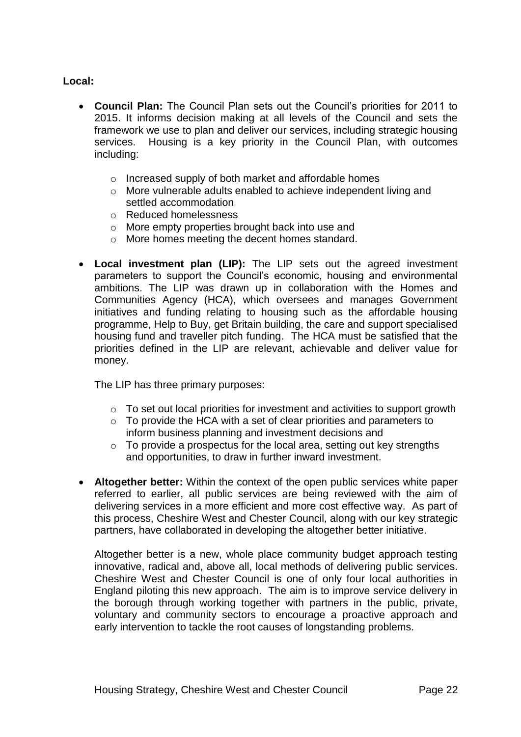**Local:**

- **Council Plan:** The Council Plan sets out the Council's priorities for 2011 to 2015. It informs decision making at all levels of the Council and sets the framework we use to plan and deliver our services, including strategic housing services. Housing is a key priority in the Council Plan, with outcomes including:
  - Increased supply of both market and affordable homes
  - More vulnerable adults enabled to achieve independent living and settled accommodation
  - Reduced homelessness
  - More empty properties brought back into use and
  - More homes meeting the decent homes standard.

- **Local investment plan (LIP):** The LIP sets out the agreed investment parameters to support the Council's economic, housing and environmental ambitions. The LIP was drawn up in collaboration with the Homes and Communities Agency (HCA), which oversees and manages Government initiatives and funding relating to housing such as the affordable housing programme, Help to Buy, get Britain building, the care and support specialised housing fund and traveller pitch funding. The HCA must be satisfied that the priorities defined in the LIP are relevant, achievable and deliver value for money.

  The LIP has three primary purposes:
  - To set out local priorities for investment and activities to support growth
  - To provide the HCA with a set of clear priorities and parameters to inform business planning and investment decisions and
  - To provide a prospectus for the local area, setting out key strengths and opportunities, to draw in further inward investment.

- **Altogether better:** Within the context of the open public services white paper referred to earlier, all public services are being reviewed with the aim of delivering services in a more efficient and more cost effective way. As part of this process, Cheshire West and Chester Council, along with our key strategic partners, have collaborated in developing the altogether better initiative.

  Altogether better is a new, whole place community budget approach testing innovative, radical and, above all, local methods of delivering public services. Cheshire West and Chester Council is one of only four local authorities in England piloting this new approach. The aim is to improve service delivery in the borough through working together with partners in the public, private, voluntary and community sectors to encourage a proactive approach and early intervention to tackle the root causes of longstanding problems.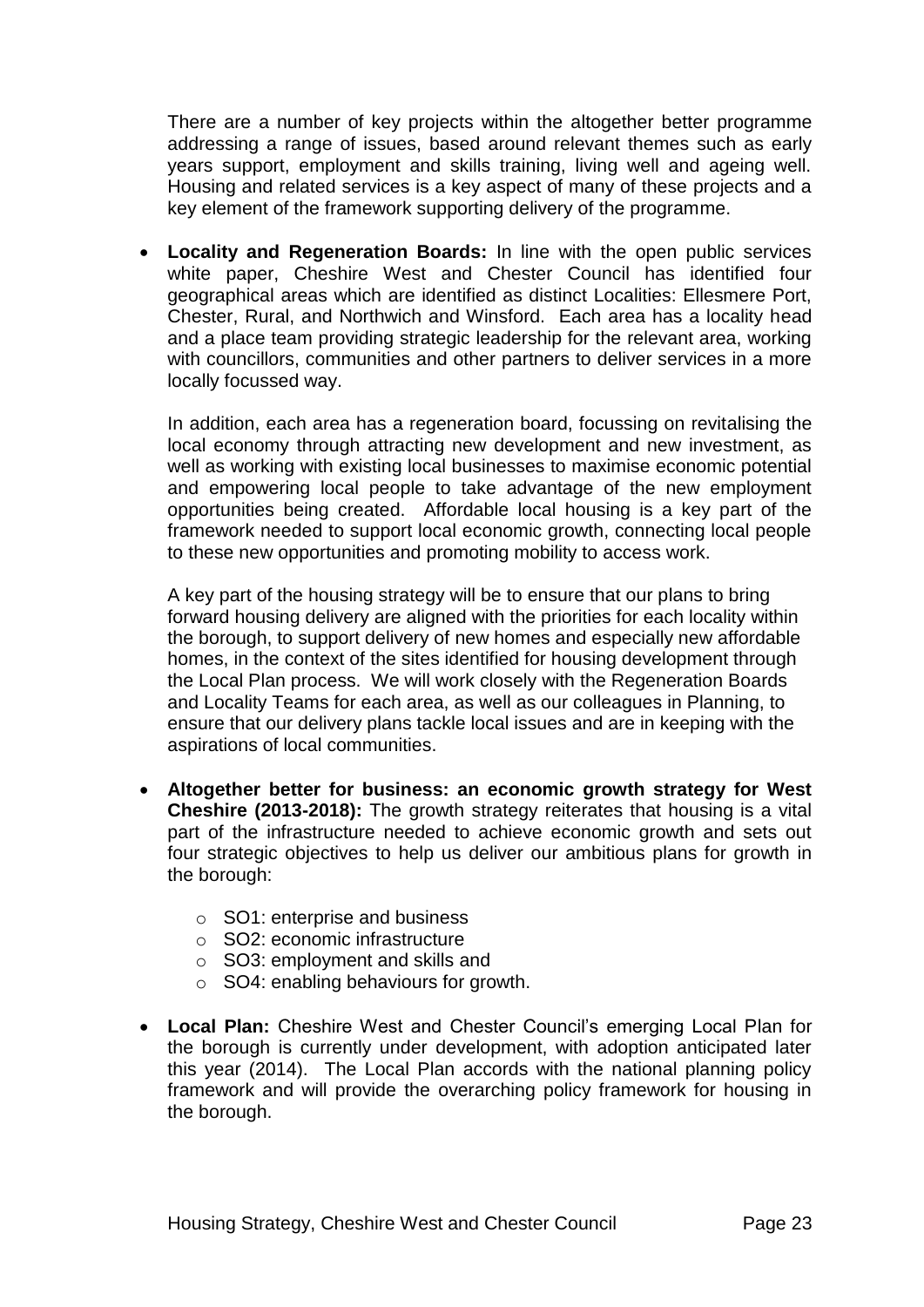There are a number of key projects within the altogether better programme addressing a range of issues, based around relevant themes such as early years support, employment and skills training, living well and ageing well. Housing and related services is a key aspect of many of these projects and a key element of the framework supporting delivery of the programme.

- **Locality and Regeneration Boards:** In line with the open public services white paper, Cheshire West and Chester Council has identified four geographical areas which are identified as distinct Localities: Ellesmere Port, Chester, Rural, and Northwich and Winsford. Each area has a locality head and a place team providing strategic leadership for the relevant area, working with councillors, communities and other partners to deliver services in a more locally focussed way.

  In addition, each area has a regeneration board, focussing on revitalising the local economy through attracting new development and new investment, as well as working with existing local businesses to maximise economic potential and empowering local people to take advantage of the new employment opportunities being created. Affordable local housing is a key part of the framework needed to support local economic growth, connecting local people to these new opportunities and promoting mobility to access work.

  A key part of the housing strategy will be to ensure that our plans to bring forward housing delivery are aligned with the priorities for each locality within the borough, to support delivery of new homes and especially new affordable homes, in the context of the sites identified for housing development through the Local Plan process. We will work closely with the Regeneration Boards and Locality Teams for each area, as well as our colleagues in Planning, to ensure that our delivery plans tackle local issues and are in keeping with the aspirations of local communities.

- **Altogether better for business: an economic growth strategy for West Cheshire (2013-2018):** The growth strategy reiterates that housing is a vital part of the infrastructure needed to achieve economic growth and sets out four strategic objectives to help us deliver our ambitious plans for growth in the borough:

  - SO1: enterprise and business
  - SO2: economic infrastructure
  - SO3: employment and skills and
  - SO4: enabling behaviours for growth.

- **Local Plan:** Cheshire West and Chester Council's emerging Local Plan for the borough is currently under development, with adoption anticipated later this year (2014). The Local Plan accords with the national planning policy framework and will provide the overarching policy framework for housing in the borough.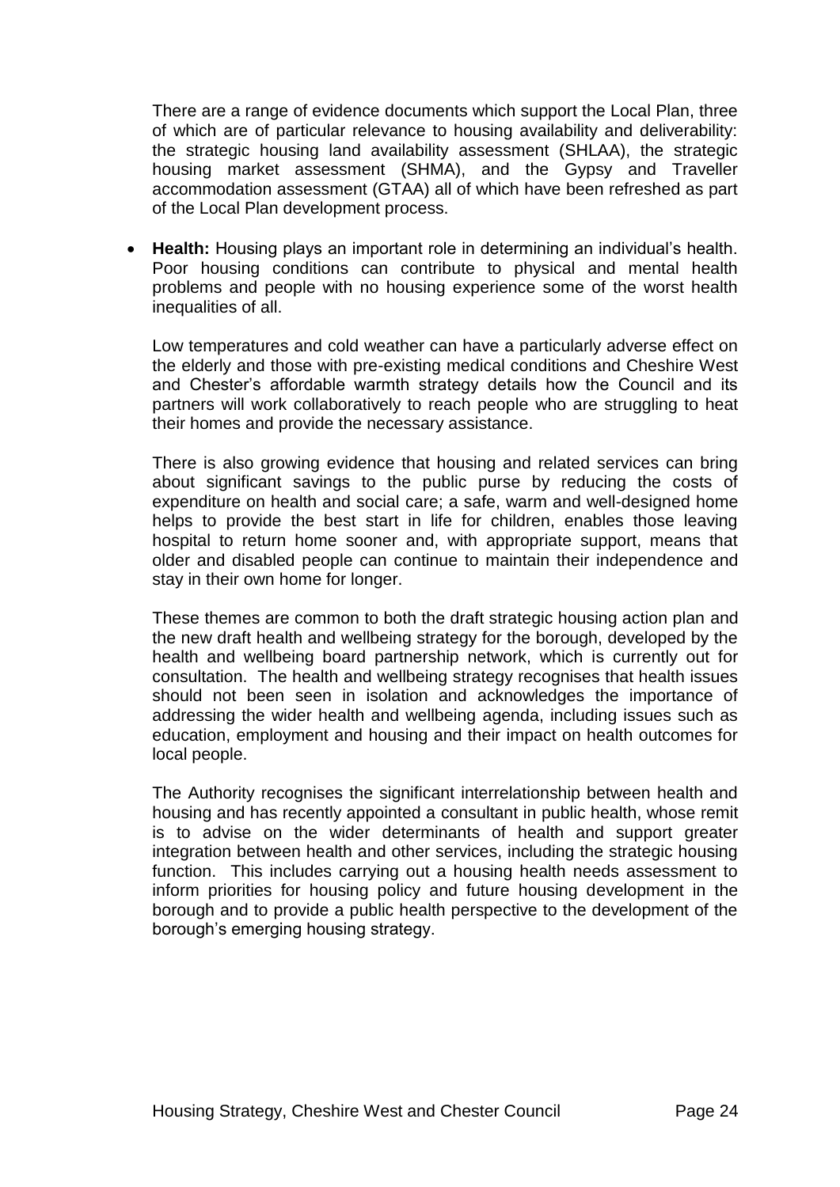There are a range of evidence documents which support the Local Plan, three of which are of particular relevance to housing availability and deliverability: the strategic housing land availability assessment (SHLAA), the strategic housing market assessment (SHMA), and the Gypsy and Traveller accommodation assessment (GTAA) all of which have been refreshed as part of the Local Plan development process.

- **Health:** Housing plays an important role in determining an individual's health. Poor housing conditions can contribute to physical and mental health problems and people with no housing experience some of the worst health inequalities of all.

  Low temperatures and cold weather can have a particularly adverse effect on the elderly and those with pre-existing medical conditions and Cheshire West and Chester's affordable warmth strategy details how the Council and its partners will work collaboratively to reach people who are struggling to heat their homes and provide the necessary assistance.

  There is also growing evidence that housing and related services can bring about significant savings to the public purse by reducing the costs of expenditure on health and social care; a safe, warm and well-designed home helps to provide the best start in life for children, enables those leaving hospital to return home sooner and, with appropriate support, means that older and disabled people can continue to maintain their independence and stay in their own home for longer.

  These themes are common to both the draft strategic housing action plan and the new draft health and wellbeing strategy for the borough, developed by the health and wellbeing board partnership network, which is currently out for consultation. The health and wellbeing strategy recognises that health issues should not been seen in isolation and acknowledges the importance of addressing the wider health and wellbeing agenda, including issues such as education, employment and housing and their impact on health outcomes for local people.

  The Authority recognises the significant interrelationship between health and housing and has recently appointed a consultant in public health, whose remit is to advise on the wider determinants of health and support greater integration between health and other services, including the strategic housing function. This includes carrying out a housing health needs assessment to inform priorities for housing policy and future housing development in the borough and to provide a public health perspective to the development of the borough's emerging housing strategy.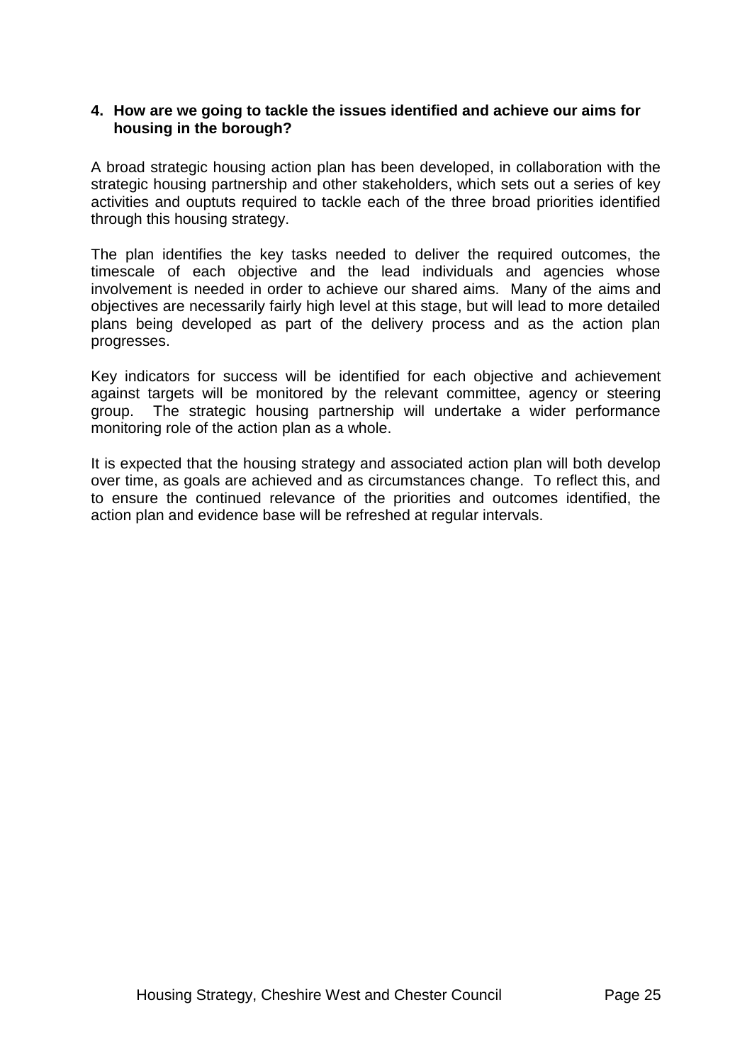## 4. How are we going to tackle the issues identified and achieve our aims for housing in the borough?

A broad strategic housing action plan has been developed, in collaboration with the strategic housing partnership and other stakeholders, which sets out a series of key activities and ouptuts required to tackle each of the three broad priorities identified through this housing strategy.

The plan identifies the key tasks needed to deliver the required outcomes, the timescale of each objective and the lead individuals and agencies whose involvement is needed in order to achieve our shared aims. Many of the aims and objectives are necessarily fairly high level at this stage, but will lead to more detailed plans being developed as part of the delivery process and as the action plan progresses.

Key indicators for success will be identified for each objective and achievement against targets will be monitored by the relevant committee, agency or steering group. The strategic housing partnership will undertake a wider performance monitoring role of the action plan as a whole.

It is expected that the housing strategy and associated action plan will both develop over time, as goals are achieved and as circumstances change. To reflect this, and to ensure the continued relevance of the priorities and outcomes identified, the action plan and evidence base will be refreshed at regular intervals.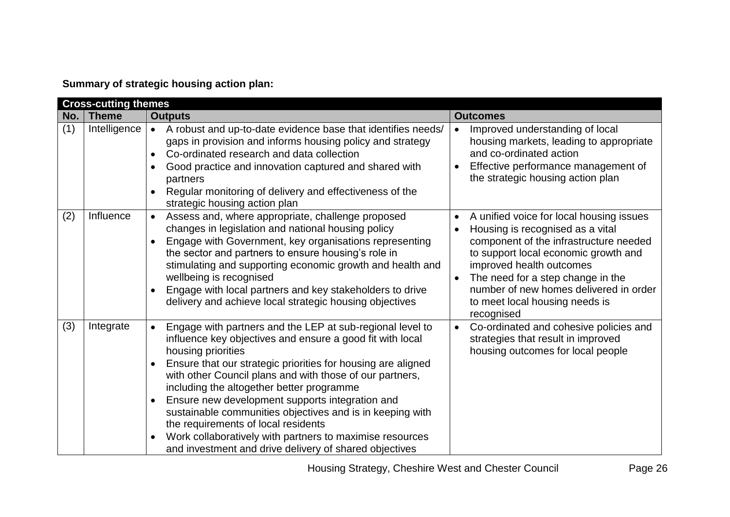**Summary of strategic housing action plan:**

| Cross-cutting themes | | | |
|---|---|---|---|
| **No.** | **Theme** | **Outputs** | **Outcomes** |
| (1) | Intelligence | • A robust and up-to-date evidence base that identifies needs/ gaps in provision and informs housing policy and strategy<br>• Co-ordinated research and data collection<br>• Good practice and innovation captured and shared with partners<br>• Regular monitoring of delivery and effectiveness of the strategic housing action plan | • Improved understanding of local housing markets, leading to appropriate and co-ordinated action<br>• Effective performance management of the strategic housing action plan |
| (2) | Influence | • Assess and, where appropriate, challenge proposed changes in legislation and national housing policy<br>• Engage with Government, key organisations representing the sector and partners to ensure housing's role in stimulating and supporting economic growth and health and wellbeing is recognised<br>• Engage with local partners and key stakeholders to drive delivery and achieve local strategic housing objectives | • A unified voice for local housing issues<br>• Housing is recognised as a vital component of the infrastructure needed to support local economic growth and improved health outcomes<br>• The need for a step change in the number of new homes delivered in order to meet local housing needs is recognised |
| (3) | Integrate | • Engage with partners and the LEP at sub-regional level to influence key objectives and ensure a good fit with local housing priorities<br>• Ensure that our strategic priorities for housing are aligned with other Council plans and with those of our partners, including the altogether better programme<br>• Ensure new development supports integration and sustainable communities objectives and is in keeping with the requirements of local residents<br>• Work collaboratively with partners to maximise resources and investment and drive delivery of shared objectives | • Co-ordinated and cohesive policies and strategies that result in improved housing outcomes for local people |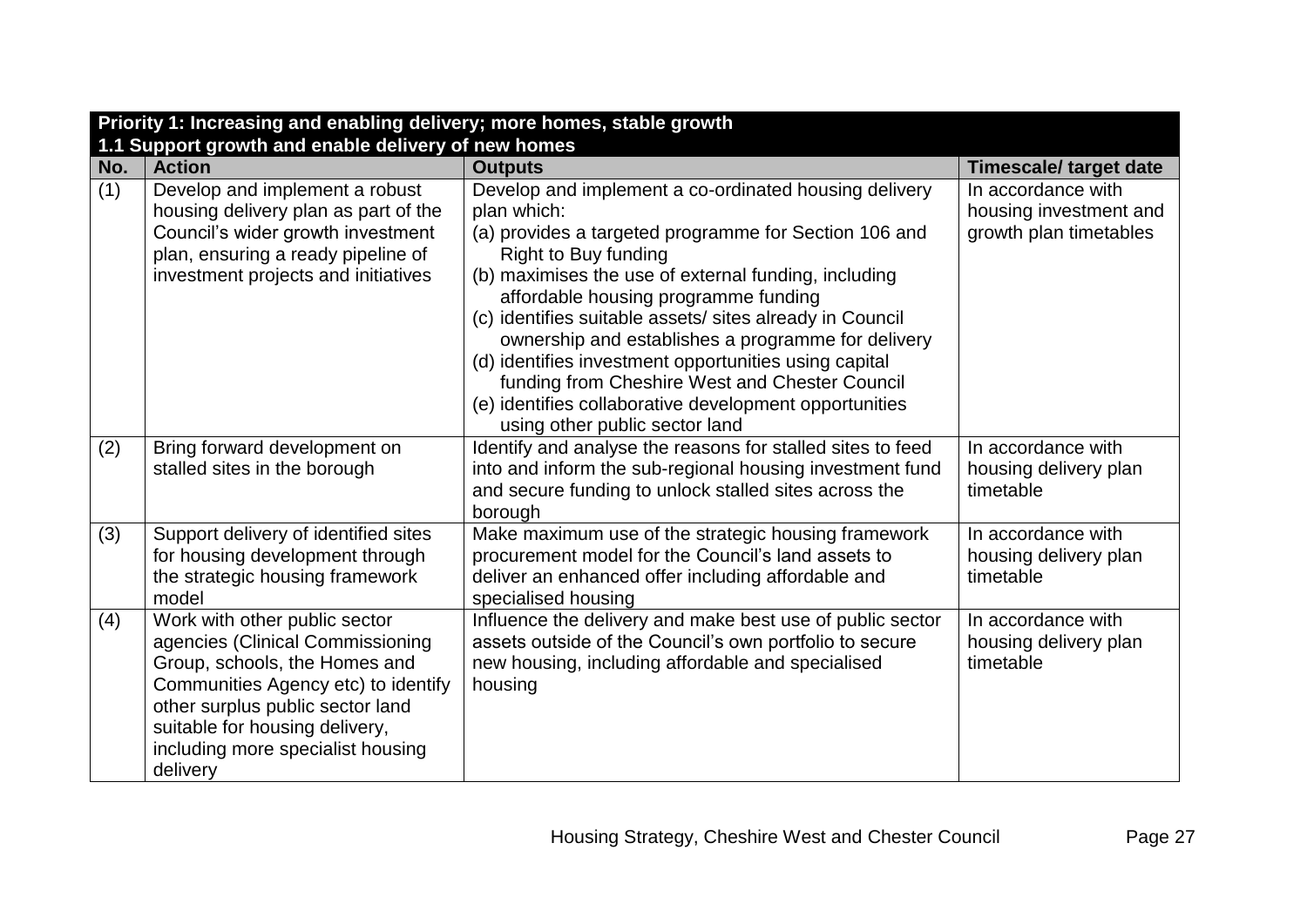| Priority 1: Increasing and enabling delivery; more homes, stable growth | | | |
|---|---|---|---|
| **1.1 Support growth and enable delivery of new homes** | | | |
| **No.** | **Action** | **Outputs** | **Timescale/ target date** |
| (1) | Develop and implement a robust housing delivery plan as part of the Council's wider growth investment plan, ensuring a ready pipeline of investment projects and initiatives | Develop and implement a co-ordinated housing delivery plan which:<br>(a) provides a targeted programme for Section 106 and Right to Buy funding<br>(b) maximises the use of external funding, including affordable housing programme funding<br>(c) identifies suitable assets/ sites already in Council ownership and establishes a programme for delivery<br>(d) identifies investment opportunities using capital funding from Cheshire West and Chester Council<br>(e) identifies collaborative development opportunities using other public sector land | In accordance with housing investment and growth plan timetables |
| (2) | Bring forward development on stalled sites in the borough | Identify and analyse the reasons for stalled sites to feed into and inform the sub-regional housing investment fund and secure funding to unlock stalled sites across the borough | In accordance with housing delivery plan timetable |
| (3) | Support delivery of identified sites for housing development through the strategic housing framework model | Make maximum use of the strategic housing framework procurement model for the Council's land assets to deliver an enhanced offer including affordable and specialised housing | In accordance with housing delivery plan timetable |
| (4) | Work with other public sector agencies (Clinical Commissioning Group, schools, the Homes and Communities Agency etc) to identify other surplus public sector land suitable for housing delivery, including more specialist housing delivery | Influence the delivery and make best use of public sector assets outside of the Council's own portfolio to secure new housing, including affordable and specialised housing | In accordance with housing delivery plan timetable |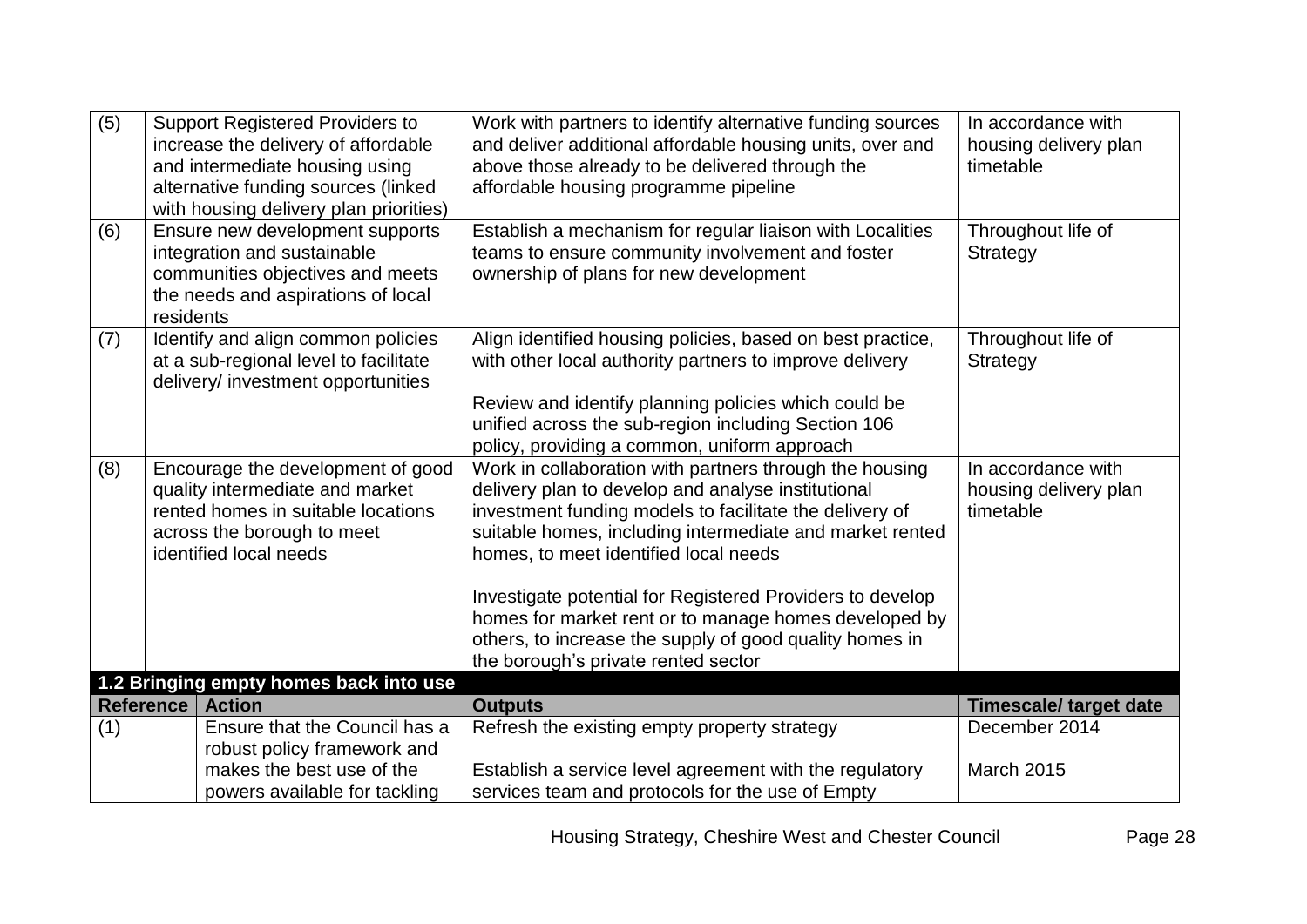| | | | |
|---|---|---|---|
| (5) | Support Registered Providers to increase the delivery of affordable and intermediate housing using alternative funding sources (linked with housing delivery plan priorities) | Work with partners to identify alternative funding sources and deliver additional affordable housing units, over and above those already to be delivered through the affordable housing programme pipeline | In accordance with housing delivery plan timetable |
| (6) | Ensure new development supports integration and sustainable communities objectives and meets the needs and aspirations of local residents | Establish a mechanism for regular liaison with Localities teams to ensure community involvement and foster ownership of plans for new development | Throughout life of Strategy |
| (7) | Identify and align common policies at a sub-regional level to facilitate delivery/ investment opportunities | Align identified housing policies, based on best practice, with other local authority partners to improve delivery<br><br>Review and identify planning policies which could be unified across the sub-region including Section 106 policy, providing a common, uniform approach | Throughout life of Strategy |
| (8) | Encourage the development of good quality intermediate and market rented homes in suitable locations across the borough to meet identified local needs | Work in collaboration with partners through the housing delivery plan to develop and analyse institutional investment funding models to facilitate the delivery of suitable homes, including intermediate and market rented homes, to meet identified local needs<br><br>Investigate potential for Registered Providers to develop homes for market rent or to manage homes developed by others, to increase the supply of good quality homes in the borough's private rented sector | In accordance with housing delivery plan timetable |

**1.2 Bringing empty homes back into use**

| Reference | Action | Outputs | Timescale/ target date |
|---|---|---|---|
| (1) | Ensure that the Council has a robust policy framework and makes the best use of the powers available for tackling | Refresh the existing empty property strategy<br><br>Establish a service level agreement with the regulatory services team and protocols for the use of Empty | December 2014<br><br>March 2015 |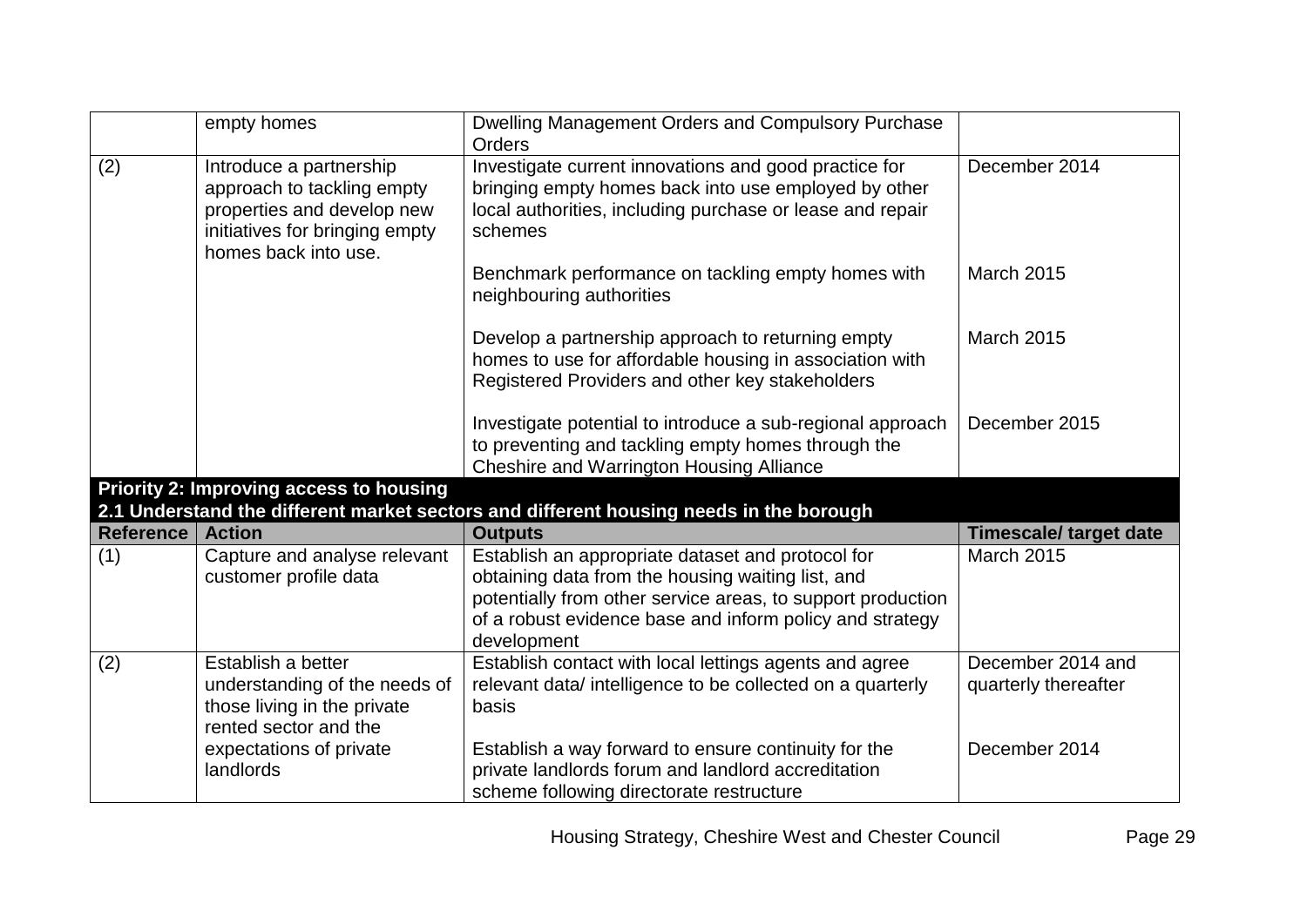|  | empty homes | Dwelling Management Orders and Compulsory Purchase Orders |  |
|---|---|---|---|
| (2) | Introduce a partnership approach to tackling empty properties and develop new initiatives for bringing empty homes back into use. | Investigate current innovations and good practice for bringing empty homes back into use employed by other local authorities, including purchase or lease and repair schemes | December 2014 |
|  |  | Benchmark performance on tackling empty homes with neighbouring authorities | March 2015 |
|  |  | Develop a partnership approach to returning empty homes to use for affordable housing in association with Registered Providers and other key stakeholders | March 2015 |
|  |  | Investigate potential to introduce a sub-regional approach to preventing and tackling empty homes through the Cheshire and Warrington Housing Alliance | December 2015 |

**Priority 2: Improving access to housing**

**2.1 Understand the different market sectors and different housing needs in the borough**

| Reference | Action | Outputs | Timescale/ target date |
|---|---|---|---|
| (1) | Capture and analyse relevant customer profile data | Establish an appropriate dataset and protocol for obtaining data from the housing waiting list, and potentially from other service areas, to support production of a robust evidence base and inform policy and strategy development | March 2015 |
| (2) | Establish a better understanding of the needs of those living in the private rented sector and the expectations of private landlords | Establish contact with local lettings agents and agree relevant data/ intelligence to be collected on a quarterly basis | December 2014 and quarterly thereafter |
|  |  | Establish a way forward to ensure continuity for the private landlords forum and landlord accreditation scheme following directorate restructure | December 2014 |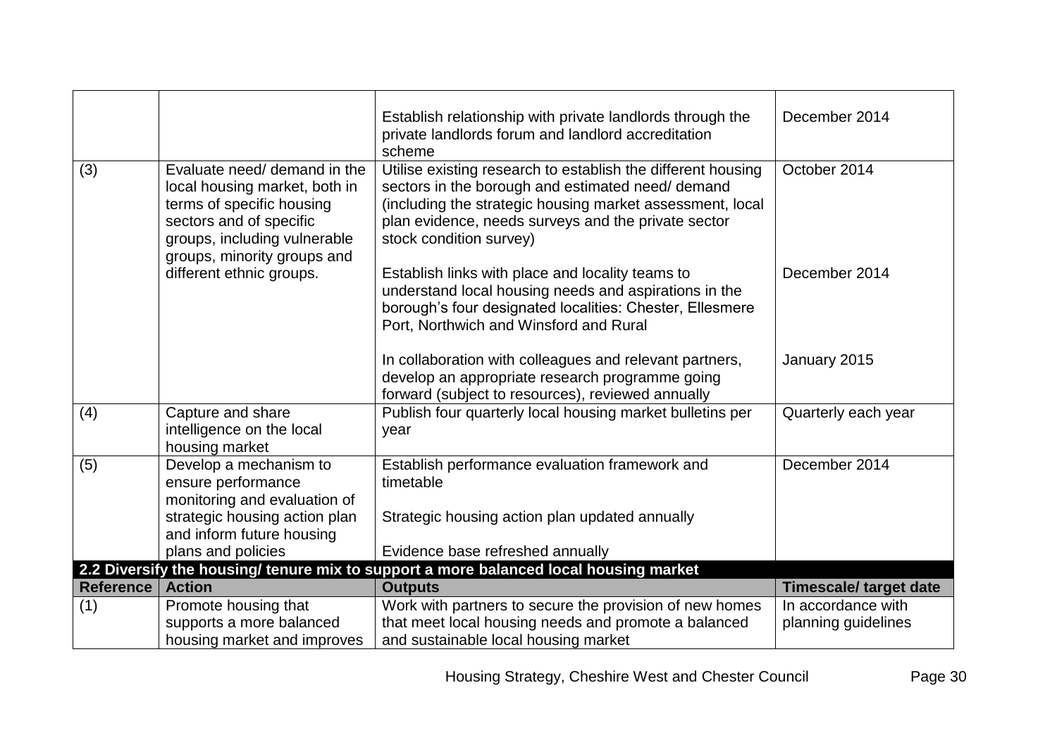| | | | |
|---|---|---|---|
| | | Establish relationship with private landlords through the private landlords forum and landlord accreditation scheme | December 2014 |
| (3) | Evaluate need/ demand in the local housing market, both in terms of specific housing sectors and of specific groups, including vulnerable groups, minority groups and different ethnic groups. | Utilise existing research to establish the different housing sectors in the borough and estimated need/ demand (including the strategic housing market assessment, local plan evidence, needs surveys and the private sector stock condition survey) | October 2014 |
| | | Establish links with place and locality teams to understand local housing needs and aspirations in the borough's four designated localities: Chester, Ellesmere Port, Northwich and Winsford and Rural | December 2014 |
| | | In collaboration with colleagues and relevant partners, develop an appropriate research programme going forward (subject to resources), reviewed annually | January 2015 |
| (4) | Capture and share intelligence on the local housing market | Publish four quarterly local housing market bulletins per year | Quarterly each year |
| (5) | Develop a mechanism to ensure performance monitoring and evaluation of strategic housing action plan and inform future housing plans and policies | Establish performance evaluation framework and timetable<br><br>Strategic housing action plan updated annually<br><br>Evidence base refreshed annually | December 2014 |
| **2.2 Diversify the housing/ tenure mix to support a more balanced local housing market** | | | |
| **Reference** | **Action** | **Outputs** | **Timescale/ target date** |
| (1) | Promote housing that supports a more balanced housing market and improves | Work with partners to secure the provision of new homes that meet local housing needs and promote a balanced and sustainable local housing market | In accordance with planning guidelines |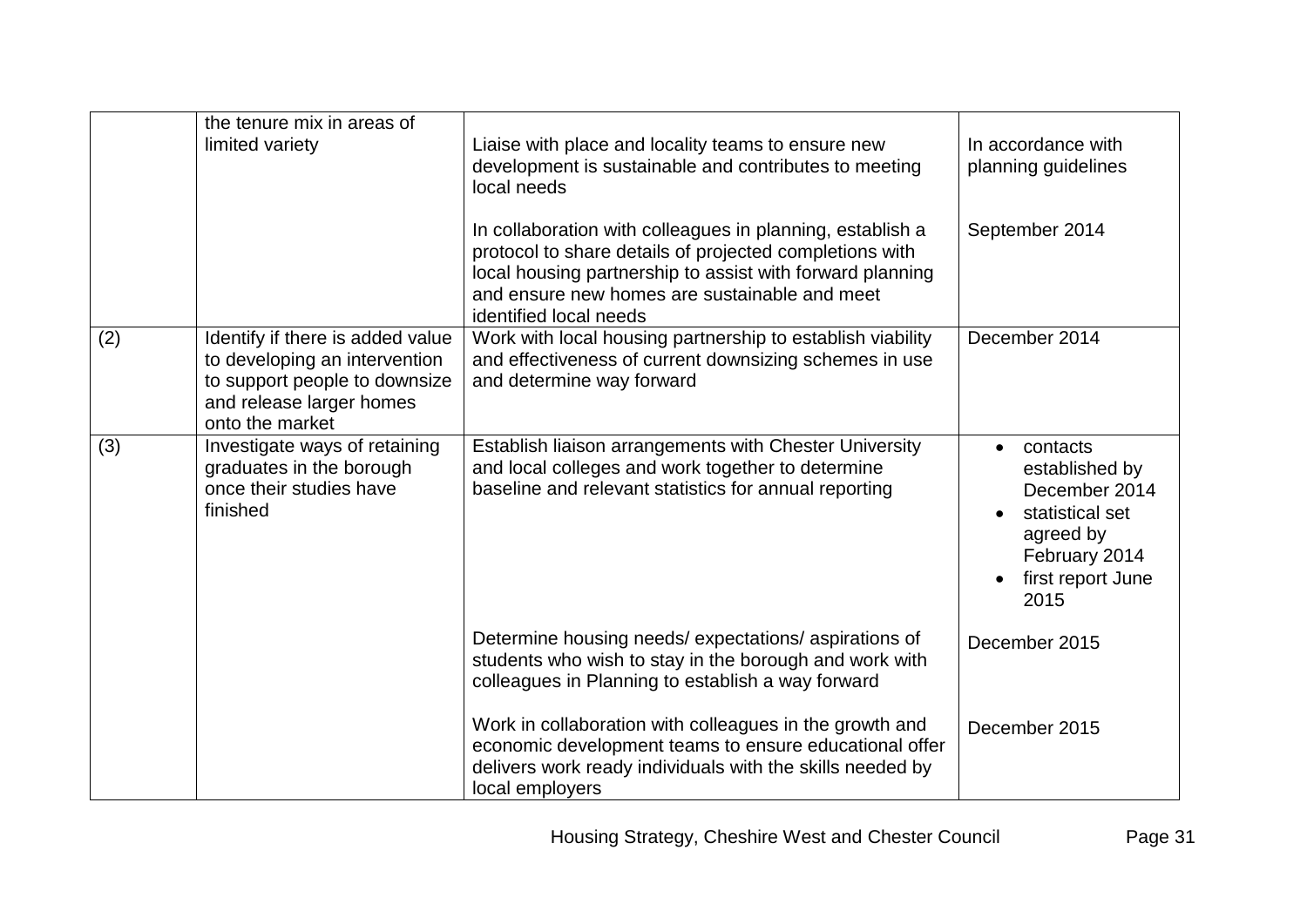|  |  |  |  |
|---|---|---|---|
|  | the tenure mix in areas of limited variety | Liaise with place and locality teams to ensure new development is sustainable and contributes to meeting local needs | In accordance with planning guidelines |
|  |  | In collaboration with colleagues in planning, establish a protocol to share details of projected completions with local housing partnership to assist with forward planning and ensure new homes are sustainable and meet identified local needs | September 2014 |
| (2) | Identify if there is added value to developing an intervention to support people to downsize and release larger homes onto the market | Work with local housing partnership to establish viability and effectiveness of current downsizing schemes in use and determine way forward | December 2014 |
| (3) | Investigate ways of retaining graduates in the borough once their studies have finished | Establish liaison arrangements with Chester University and local colleges and work together to determine baseline and relevant statistics for annual reporting | • contacts established by December 2014<br>• statistical set agreed by February 2014<br>• first report June 2015 |
|  |  | Determine housing needs/ expectations/ aspirations of students who wish to stay in the borough and work with colleagues in Planning to establish a way forward | December 2015 |
|  |  | Work in collaboration with colleagues in the growth and economic development teams to ensure educational offer delivers work ready individuals with the skills needed by local employers | December 2015 |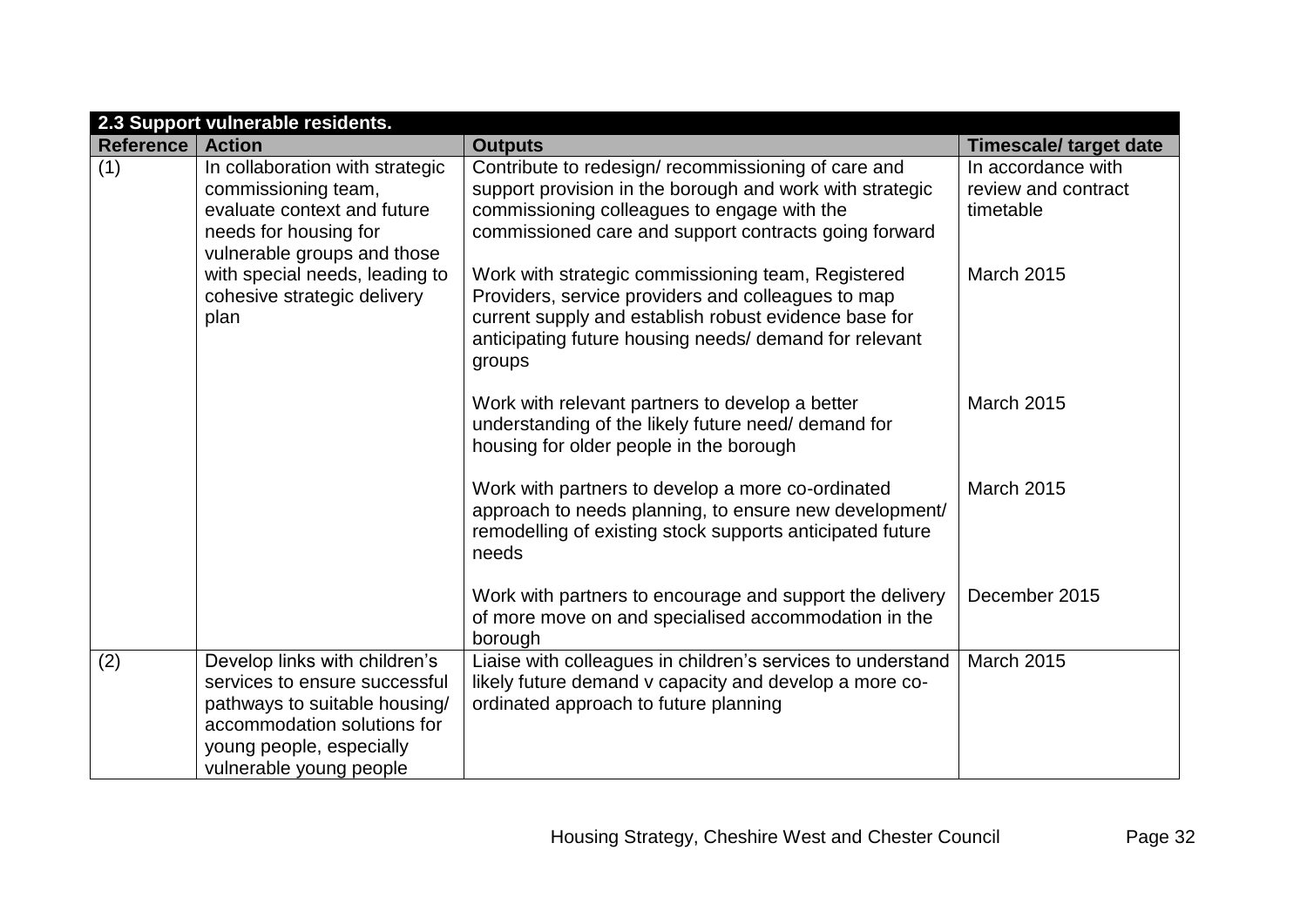| 2.3 Support vulnerable residents. | | | |
|---|---|---|---|
| **Reference** | **Action** | **Outputs** | **Timescale/ target date** |
| (1) | In collaboration with strategic commissioning team, evaluate context and future needs for housing for vulnerable groups and those with special needs, leading to cohesive strategic delivery plan | Contribute to redesign/ recommissioning of care and support provision in the borough and work with strategic commissioning colleagues to engage with the commissioned care and support contracts going forward | In accordance with review and contract timetable |
| | | Work with strategic commissioning team, Registered Providers, service providers and colleagues to map current supply and establish robust evidence base for anticipating future housing needs/ demand for relevant groups | March 2015 |
| | | Work with relevant partners to develop a better understanding of the likely future need/ demand for housing for older people in the borough | March 2015 |
| | | Work with partners to develop a more co-ordinated approach to needs planning, to ensure new development/ remodelling of existing stock supports anticipated future needs | March 2015 |
| | | Work with partners to encourage and support the delivery of more move on and specialised accommodation in the borough | December 2015 |
| (2) | Develop links with children's services to ensure successful pathways to suitable housing/ accommodation solutions for young people, especially vulnerable young people | Liaise with colleagues in children's services to understand likely future demand v capacity and develop a more co-ordinated approach to future planning | March 2015 |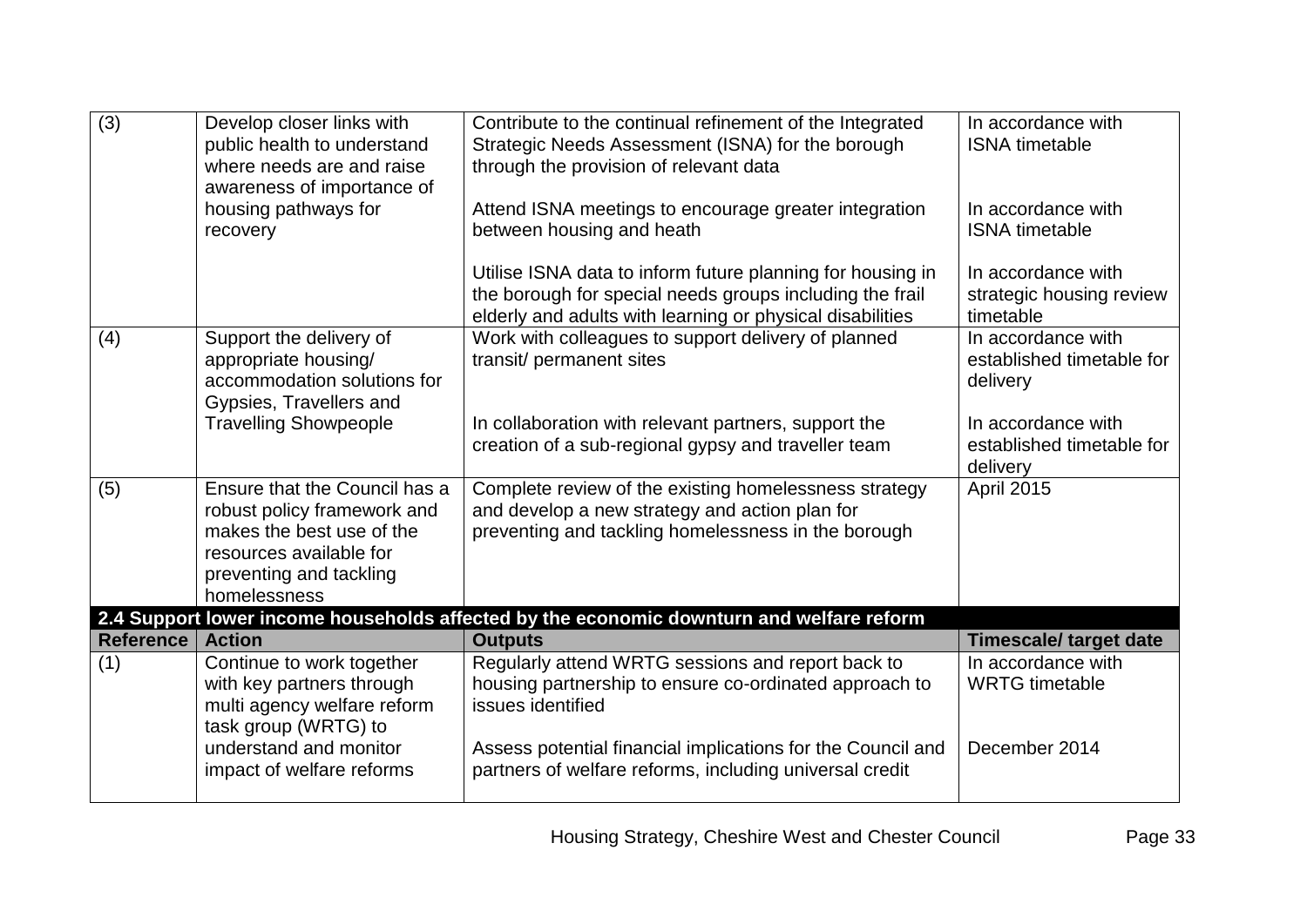| | | | |
|---|---|---|---|
| (3) | Develop closer links with public health to understand where needs are and raise awareness of importance of housing pathways for recovery | Contribute to the continual refinement of the Integrated Strategic Needs Assessment (ISNA) for the borough through the provision of relevant data | In accordance with ISNA timetable |
| | | Attend ISNA meetings to encourage greater integration between housing and heath | In accordance with ISNA timetable |
| | | Utilise ISNA data to inform future planning for housing in the borough for special needs groups including the frail elderly and adults with learning or physical disabilities | In accordance with strategic housing review timetable |
| (4) | Support the delivery of appropriate housing/ accommodation solutions for Gypsies, Travellers and Travelling Showpeople | Work with colleagues to support delivery of planned transit/ permanent sites | In accordance with established timetable for delivery |
| | | In collaboration with relevant partners, support the creation of a sub-regional gypsy and traveller team | In accordance with established timetable for delivery |
| (5) | Ensure that the Council has a robust policy framework and makes the best use of the resources available for preventing and tackling homelessness | Complete review of the existing homelessness strategy and develop a new strategy and action plan for preventing and tackling homelessness in the borough | April 2015 |

**2.4 Support lower income households affected by the economic downturn and welfare reform**

| Reference | Action | Outputs | Timescale/ target date |
|---|---|---|---|
| (1) | Continue to work together with key partners through multi agency welfare reform task group (WRTG) to understand and monitor impact of welfare reforms | Regularly attend WRTG sessions and report back to housing partnership to ensure co-ordinated approach to issues identified | In accordance with WRTG timetable |
| | | Assess potential financial implications for the Council and partners of welfare reforms, including universal credit | December 2014 |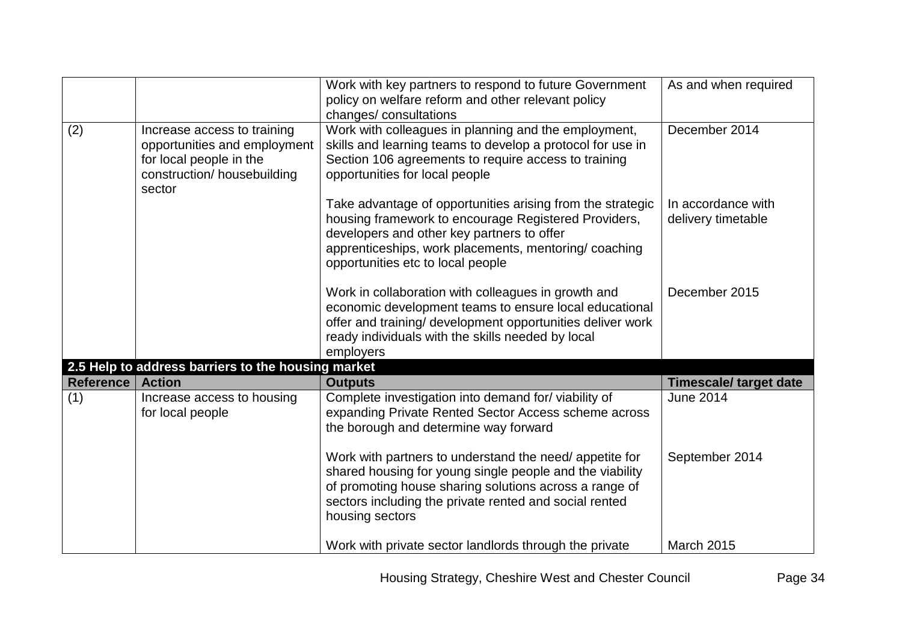| | | Work with key partners to respond to future Government policy on welfare reform and other relevant policy changes/ consultations | As and when required |
|---|---|---|---|
| (2) | Increase access to training opportunities and employment for local people in the construction/ housebuilding sector | Work with colleagues in planning and the employment, skills and learning teams to develop a protocol for use in Section 106 agreements to require access to training opportunities for local people | December 2014 |
| | | Take advantage of opportunities arising from the strategic housing framework to encourage Registered Providers, developers and other key partners to offer apprenticeships, work placements, mentoring/ coaching opportunities etc to local people | In accordance with delivery timetable |
| | | Work in collaboration with colleagues in growth and economic development teams to ensure local educational offer and training/ development opportunities deliver work ready individuals with the skills needed by local employers | December 2015 |

**2.5 Help to address barriers to the housing market**

| Reference | Action | Outputs | Timescale/ target date |
|---|---|---|---|
| (1) | Increase access to housing for local people | Complete investigation into demand for/ viability of expanding Private Rented Sector Access scheme across the borough and determine way forward | June 2014 |
| | | Work with partners to understand the need/ appetite for shared housing for young single people and the viability of promoting house sharing solutions across a range of sectors including the private rented and social rented housing sectors | September 2014 |
| | | Work with private sector landlords through the private | March 2015 |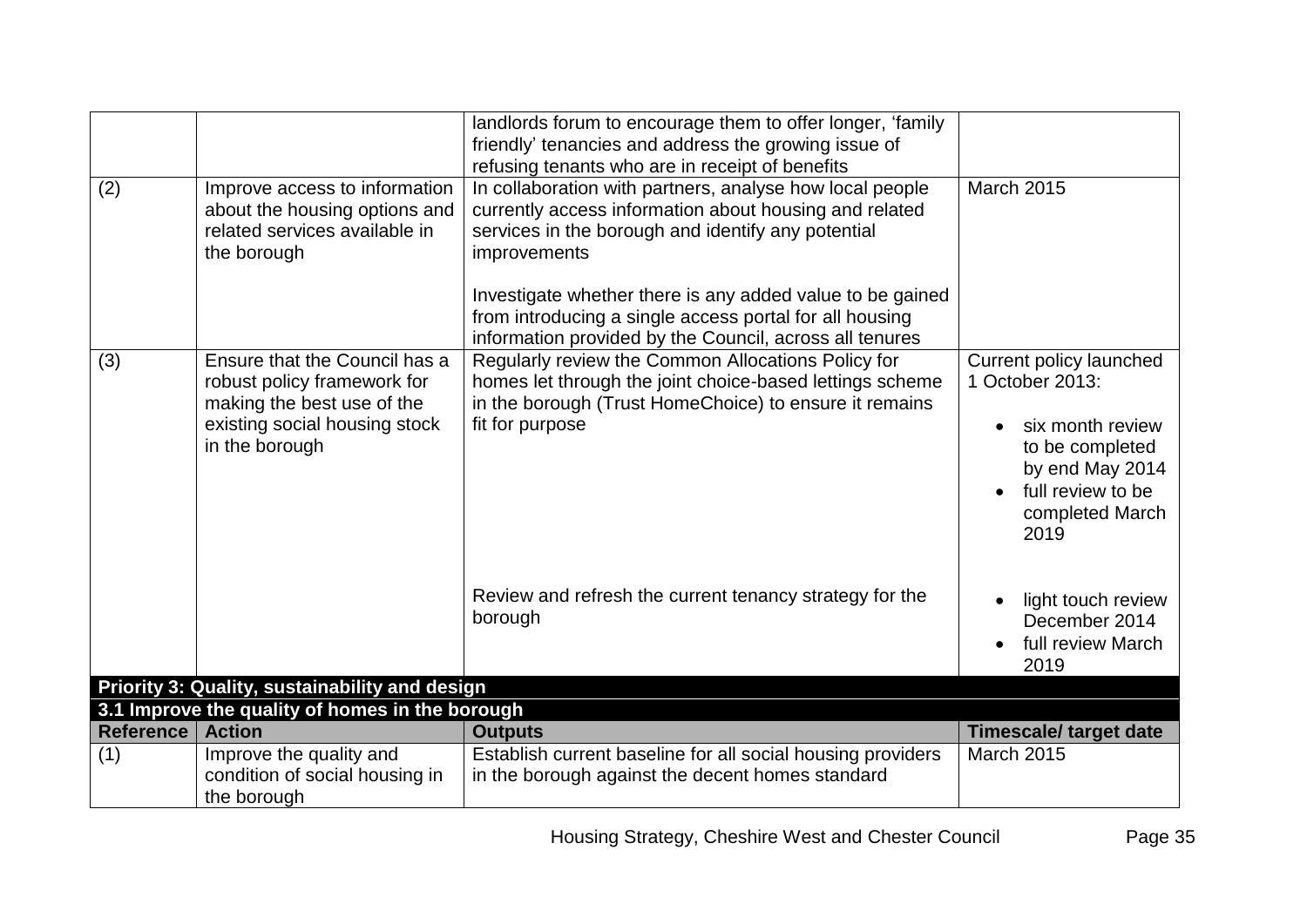| | | | |
|---|---|---|---|
| | | landlords forum to encourage them to offer longer, 'family friendly' tenancies and address the growing issue of refusing tenants who are in receipt of benefits | |
| (2) | Improve access to information about the housing options and related services available in the borough | In collaboration with partners, analyse how local people currently access information about housing and related services in the borough and identify any potential improvements<br><br>Investigate whether there is any added value to be gained from introducing a single access portal for all housing information provided by the Council, across all tenures | March 2015 |
| (3) | Ensure that the Council has a robust policy framework for making the best use of the existing social housing stock in the borough | Regularly review the Common Allocations Policy for homes let through the joint choice-based lettings scheme in the borough (Trust HomeChoice) to ensure it remains fit for purpose | Current policy launched 1 October 2013:<br>• six month review to be completed by end May 2014<br>• full review to be completed March 2019 |
| | | Review and refresh the current tenancy strategy for the borough | • light touch review December 2014<br>• full review March 2019 |

**Priority 3: Quality, sustainability and design**

**3.1 Improve the quality of homes in the borough**

| Reference | Action | Outputs | Timescale/ target date |
|---|---|---|---|
| (1) | Improve the quality and condition of social housing in the borough | Establish current baseline for all social housing providers in the borough against the decent homes standard | March 2015 |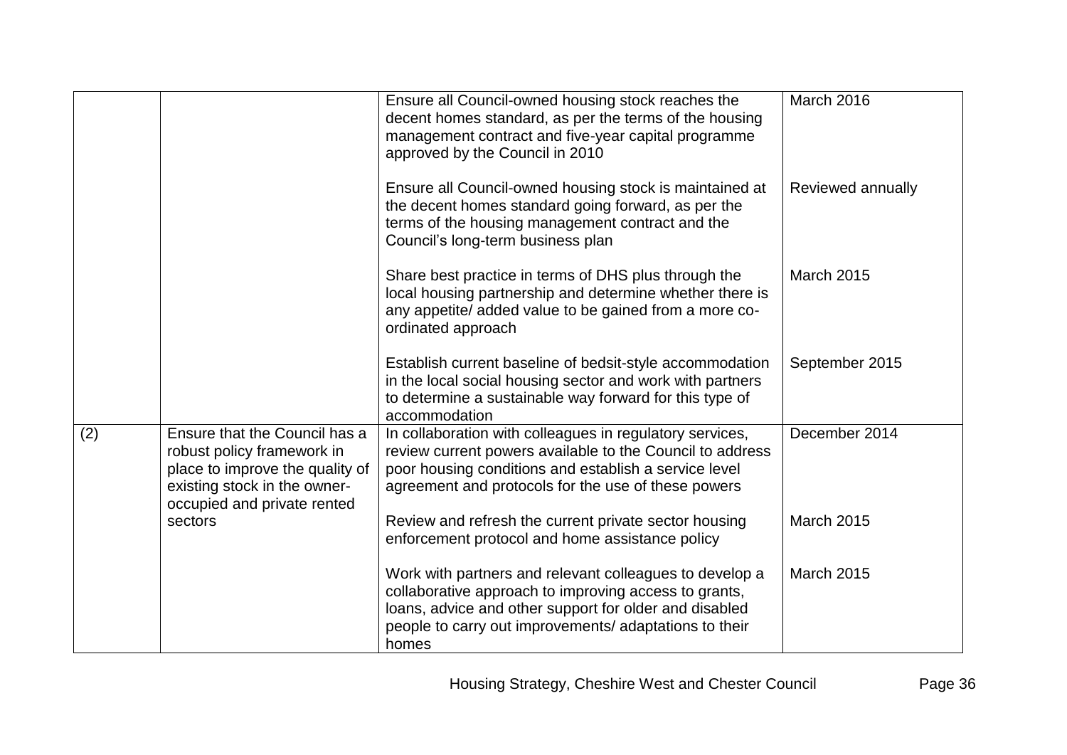| | | | |
|---|---|---|---|
| | | Ensure all Council-owned housing stock reaches the decent homes standard, as per the terms of the housing management contract and five-year capital programme approved by the Council in 2010 | March 2016 |
| | | Ensure all Council-owned housing stock is maintained at the decent homes standard going forward, as per the terms of the housing management contract and the Council's long-term business plan | Reviewed annually |
| | | Share best practice in terms of DHS plus through the local housing partnership and determine whether there is any appetite/ added value to be gained from a more co-ordinated approach | March 2015 |
| | | Establish current baseline of bedsit-style accommodation in the local social housing sector and work with partners to determine a sustainable way forward for this type of accommodation | September 2015 |
| (2) | Ensure that the Council has a robust policy framework in place to improve the quality of existing stock in the owner-occupied and private rented sectors | In collaboration with colleagues in regulatory services, review current powers available to the Council to address poor housing conditions and establish a service level agreement and protocols for the use of these powers | December 2014 |
| | | Review and refresh the current private sector housing enforcement protocol and home assistance policy | March 2015 |
| | | Work with partners and relevant colleagues to develop a collaborative approach to improving access to grants, loans, advice and other support for older and disabled people to carry out improvements/ adaptations to their homes | March 2015 |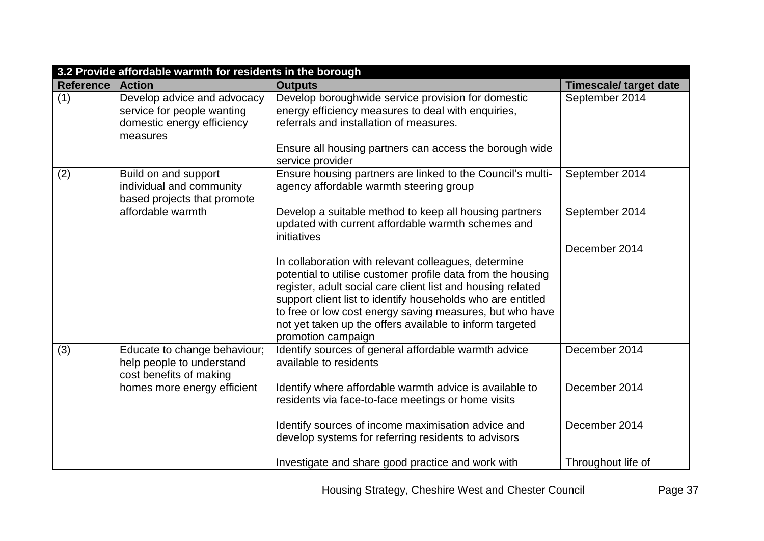| 3.2 Provide affordable warmth for residents in the borough | | | |
|---|---|---|---|
| **Reference** | **Action** | **Outputs** | **Timescale/ target date** |
| (1) | Develop advice and advocacy service for people wanting domestic energy efficiency measures | Develop boroughwide service provision for domestic energy efficiency measures to deal with enquiries, referrals and installation of measures.<br><br>Ensure all housing partners can access the borough wide service provider | September 2014 |
| (2) | Build on and support individual and community based projects that promote affordable warmth | Ensure housing partners are linked to the Council's multi-agency affordable warmth steering group<br><br>Develop a suitable method to keep all housing partners updated with current affordable warmth schemes and initiatives<br><br>In collaboration with relevant colleagues, determine potential to utilise customer profile data from the housing register, adult social care client list and housing related support client list to identify households who are entitled to free or low cost energy saving measures, but who have not yet taken up the offers available to inform targeted promotion campaign | September 2014<br><br>September 2014<br><br>December 2014 |
| (3) | Educate to change behaviour; help people to understand cost benefits of making homes more energy efficient | Identify sources of general affordable warmth advice available to residents<br><br>Identify where affordable warmth advice is available to residents via face-to-face meetings or home visits<br><br>Identify sources of income maximisation advice and develop systems for referring residents to advisors<br><br>Investigate and share good practice and work with | December 2014<br><br>December 2014<br><br>December 2014<br><br>Throughout life of |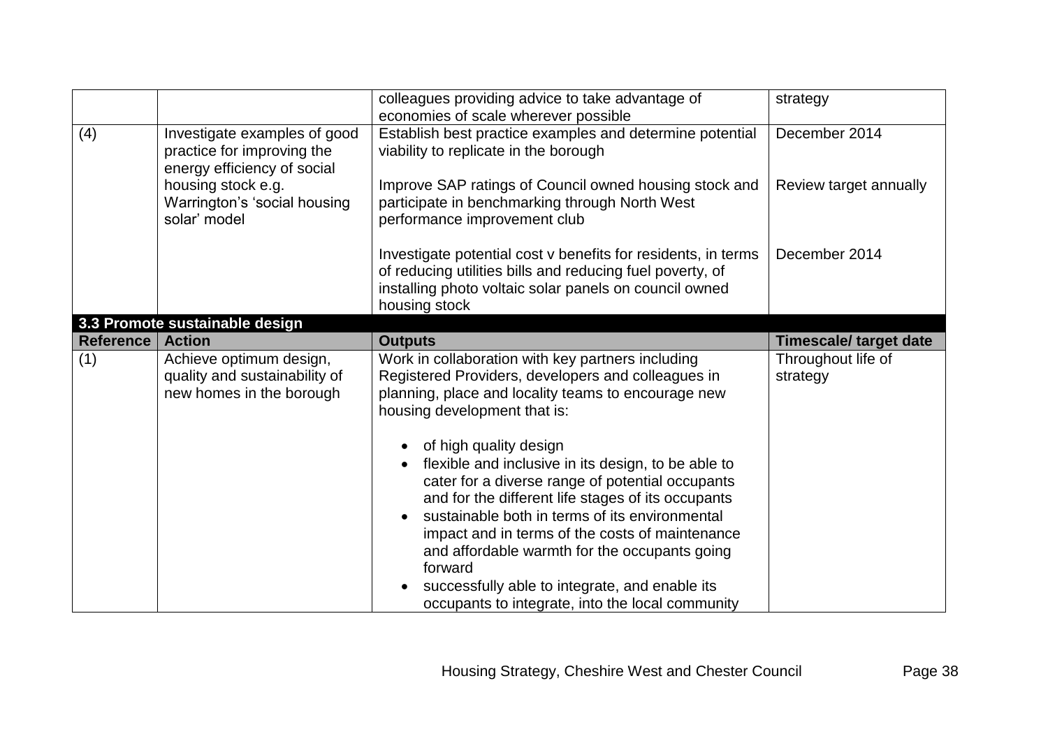| | | colleagues providing advice to take advantage of economies of scale wherever possible | strategy |
|---|---|---|---|
| (4) | Investigate examples of good practice for improving the energy efficiency of social housing stock e.g. Warrington's 'social housing solar' model | Establish best practice examples and determine potential viability to replicate in the borough | December 2014 |
| | | Improve SAP ratings of Council owned housing stock and participate in benchmarking through North West performance improvement club | Review target annually |
| | | Investigate potential cost v benefits for residents, in terms of reducing utilities bills and reducing fuel poverty, of installing photo voltaic solar panels on council owned housing stock | December 2014 |

**3.3 Promote sustainable design**

| Reference | Action | Outputs | Timescale/ target date |
|---|---|---|---|
| (1) | Achieve optimum design, quality and sustainability of new homes in the borough | Work in collaboration with key partners including Registered Providers, developers and colleagues in planning, place and locality teams to encourage new housing development that is:<br><br>• of high quality design<br>• flexible and inclusive in its design, to be able to cater for a diverse range of potential occupants and for the different life stages of its occupants<br>• sustainable both in terms of its environmental impact and in terms of the costs of maintenance and affordable warmth for the occupants going forward<br>• successfully able to integrate, and enable its occupants to integrate, into the local community | Throughout life of strategy |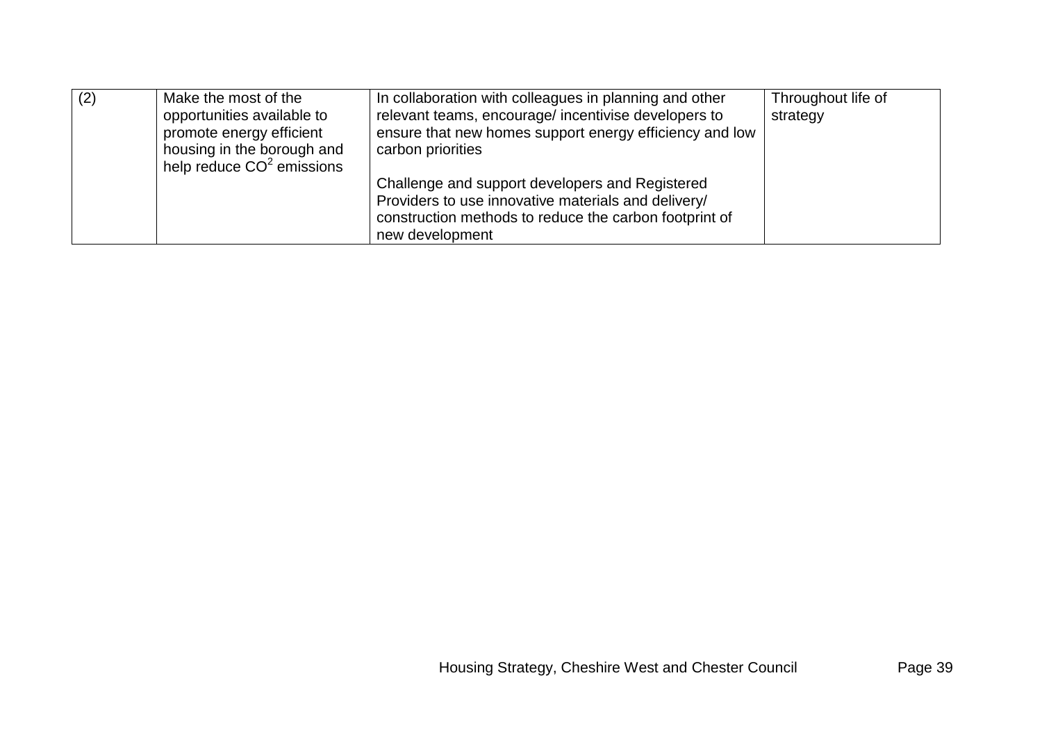| | | | |
|---|---|---|---|
| (2) | Make the most of the opportunities available to promote energy efficient housing in the borough and help reduce $CO^2$ emissions | In collaboration with colleagues in planning and other relevant teams, encourage/ incentivise developers to ensure that new homes support energy efficiency and low carbon priorities<br><br>Challenge and support developers and Registered Providers to use innovative materials and delivery/ construction methods to reduce the carbon footprint of new development | Throughout life of strategy |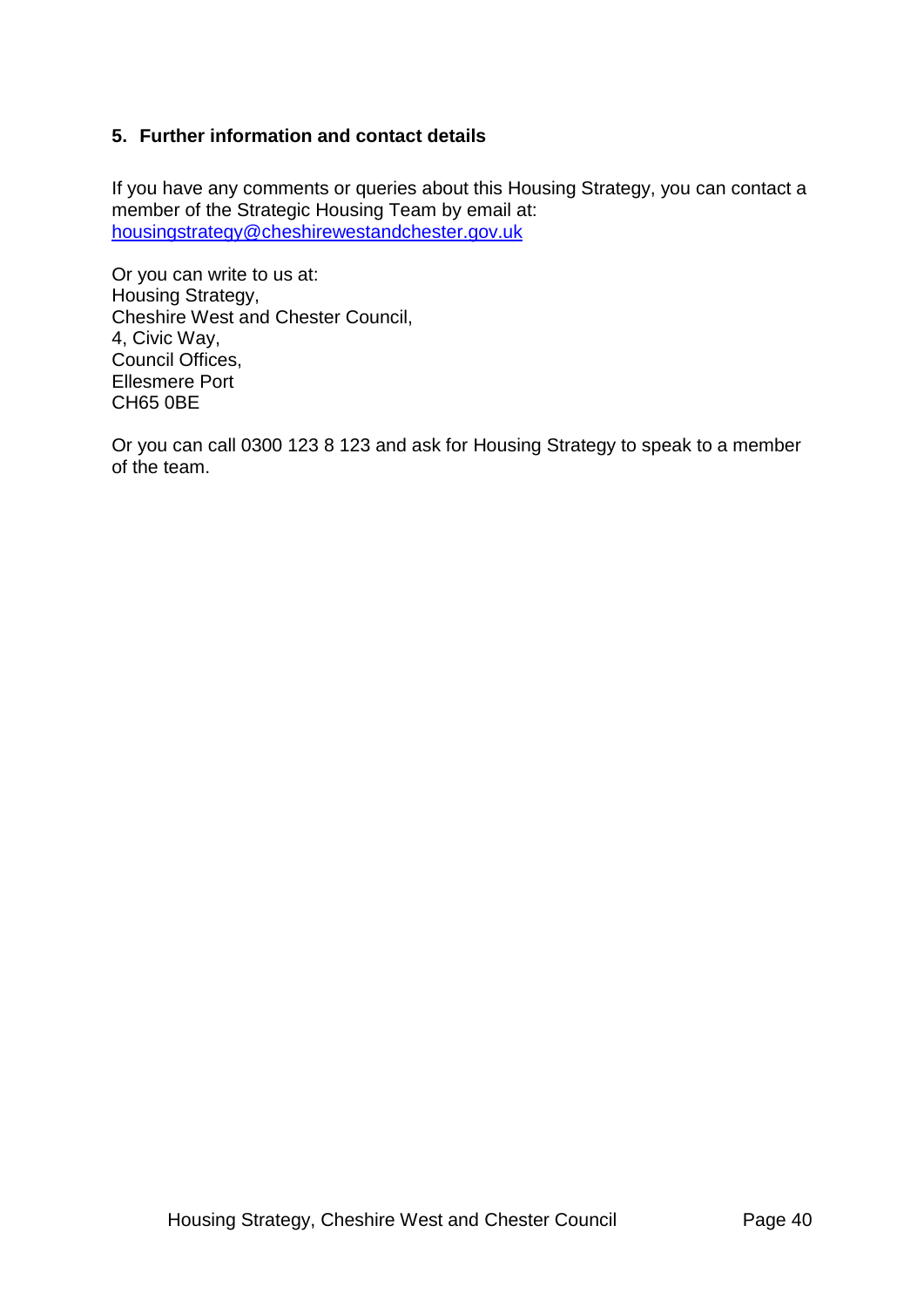## 5. Further information and contact details

If you have any comments or queries about this Housing Strategy, you can contact a member of the Strategic Housing Team by email at: housingstrategy@cheshirewestandchester.gov.uk

Or you can write to us at:
Housing Strategy,
Cheshire West and Chester Council,
4, Civic Way,
Council Offices,
Ellesmere Port
CH65 0BE

Or you can call 0300 123 8 123 and ask for Housing Strategy to speak to a member of the team.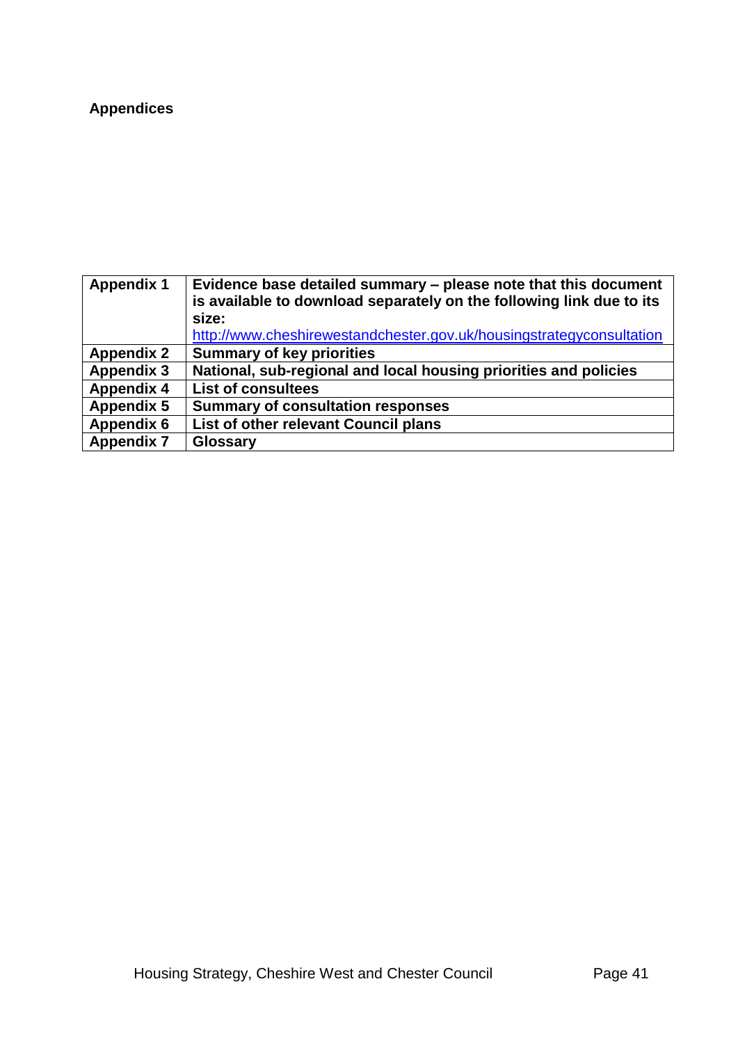## Appendices

| Appendix 1 | Evidence base detailed summary – please note that this document is available to download separately on the following link due to its size: http://www.cheshirewestandchester.gov.uk/housingstrategyconsultation |
|---|---|
| **Appendix 2** | **Summary of key priorities** |
| **Appendix 3** | **National, sub-regional and local housing priorities and policies** |
| **Appendix 4** | **List of consultees** |
| **Appendix 5** | **Summary of consultation responses** |
| **Appendix 6** | **List of other relevant Council plans** |
| **Appendix 7** | **Glossary** |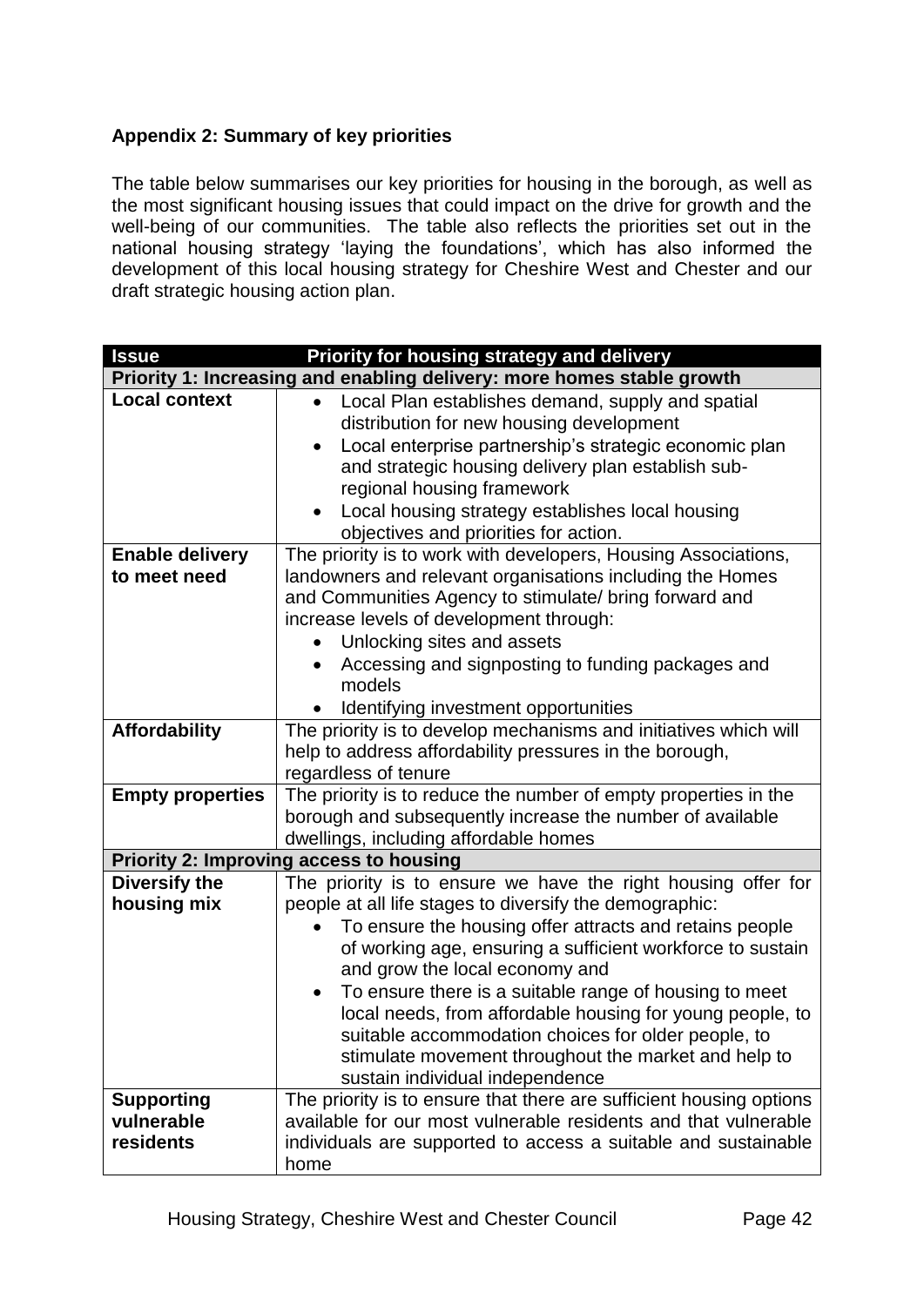**Appendix 2: Summary of key priorities**

The table below summarises our key priorities for housing in the borough, as well as the most significant housing issues that could impact on the drive for growth and the well-being of our communities. The table also reflects the priorities set out in the national housing strategy 'laying the foundations', which has also informed the development of this local housing strategy for Cheshire West and Chester and our draft strategic housing action plan.

| Issue | Priority for housing strategy and delivery |
|---|---|
| **Priority 1: Increasing and enabling delivery: more homes stable growth** | |
| **Local context** | • Local Plan establishes demand, supply and spatial distribution for new housing development<br>• Local enterprise partnership's strategic economic plan and strategic housing delivery plan establish sub-regional housing framework<br>• Local housing strategy establishes local housing objectives and priorities for action. |
| **Enable delivery to meet need** | The priority is to work with developers, Housing Associations, landowners and relevant organisations including the Homes and Communities Agency to stimulate/ bring forward and increase levels of development through:<br>• Unlocking sites and assets<br>• Accessing and signposting to funding packages and models<br>• Identifying investment opportunities |
| **Affordability** | The priority is to develop mechanisms and initiatives which will help to address affordability pressures in the borough, regardless of tenure |
| **Empty properties** | The priority is to reduce the number of empty properties in the borough and subsequently increase the number of available dwellings, including affordable homes |
| **Priority 2: Improving access to housing** | |
| **Diversify the housing mix** | The priority is to ensure we have the right housing offer for people at all life stages to diversify the demographic:<br>• To ensure the housing offer attracts and retains people of working age, ensuring a sufficient workforce to sustain and grow the local economy and<br>• To ensure there is a suitable range of housing to meet local needs, from affordable housing for young people, to suitable accommodation choices for older people, to stimulate movement throughout the market and help to sustain individual independence |
| **Supporting vulnerable residents** | The priority is to ensure that there are sufficient housing options available for our most vulnerable residents and that vulnerable individuals are supported to access a suitable and sustainable home |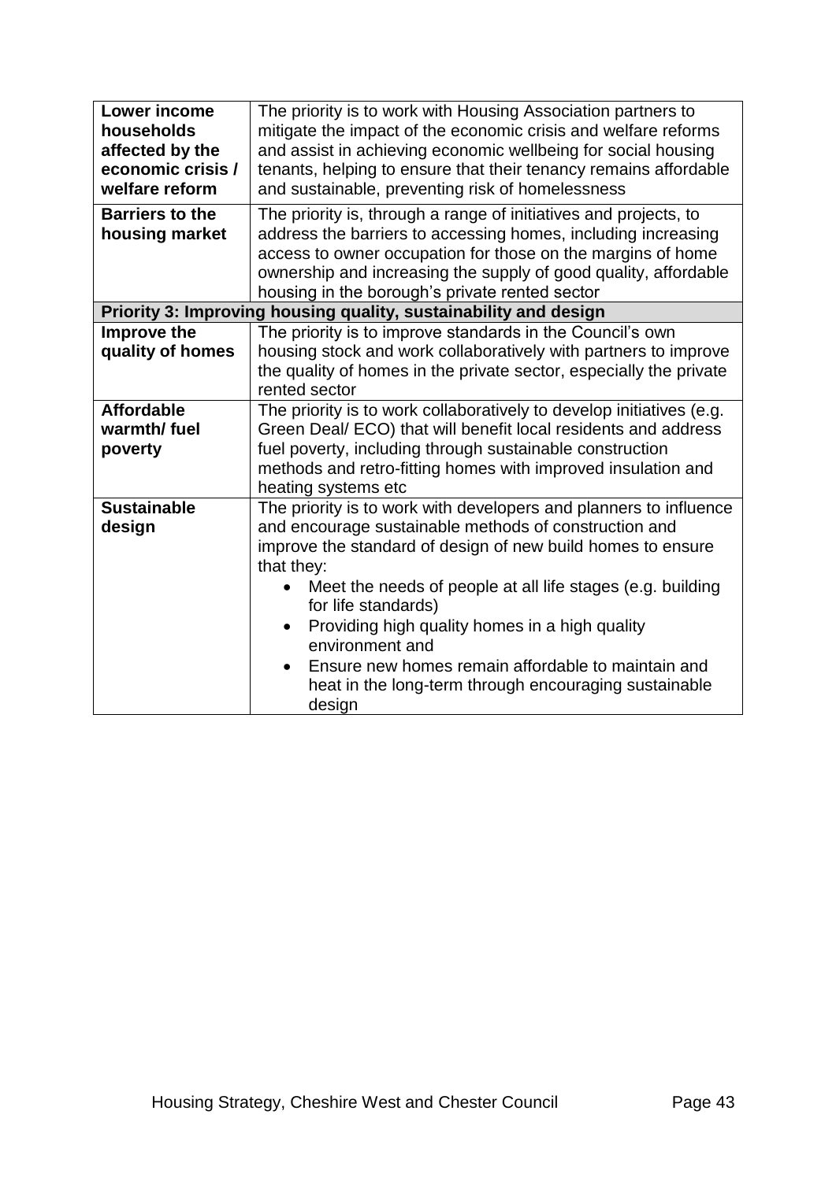| | |
|---|---|
| **Lower income households affected by the economic crisis / welfare reform** | The priority is to work with Housing Association partners to mitigate the impact of the economic crisis and welfare reforms and assist in achieving economic wellbeing for social housing tenants, helping to ensure that their tenancy remains affordable and sustainable, preventing risk of homelessness |
| **Barriers to the housing market** | The priority is, through a range of initiatives and projects, to address the barriers to accessing homes, including increasing access to owner occupation for those on the margins of home ownership and increasing the supply of good quality, affordable housing in the borough's private rented sector |
| **Priority 3: Improving housing quality, sustainability and design** | |
| **Improve the quality of homes** | The priority is to improve standards in the Council's own housing stock and work collaboratively with partners to improve the quality of homes in the private sector, especially the private rented sector |
| **Affordable warmth/ fuel poverty** | The priority is to work collaboratively to develop initiatives (e.g. Green Deal/ ECO) that will benefit local residents and address fuel poverty, including through sustainable construction methods and retro-fitting homes with improved insulation and heating systems etc |
| **Sustainable design** | The priority is to work with developers and planners to influence and encourage sustainable methods of construction and improve the standard of design of new build homes to ensure that they: <br>• Meet the needs of people at all life stages (e.g. building for life standards) <br>• Providing high quality homes in a high quality environment and <br>• Ensure new homes remain affordable to maintain and heat in the long-term through encouraging sustainable design |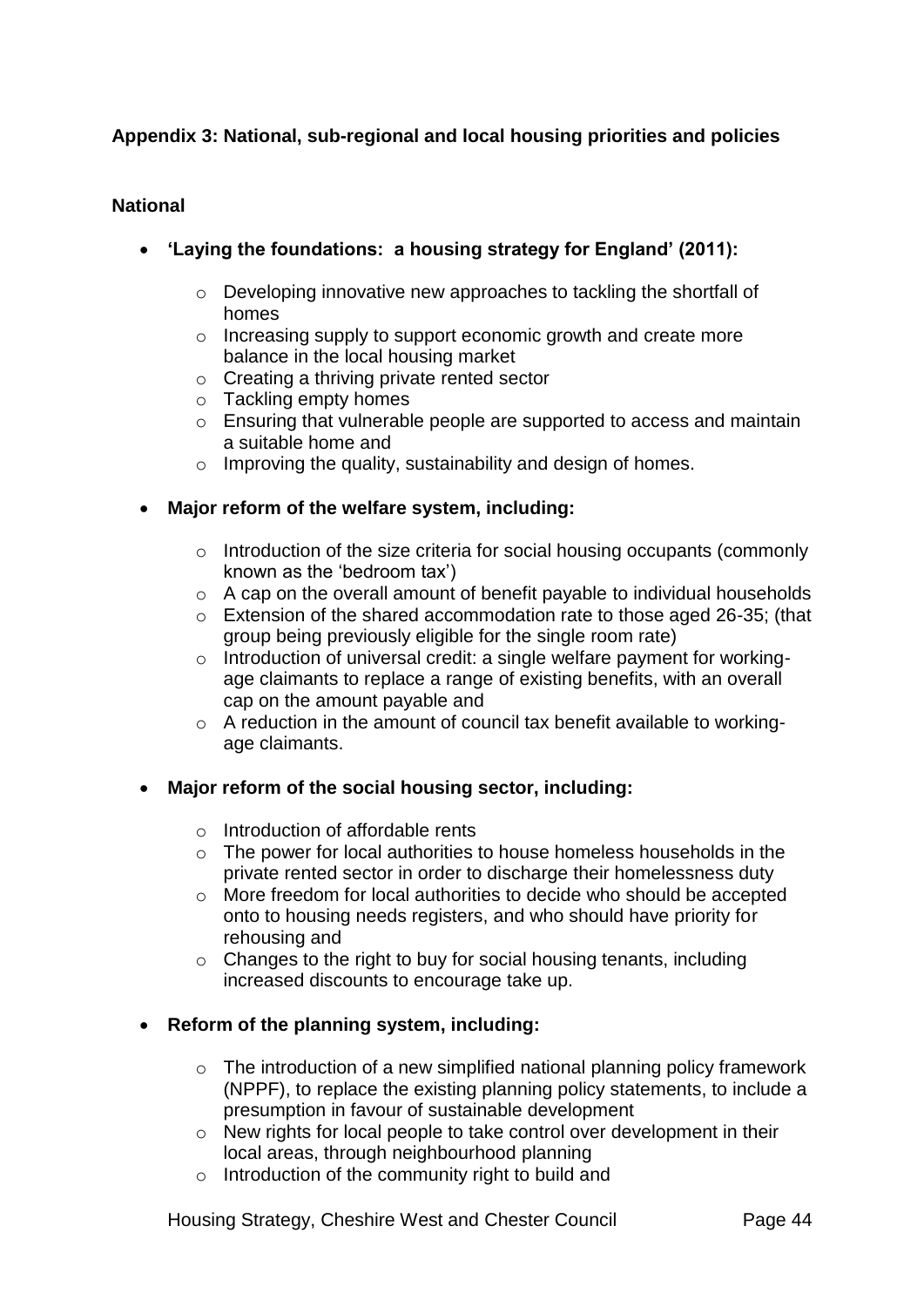**Appendix 3: National, sub-regional and local housing priorities and policies**

**National**

- **'Laying the foundations: a housing strategy for England' (2011):**
    - Developing innovative new approaches to tackling the shortfall of homes
    - Increasing supply to support economic growth and create more balance in the local housing market
    - Creating a thriving private rented sector
    - Tackling empty homes
    - Ensuring that vulnerable people are supported to access and maintain a suitable home and
    - Improving the quality, sustainability and design of homes.

- **Major reform of the welfare system, including:**
    - Introduction of the size criteria for social housing occupants (commonly known as the 'bedroom tax')
    - A cap on the overall amount of benefit payable to individual households
    - Extension of the shared accommodation rate to those aged 26-35; (that group being previously eligible for the single room rate)
    - Introduction of universal credit: a single welfare payment for working-age claimants to replace a range of existing benefits, with an overall cap on the amount payable and
    - A reduction in the amount of council tax benefit available to working-age claimants.

- **Major reform of the social housing sector, including:**
    - Introduction of affordable rents
    - The power for local authorities to house homeless households in the private rented sector in order to discharge their homelessness duty
    - More freedom for local authorities to decide who should be accepted onto to housing needs registers, and who should have priority for rehousing and
    - Changes to the right to buy for social housing tenants, including increased discounts to encourage take up.

- **Reform of the planning system, including:**
    - The introduction of a new simplified national planning policy framework (NPPF), to replace the existing planning policy statements, to include a presumption in favour of sustainable development
    - New rights for local people to take control over development in their local areas, through neighbourhood planning
    - Introduction of the community right to build and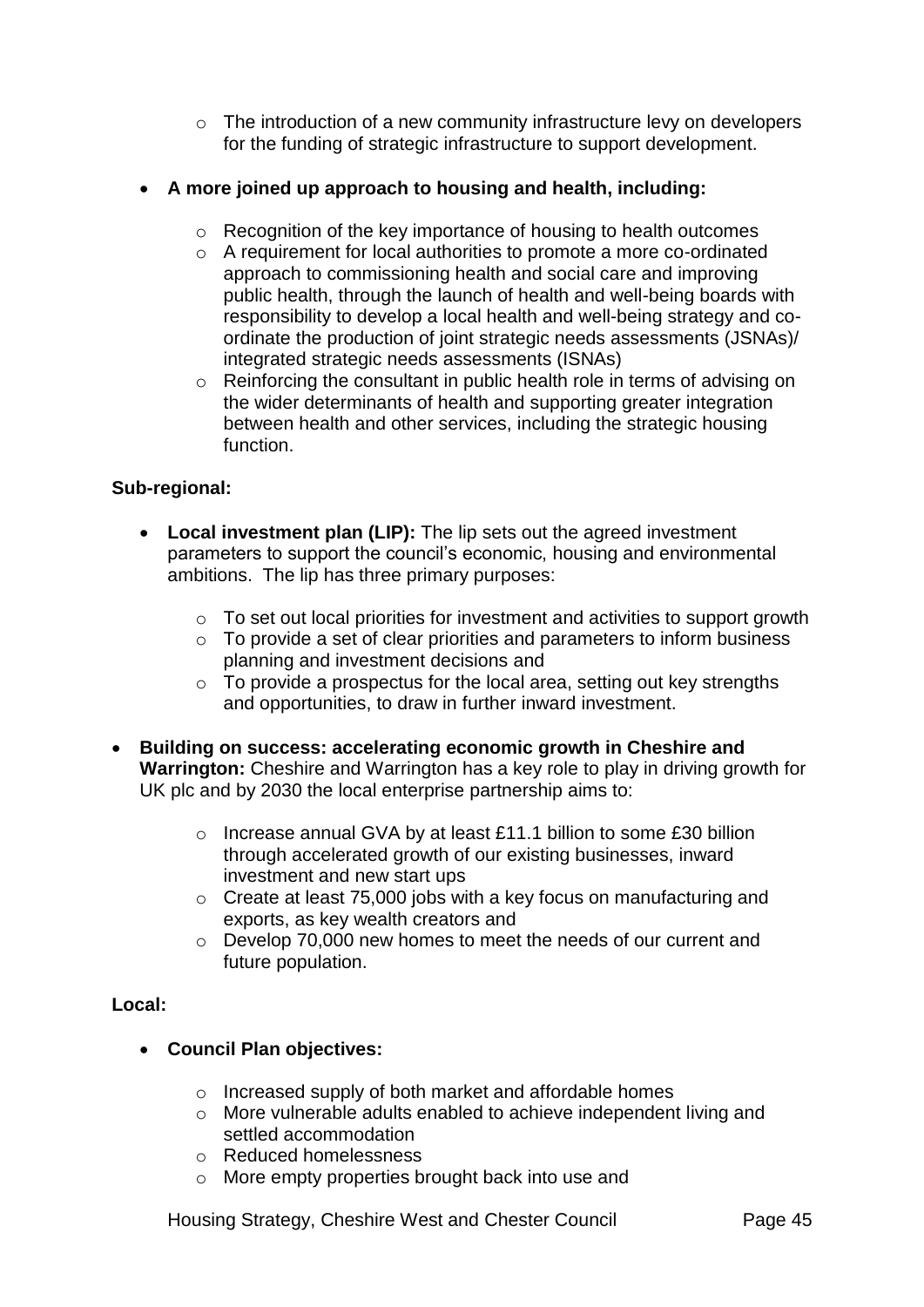- The introduction of a new community infrastructure levy on developers for the funding of strategic infrastructure to support development.

- **A more joined up approach to housing and health, including:**

  - Recognition of the key importance of housing to health outcomes
  - A requirement for local authorities to promote a more co-ordinated approach to commissioning health and social care and improving public health, through the launch of health and well-being boards with responsibility to develop a local health and well-being strategy and co-ordinate the production of joint strategic needs assessments (JSNAs)/ integrated strategic needs assessments (ISNAs)
  - Reinforcing the consultant in public health role in terms of advising on the wider determinants of health and supporting greater integration between health and other services, including the strategic housing function.

**Sub-regional:**

- **Local investment plan (LIP):** The lip sets out the agreed investment parameters to support the council's economic, housing and environmental ambitions. The lip has three primary purposes:

  - To set out local priorities for investment and activities to support growth
  - To provide a set of clear priorities and parameters to inform business planning and investment decisions and
  - To provide a prospectus for the local area, setting out key strengths and opportunities, to draw in further inward investment.

- **Building on success: accelerating economic growth in Cheshire and Warrington:** Cheshire and Warrington has a key role to play in driving growth for UK plc and by 2030 the local enterprise partnership aims to:

  - Increase annual GVA by at least £11.1 billion to some £30 billion through accelerated growth of our existing businesses, inward investment and new start ups
  - Create at least 75,000 jobs with a key focus on manufacturing and exports, as key wealth creators and
  - Develop 70,000 new homes to meet the needs of our current and future population.

**Local:**

- **Council Plan objectives:**

  - Increased supply of both market and affordable homes
  - More vulnerable adults enabled to achieve independent living and settled accommodation
  - Reduced homelessness
  - More empty properties brought back into use and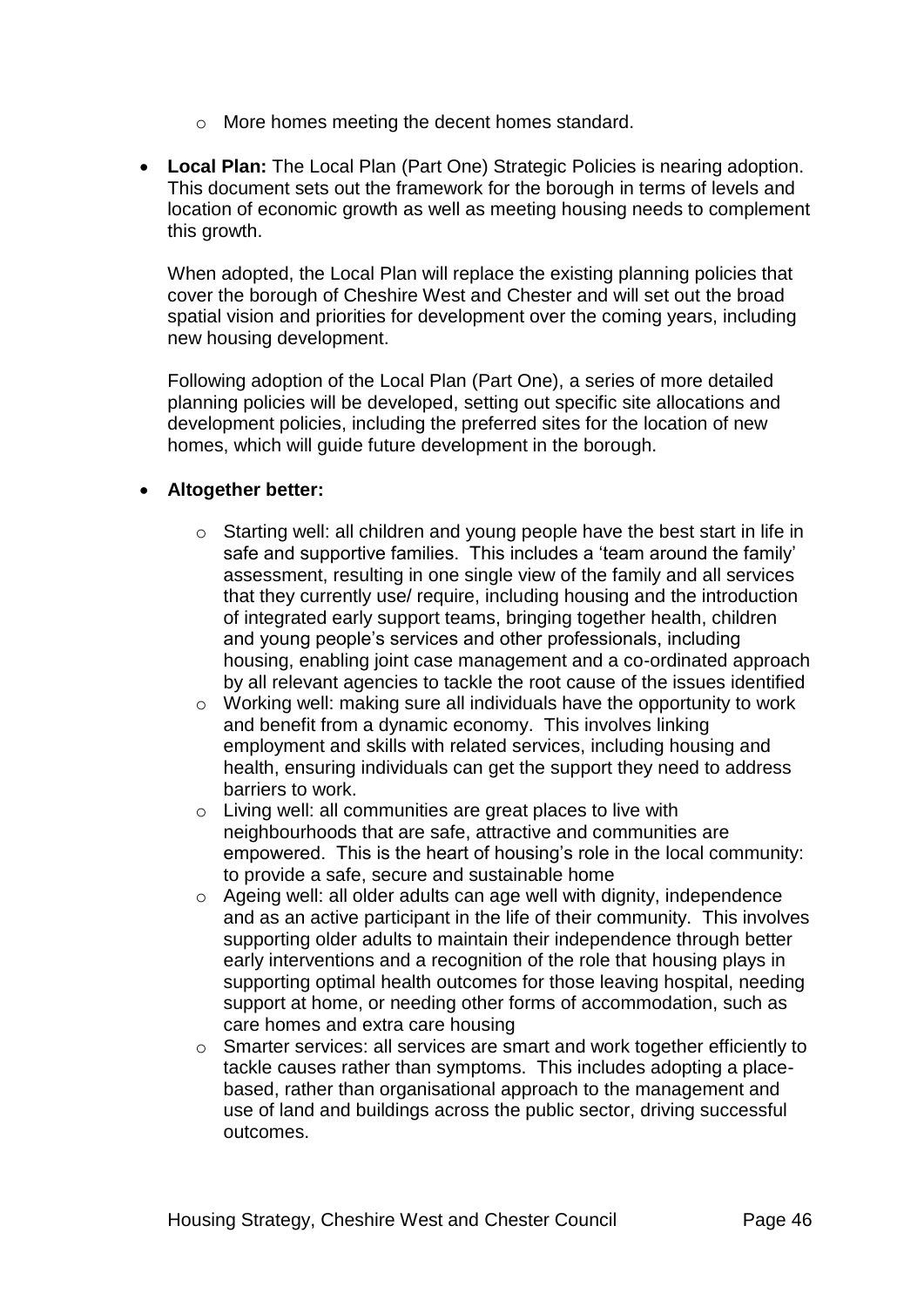- More homes meeting the decent homes standard.

- **Local Plan:** The Local Plan (Part One) Strategic Policies is nearing adoption. This document sets out the framework for the borough in terms of levels and location of economic growth as well as meeting housing needs to complement this growth.

  When adopted, the Local Plan will replace the existing planning policies that cover the borough of Cheshire West and Chester and will set out the broad spatial vision and priorities for development over the coming years, including new housing development.

  Following adoption of the Local Plan (Part One), a series of more detailed planning policies will be developed, setting out specific site allocations and development policies, including the preferred sites for the location of new homes, which will guide future development in the borough.

- **Altogether better:**
    - Starting well: all children and young people have the best start in life in safe and supportive families. This includes a 'team around the family' assessment, resulting in one single view of the family and all services that they currently use/ require, including housing and the introduction of integrated early support teams, bringing together health, children and young people's services and other professionals, including housing, enabling joint case management and a co-ordinated approach by all relevant agencies to tackle the root cause of the issues identified
    - Working well: making sure all individuals have the opportunity to work and benefit from a dynamic economy. This involves linking employment and skills with related services, including housing and health, ensuring individuals can get the support they need to address barriers to work.
    - Living well: all communities are great places to live with neighbourhoods that are safe, attractive and communities are empowered. This is the heart of housing's role in the local community: to provide a safe, secure and sustainable home
    - Ageing well: all older adults can age well with dignity, independence and as an active participant in the life of their community. This involves supporting older adults to maintain their independence through better early interventions and a recognition of the role that housing plays in supporting optimal health outcomes for those leaving hospital, needing support at home, or needing other forms of accommodation, such as care homes and extra care housing
    - Smarter services: all services are smart and work together efficiently to tackle causes rather than symptoms. This includes adopting a place-based, rather than organisational approach to the management and use of land and buildings across the public sector, driving successful outcomes.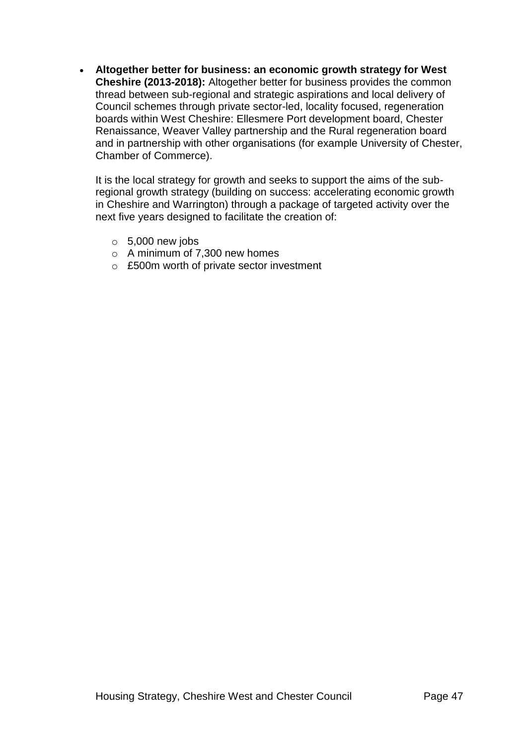- **Altogether better for business: an economic growth strategy for West Cheshire (2013-2018):** Altogether better for business provides the common thread between sub-regional and strategic aspirations and local delivery of Council schemes through private sector-led, locality focused, regeneration boards within West Cheshire: Ellesmere Port development board, Chester Renaissance, Weaver Valley partnership and the Rural regeneration board and in partnership with other organisations (for example University of Chester, Chamber of Commerce).

  It is the local strategy for growth and seeks to support the aims of the sub-regional growth strategy (building on success: accelerating economic growth in Cheshire and Warrington) through a package of targeted activity over the next five years designed to facilitate the creation of:

  - 5,000 new jobs
  - A minimum of 7,300 new homes
  - £500m worth of private sector investment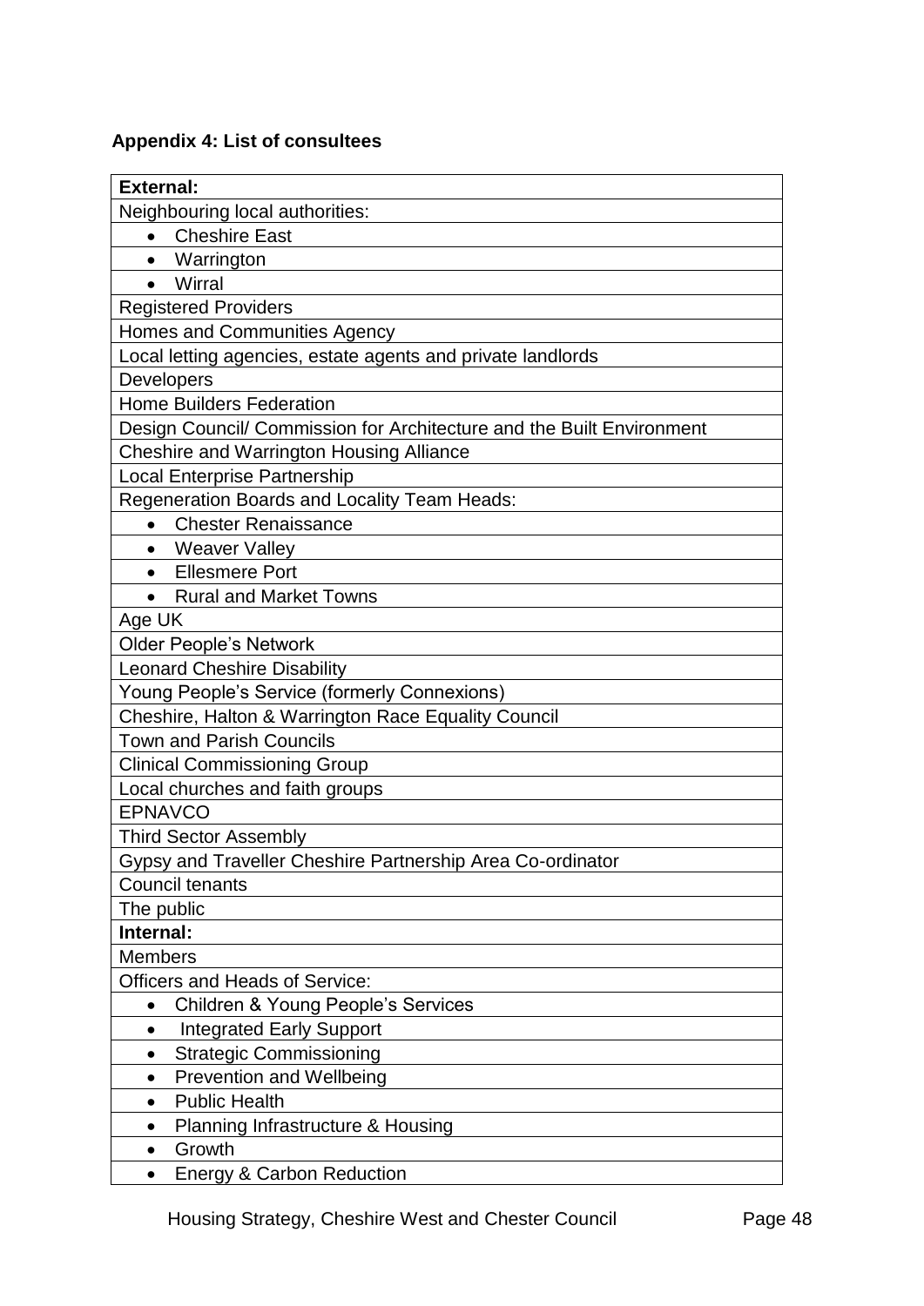**Appendix 4: List of consultees**

| **External:** |
|---|
| Neighbouring local authorities: |
| • Cheshire East |
| • Warrington |
| • Wirral |
| Registered Providers |
| Homes and Communities Agency |
| Local letting agencies, estate agents and private landlords |
| Developers |
| Home Builders Federation |
| Design Council/ Commission for Architecture and the Built Environment |
| Cheshire and Warrington Housing Alliance |
| Local Enterprise Partnership |
| Regeneration Boards and Locality Team Heads: |
| • Chester Renaissance |
| • Weaver Valley |
| • Ellesmere Port |
| • Rural and Market Towns |
| Age UK |
| Older People's Network |
| Leonard Cheshire Disability |
| Young People's Service (formerly Connexions) |
| Cheshire, Halton & Warrington Race Equality Council |
| Town and Parish Councils |
| Clinical Commissioning Group |
| Local churches and faith groups |
| EPNAVCO |
| Third Sector Assembly |
| Gypsy and Traveller Cheshire Partnership Area Co-ordinator |
| Council tenants |
| The public |
| **Internal:** |
| Members |
| Officers and Heads of Service: |
| • Children & Young People's Services |
| • Integrated Early Support |
| • Strategic Commissioning |
| • Prevention and Wellbeing |
| • Public Health |
| • Planning Infrastructure & Housing |
| • Growth |
| • Energy & Carbon Reduction |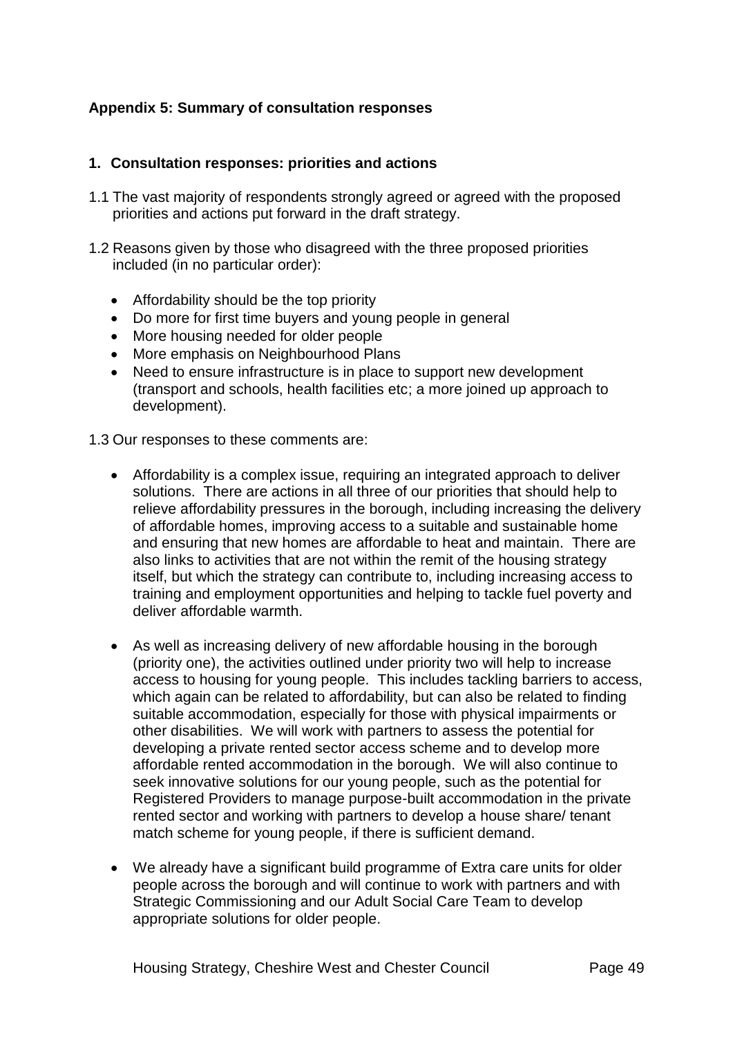## Appendix 5: Summary of consultation responses

### 1. Consultation responses: priorities and actions

1.1 The vast majority of respondents strongly agreed or agreed with the proposed priorities and actions put forward in the draft strategy.

1.2 Reasons given by those who disagreed with the three proposed priorities included (in no particular order):

- Affordability should be the top priority
- Do more for first time buyers and young people in general
- More housing needed for older people
- More emphasis on Neighbourhood Plans
- Need to ensure infrastructure is in place to support new development (transport and schools, health facilities etc; a more joined up approach to development).

1.3 Our responses to these comments are:

- Affordability is a complex issue, requiring an integrated approach to deliver solutions. There are actions in all three of our priorities that should help to relieve affordability pressures in the borough, including increasing the delivery of affordable homes, improving access to a suitable and sustainable home and ensuring that new homes are affordable to heat and maintain. There are also links to activities that are not within the remit of the housing strategy itself, but which the strategy can contribute to, including increasing access to training and employment opportunities and helping to tackle fuel poverty and deliver affordable warmth.

- As well as increasing delivery of new affordable housing in the borough (priority one), the activities outlined under priority two will help to increase access to housing for young people. This includes tackling barriers to access, which again can be related to affordability, but can also be related to finding suitable accommodation, especially for those with physical impairments or other disabilities. We will work with partners to assess the potential for developing a private rented sector access scheme and to develop more affordable rented accommodation in the borough. We will also continue to seek innovative solutions for our young people, such as the potential for Registered Providers to manage purpose-built accommodation in the private rented sector and working with partners to develop a house share/ tenant match scheme for young people, if there is sufficient demand.

- We already have a significant build programme of Extra care units for older people across the borough and will continue to work with partners and with Strategic Commissioning and our Adult Social Care Team to develop appropriate solutions for older people.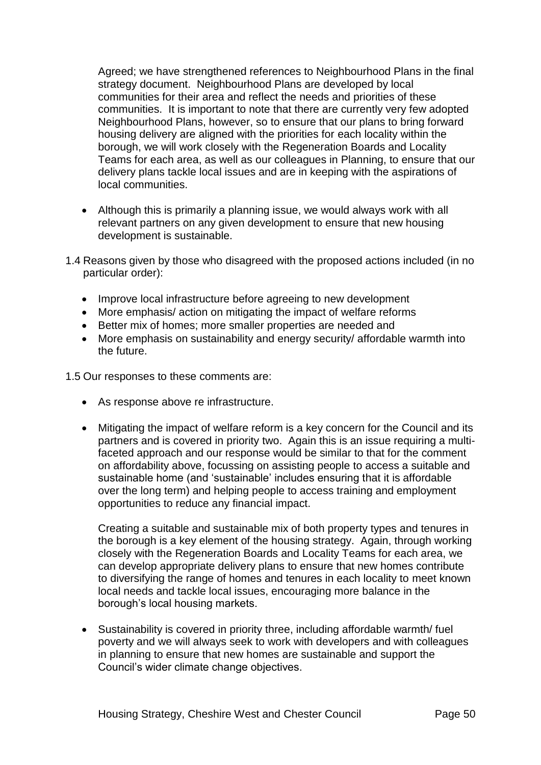Agreed; we have strengthened references to Neighbourhood Plans in the final strategy document. Neighbourhood Plans are developed by local communities for their area and reflect the needs and priorities of these communities. It is important to note that there are currently very few adopted Neighbourhood Plans, however, so to ensure that our plans to bring forward housing delivery are aligned with the priorities for each locality within the borough, we will work closely with the Regeneration Boards and Locality Teams for each area, as well as our colleagues in Planning, to ensure that our delivery plans tackle local issues and are in keeping with the aspirations of local communities.

- Although this is primarily a planning issue, we would always work with all relevant partners on any given development to ensure that new housing development is sustainable.

1.4 Reasons given by those who disagreed with the proposed actions included (in no particular order):

- Improve local infrastructure before agreeing to new development
- More emphasis/ action on mitigating the impact of welfare reforms
- Better mix of homes; more smaller properties are needed and
- More emphasis on sustainability and energy security/ affordable warmth into the future.

1.5 Our responses to these comments are:

- As response above re infrastructure.

- Mitigating the impact of welfare reform is a key concern for the Council and its partners and is covered in priority two. Again this is an issue requiring a multi-faceted approach and our response would be similar to that for the comment on affordability above, focussing on assisting people to access a suitable and sustainable home (and 'sustainable' includes ensuring that it is affordable over the long term) and helping people to access training and employment opportunities to reduce any financial impact.

  Creating a suitable and sustainable mix of both property types and tenures in the borough is a key element of the housing strategy. Again, through working closely with the Regeneration Boards and Locality Teams for each area, we can develop appropriate delivery plans to ensure that new homes contribute to diversifying the range of homes and tenures in each locality to meet known local needs and tackle local issues, encouraging more balance in the borough's local housing markets.

- Sustainability is covered in priority three, including affordable warmth/ fuel poverty and we will always seek to work with developers and with colleagues in planning to ensure that new homes are sustainable and support the Council's wider climate change objectives.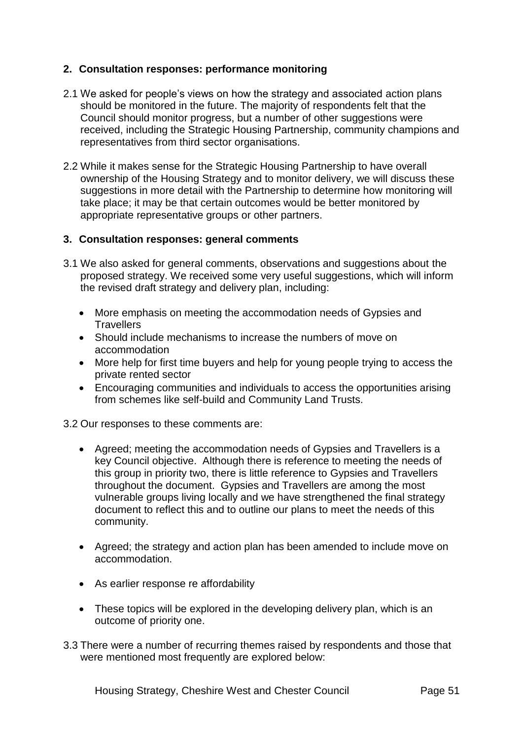## 2. Consultation responses: performance monitoring

2.1 We asked for people's views on how the strategy and associated action plans should be monitored in the future. The majority of respondents felt that the Council should monitor progress, but a number of other suggestions were received, including the Strategic Housing Partnership, community champions and representatives from third sector organisations.

2.2 While it makes sense for the Strategic Housing Partnership to have overall ownership of the Housing Strategy and to monitor delivery, we will discuss these suggestions in more detail with the Partnership to determine how monitoring will take place; it may be that certain outcomes would be better monitored by appropriate representative groups or other partners.

## 3. Consultation responses: general comments

3.1 We also asked for general comments, observations and suggestions about the proposed strategy. We received some very useful suggestions, which will inform the revised draft strategy and delivery plan, including:

- More emphasis on meeting the accommodation needs of Gypsies and Travellers
- Should include mechanisms to increase the numbers of move on accommodation
- More help for first time buyers and help for young people trying to access the private rented sector
- Encouraging communities and individuals to access the opportunities arising from schemes like self-build and Community Land Trusts.

3.2 Our responses to these comments are:

- Agreed; meeting the accommodation needs of Gypsies and Travellers is a key Council objective. Although there is reference to meeting the needs of this group in priority two, there is little reference to Gypsies and Travellers throughout the document. Gypsies and Travellers are among the most vulnerable groups living locally and we have strengthened the final strategy document to reflect this and to outline our plans to meet the needs of this community.

- Agreed; the strategy and action plan has been amended to include move on accommodation.

- As earlier response re affordability

- These topics will be explored in the developing delivery plan, which is an outcome of priority one.

3.3 There were a number of recurring themes raised by respondents and those that were mentioned most frequently are explored below: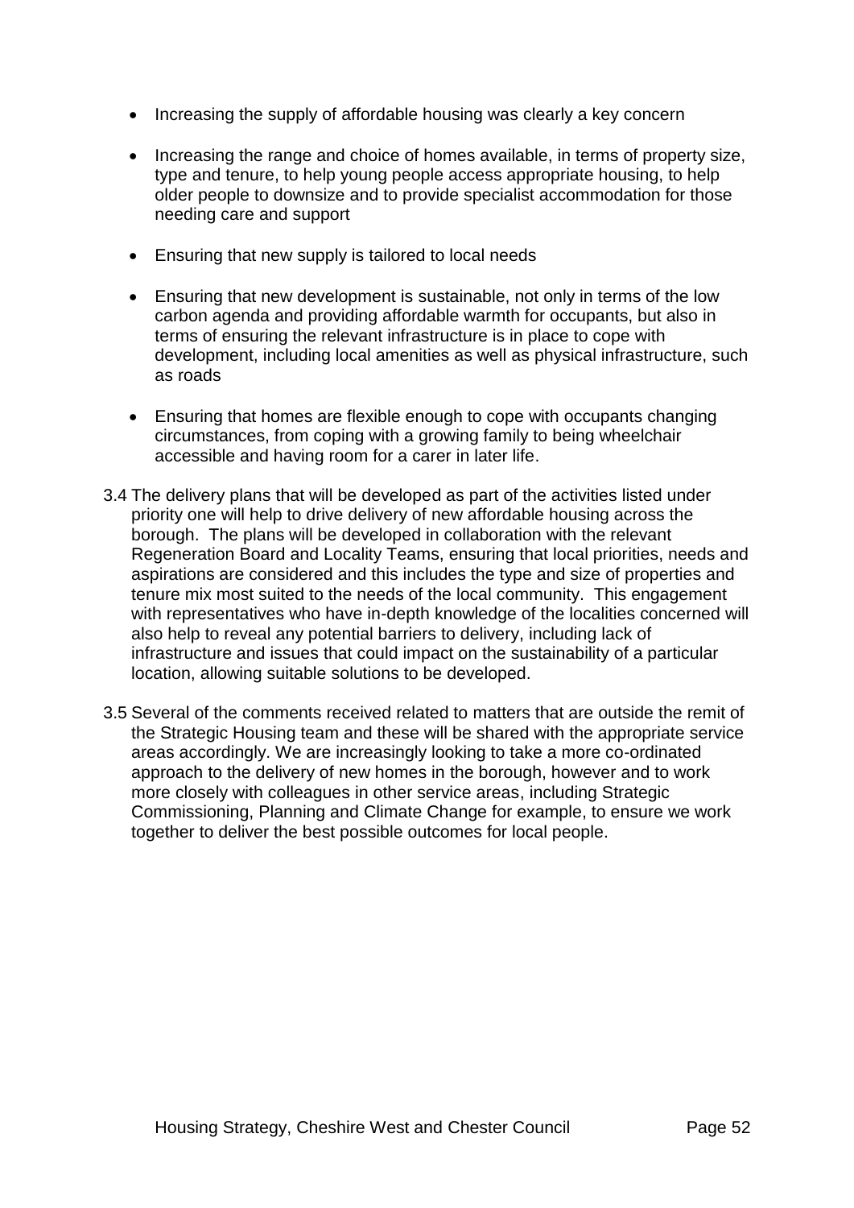- Increasing the supply of affordable housing was clearly a key concern
- Increasing the range and choice of homes available, in terms of property size, type and tenure, to help young people access appropriate housing, to help older people to downsize and to provide specialist accommodation for those needing care and support
- Ensuring that new supply is tailored to local needs
- Ensuring that new development is sustainable, not only in terms of the low carbon agenda and providing affordable warmth for occupants, but also in terms of ensuring the relevant infrastructure is in place to cope with development, including local amenities as well as physical infrastructure, such as roads
- Ensuring that homes are flexible enough to cope with occupants changing circumstances, from coping with a growing family to being wheelchair accessible and having room for a carer in later life.

3.4 The delivery plans that will be developed as part of the activities listed under priority one will help to drive delivery of new affordable housing across the borough. The plans will be developed in collaboration with the relevant Regeneration Board and Locality Teams, ensuring that local priorities, needs and aspirations are considered and this includes the type and size of properties and tenure mix most suited to the needs of the local community. This engagement with representatives who have in-depth knowledge of the localities concerned will also help to reveal any potential barriers to delivery, including lack of infrastructure and issues that could impact on the sustainability of a particular location, allowing suitable solutions to be developed.

3.5 Several of the comments received related to matters that are outside the remit of the Strategic Housing team and these will be shared with the appropriate service areas accordingly. We are increasingly looking to take a more co-ordinated approach to the delivery of new homes in the borough, however and to work more closely with colleagues in other service areas, including Strategic Commissioning, Planning and Climate Change for example, to ensure we work together to deliver the best possible outcomes for local people.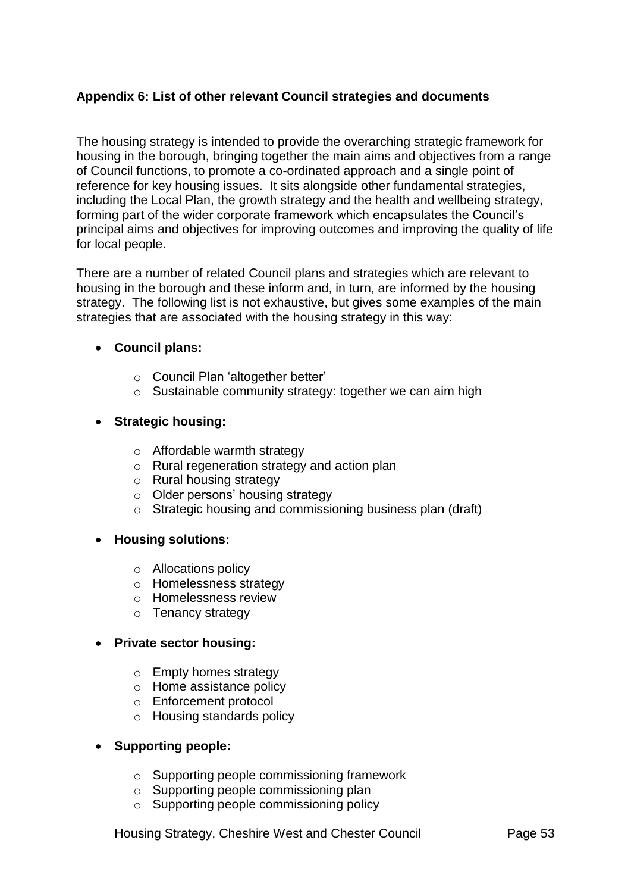## Appendix 6: List of other relevant Council strategies and documents

The housing strategy is intended to provide the overarching strategic framework for housing in the borough, bringing together the main aims and objectives from a range of Council functions, to promote a co-ordinated approach and a single point of reference for key housing issues. It sits alongside other fundamental strategies, including the Local Plan, the growth strategy and the health and wellbeing strategy, forming part of the wider corporate framework which encapsulates the Council's principal aims and objectives for improving outcomes and improving the quality of life for local people.

There are a number of related Council plans and strategies which are relevant to housing in the borough and these inform and, in turn, are informed by the housing strategy. The following list is not exhaustive, but gives some examples of the main strategies that are associated with the housing strategy in this way:

- **Council plans:**
  - Council Plan 'altogether better'
  - Sustainable community strategy: together we can aim high
- **Strategic housing:**
  - Affordable warmth strategy
  - Rural regeneration strategy and action plan
  - Rural housing strategy
  - Older persons' housing strategy
  - Strategic housing and commissioning business plan (draft)
- **Housing solutions:**
  - Allocations policy
  - Homelessness strategy
  - Homelessness review
  - Tenancy strategy
- **Private sector housing:**
  - Empty homes strategy
  - Home assistance policy
  - Enforcement protocol
  - Housing standards policy
- **Supporting people:**
  - Supporting people commissioning framework
  - Supporting people commissioning plan
  - Supporting people commissioning policy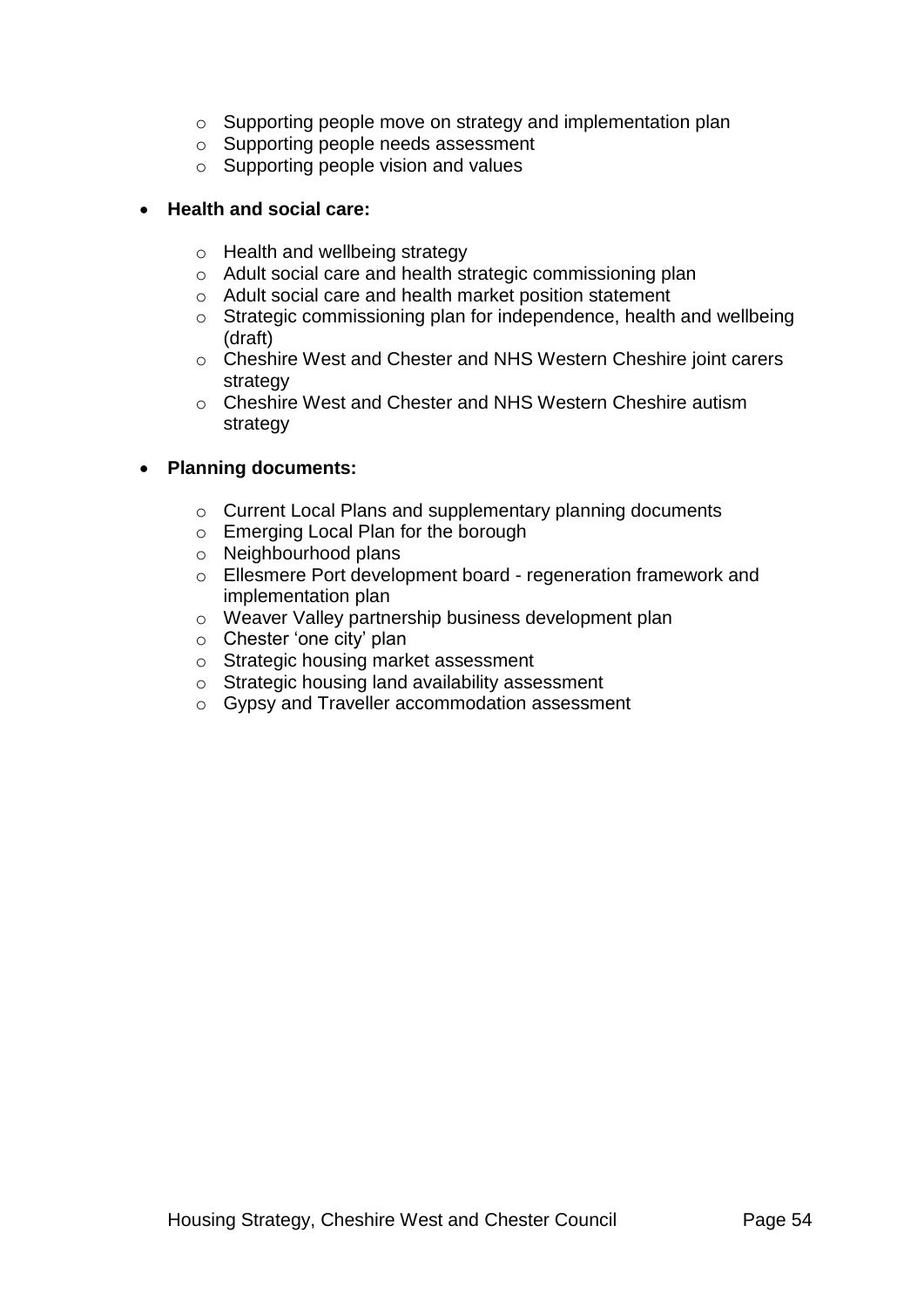- Supporting people move on strategy and implementation plan
  - Supporting people needs assessment
  - Supporting people vision and values

- **Health and social care:**
  - Health and wellbeing strategy
  - Adult social care and health strategic commissioning plan
  - Adult social care and health market position statement
  - Strategic commissioning plan for independence, health and wellbeing (draft)
  - Cheshire West and Chester and NHS Western Cheshire joint carers strategy
  - Cheshire West and Chester and NHS Western Cheshire autism strategy

- **Planning documents:**
  - Current Local Plans and supplementary planning documents
  - Emerging Local Plan for the borough
  - Neighbourhood plans
  - Ellesmere Port development board - regeneration framework and implementation plan
  - Weaver Valley partnership business development plan
  - Chester 'one city' plan
  - Strategic housing market assessment
  - Strategic housing land availability assessment
  - Gypsy and Traveller accommodation assessment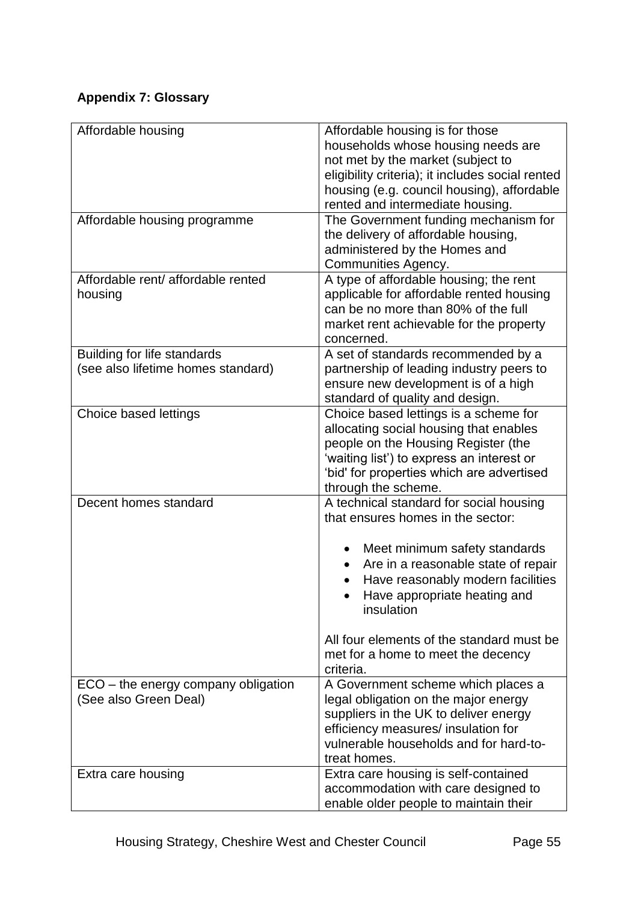**Appendix 7: Glossary**

| | |
|---|---|
| Affordable housing | Affordable housing is for those households whose housing needs are not met by the market (subject to eligibility criteria); it includes social rented housing (e.g. council housing), affordable rented and intermediate housing. |
| Affordable housing programme | The Government funding mechanism for the delivery of affordable housing, administered by the Homes and Communities Agency. |
| Affordable rent/ affordable rented housing | A type of affordable housing; the rent applicable for affordable rented housing can be no more than 80% of the full market rent achievable for the property concerned. |
| Building for life standards (see also lifetime homes standard) | A set of standards recommended by a partnership of leading industry peers to ensure new development is of a high standard of quality and design. |
| Choice based lettings | Choice based lettings is a scheme for allocating social housing that enables people on the Housing Register (the 'waiting list') to express an interest or 'bid' for properties which are advertised through the scheme. |
| Decent homes standard | A technical standard for social housing that ensures homes in the sector:<br><br>• Meet minimum safety standards<br>• Are in a reasonable state of repair<br>• Have reasonably modern facilities<br>• Have appropriate heating and insulation<br><br>All four elements of the standard must be met for a home to meet the decency criteria. |
| ECO – the energy company obligation (See also Green Deal) | A Government scheme which places a legal obligation on the major energy suppliers in the UK to deliver energy efficiency measures/ insulation for vulnerable households and for hard-to-treat homes. |
| Extra care housing | Extra care housing is self-contained accommodation with care designed to enable older people to maintain their |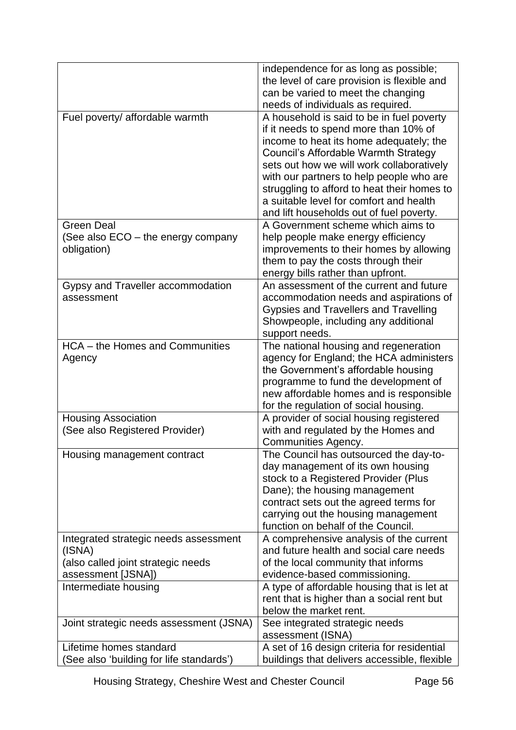| | |
|---|---|
| | independence for as long as possible; the level of care provision is flexible and can be varied to meet the changing needs of individuals as required. |
| Fuel poverty/ affordable warmth | A household is said to be in fuel poverty if it needs to spend more than 10% of income to heat its home adequately; the Council's Affordable Warmth Strategy sets out how we will work collaboratively with our partners to help people who are struggling to afford to heat their homes to a suitable level for comfort and health and lift households out of fuel poverty. |
| Green Deal<br>(See also ECO – the energy company obligation) | A Government scheme which aims to help people make energy efficiency improvements to their homes by allowing them to pay the costs through their energy bills rather than upfront. |
| Gypsy and Traveller accommodation assessment | An assessment of the current and future accommodation needs and aspirations of Gypsies and Travellers and Travelling Showpeople, including any additional support needs. |
| HCA – the Homes and Communities Agency | The national housing and regeneration agency for England; the HCA administers the Government's affordable housing programme to fund the development of new affordable homes and is responsible for the regulation of social housing. |
| Housing Association<br>(See also Registered Provider) | A provider of social housing registered with and regulated by the Homes and Communities Agency. |
| Housing management contract | The Council has outsourced the day-to-day management of its own housing stock to a Registered Provider (Plus Dane); the housing management contract sets out the agreed terms for carrying out the housing management function on behalf of the Council. |
| Integrated strategic needs assessment (ISNA)<br>(also called joint strategic needs assessment [JSNA]) | A comprehensive analysis of the current and future health and social care needs of the local community that informs evidence-based commissioning. |
| Intermediate housing | A type of affordable housing that is let at rent that is higher than a social rent but below the market rent. |
| Joint strategic needs assessment (JSNA) | See integrated strategic needs assessment (ISNA) |
| Lifetime homes standard<br>(See also 'building for life standards') | A set of 16 design criteria for residential buildings that delivers accessible, flexible |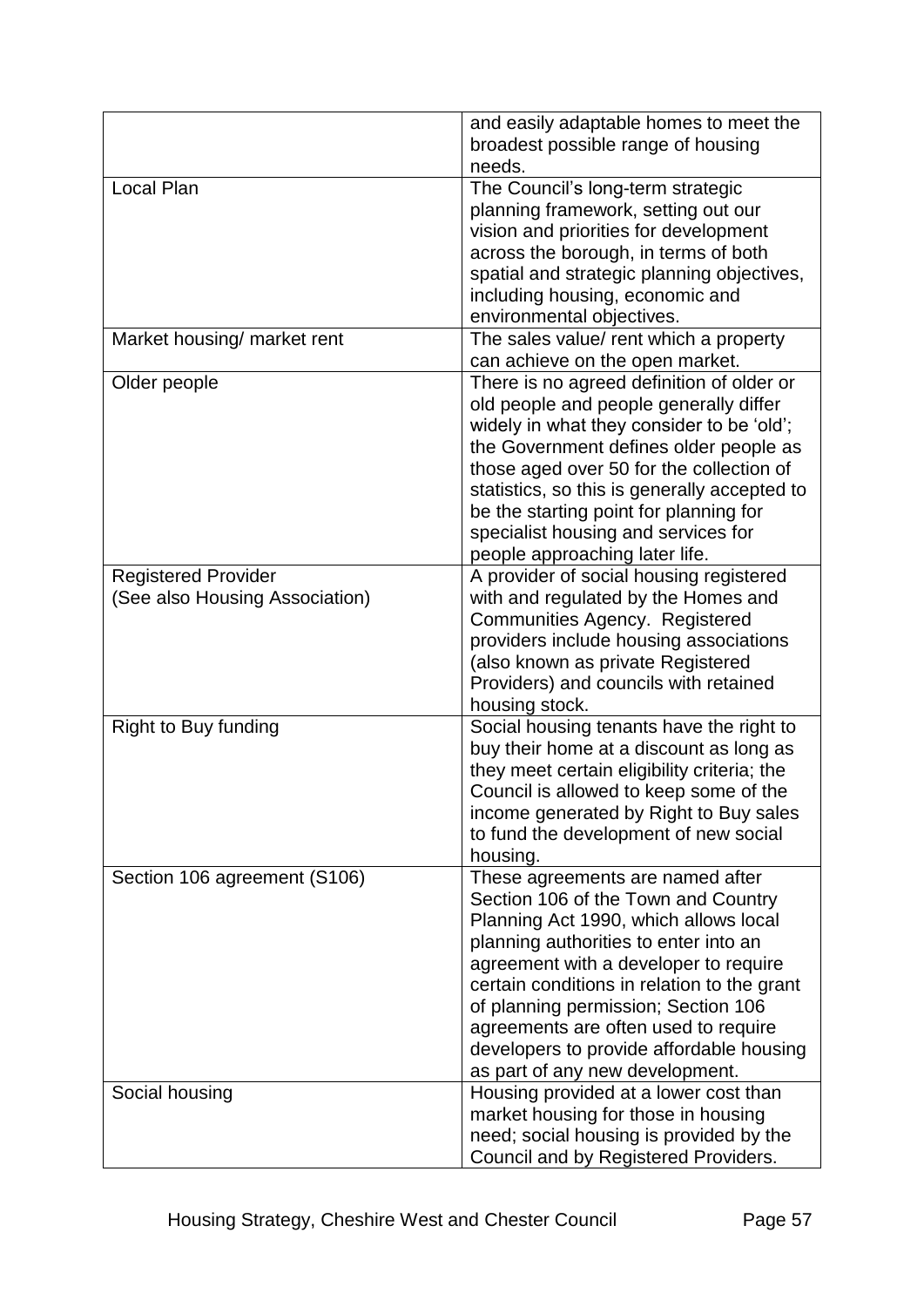| | |
|---|---|
| | and easily adaptable homes to meet the broadest possible range of housing needs. |
| Local Plan | The Council's long-term strategic planning framework, setting out our vision and priorities for development across the borough, in terms of both spatial and strategic planning objectives, including housing, economic and environmental objectives. |
| Market housing/ market rent | The sales value/ rent which a property can achieve on the open market. |
| Older people | There is no agreed definition of older or old people and people generally differ widely in what they consider to be 'old'; the Government defines older people as those aged over 50 for the collection of statistics, so this is generally accepted to be the starting point for planning for specialist housing and services for people approaching later life. |
| Registered Provider (See also Housing Association) | A provider of social housing registered with and regulated by the Homes and Communities Agency. Registered providers include housing associations (also known as private Registered Providers) and councils with retained housing stock. |
| Right to Buy funding | Social housing tenants have the right to buy their home at a discount as long as they meet certain eligibility criteria; the Council is allowed to keep some of the income generated by Right to Buy sales to fund the development of new social housing. |
| Section 106 agreement (S106) | These agreements are named after Section 106 of the Town and Country Planning Act 1990, which allows local planning authorities to enter into an agreement with a developer to require certain conditions in relation to the grant of planning permission; Section 106 agreements are often used to require developers to provide affordable housing as part of any new development. |
| Social housing | Housing provided at a lower cost than market housing for those in housing need; social housing is provided by the Council and by Registered Providers. |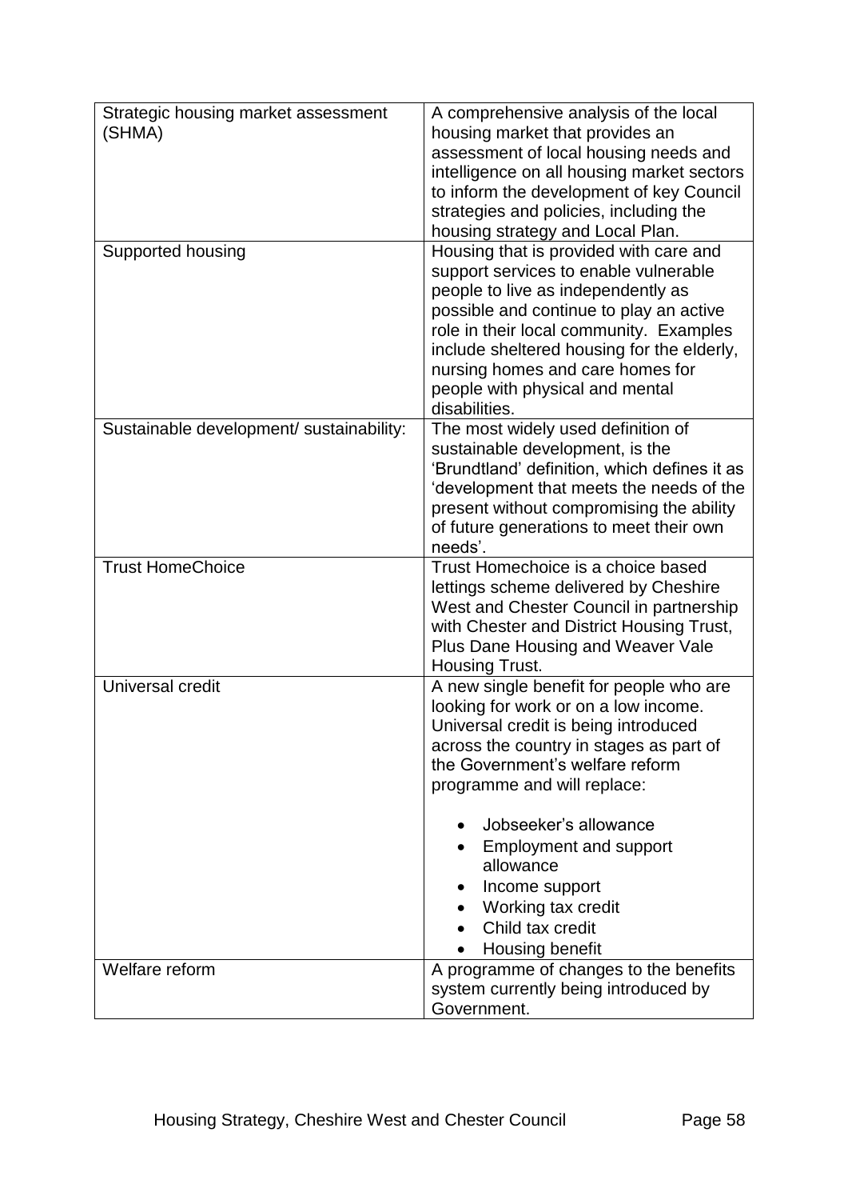| | |
|---|---|
| Strategic housing market assessment (SHMA) | A comprehensive analysis of the local housing market that provides an assessment of local housing needs and intelligence on all housing market sectors to inform the development of key Council strategies and policies, including the housing strategy and Local Plan. |
| Supported housing | Housing that is provided with care and support services to enable vulnerable people to live as independently as possible and continue to play an active role in their local community. Examples include sheltered housing for the elderly, nursing homes and care homes for people with physical and mental disabilities. |
| Sustainable development/ sustainability: | The most widely used definition of sustainable development, is the 'Brundtland' definition, which defines it as 'development that meets the needs of the present without compromising the ability of future generations to meet their own needs'. |
| Trust HomeChoice | Trust Homechoice is a choice based lettings scheme delivered by Cheshire West and Chester Council in partnership with Chester and District Housing Trust, Plus Dane Housing and Weaver Vale Housing Trust. |
| Universal credit | A new single benefit for people who are looking for work or on a low income. Universal credit is being introduced across the country in stages as part of the Government's welfare reform programme and will replace:<br><br>• Jobseeker's allowance<br>• Employment and support allowance<br>• Income support<br>• Working tax credit<br>• Child tax credit<br>• Housing benefit |
| Welfare reform | A programme of changes to the benefits system currently being introduced by Government. |